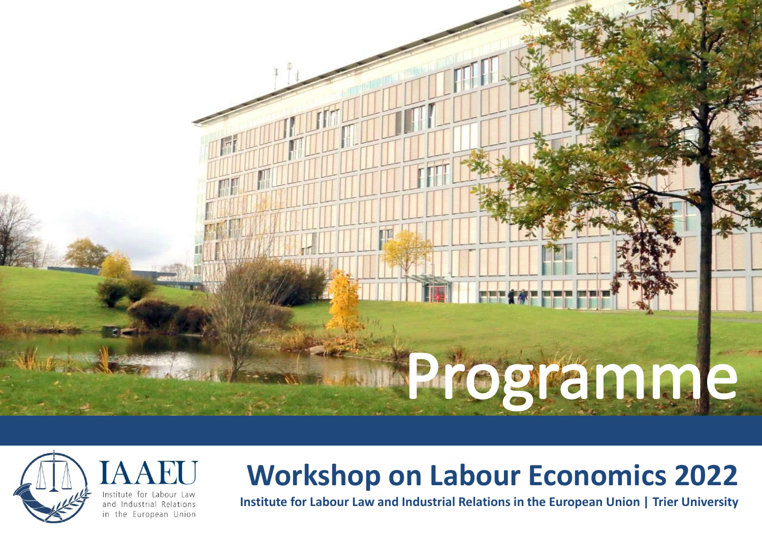# Programme

IAAEU

Institute for Labour Law and Industrial Relations in the European Union

## Workshop on Labour Economics 2022

**Institute for Labour Law and Industrial Relations in the European Union | Trier University**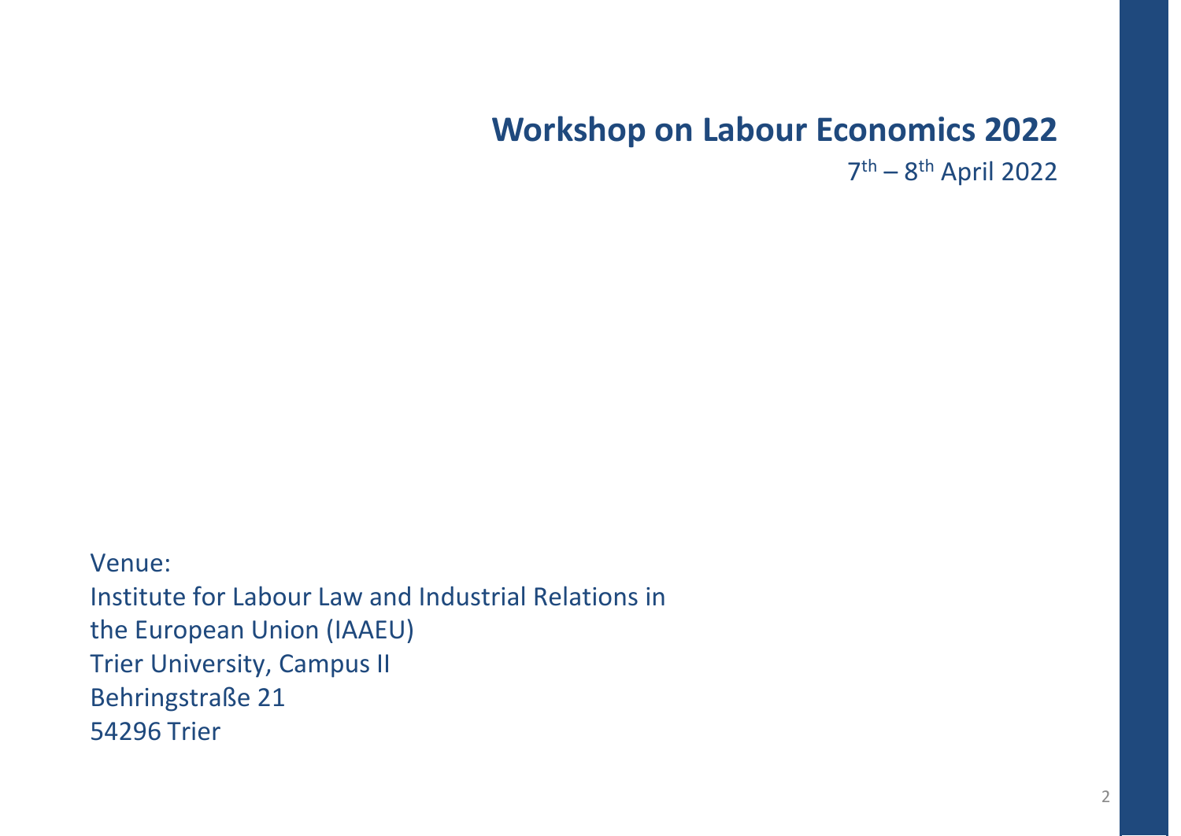# Workshop on Labour Economics 2022

7th – 8th April 2022

Venue:
Institute for Labour Law and Industrial Relations in the European Union (IAAEU)
Trier University, Campus II
Behringstraße 21
54296 Trier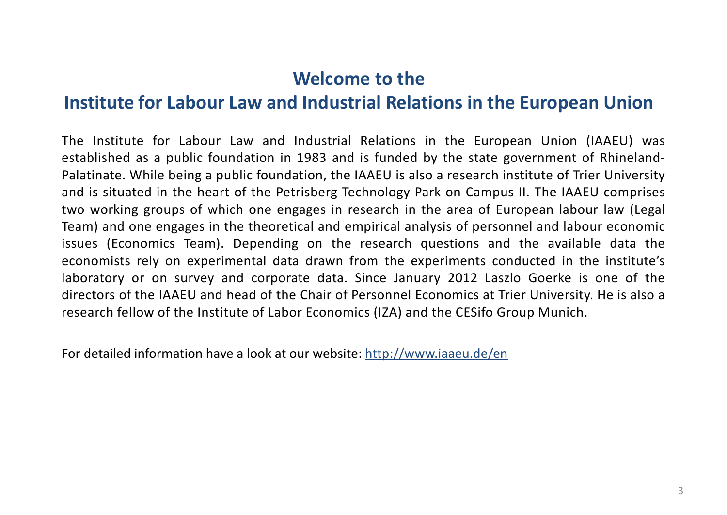# Welcome to the
# Institute for Labour Law and Industrial Relations in the European Union

The Institute for Labour Law and Industrial Relations in the European Union (IAAEU) was established as a public foundation in 1983 and is funded by the state government of Rhineland-Palatinate. While being a public foundation, the IAAEU is also a research institute of Trier University and is situated in the heart of the Petrisberg Technology Park on Campus II. The IAAEU comprises two working groups of which one engages in research in the area of European labour law (Legal Team) and one engages in the theoretical and empirical analysis of personnel and labour economic issues (Economics Team). Depending on the research questions and the available data the economists rely on experimental data drawn from the experiments conducted in the institute's laboratory or on survey and corporate data. Since January 2012 Laszlo Goerke is one of the directors of the IAAEU and head of the Chair of Personnel Economics at Trier University. He is also a research fellow of the Institute of Labor Economics (IZA) and the CESifo Group Munich.

For detailed information have a look at our website: [http://www.iaaeu.de/en](http://www.iaaeu.de/en)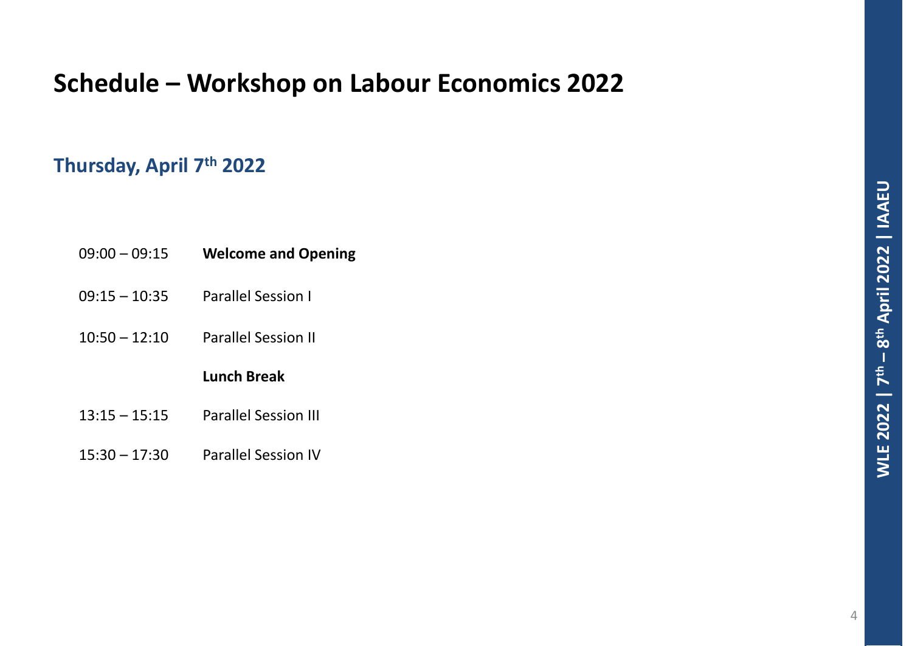# Schedule – Workshop on Labour Economics 2022

## Thursday, April 7th 2022

| | |
|---|---|
| 09:00 – 09:15 | **Welcome and Opening** |
| 09:15 – 10:35 | Parallel Session I |
| 10:50 – 12:10 | Parallel Session II |
| | **Lunch Break** |
| 13:15 – 15:15 | Parallel Session III |
| 15:30 – 17:30 | Parallel Session IV |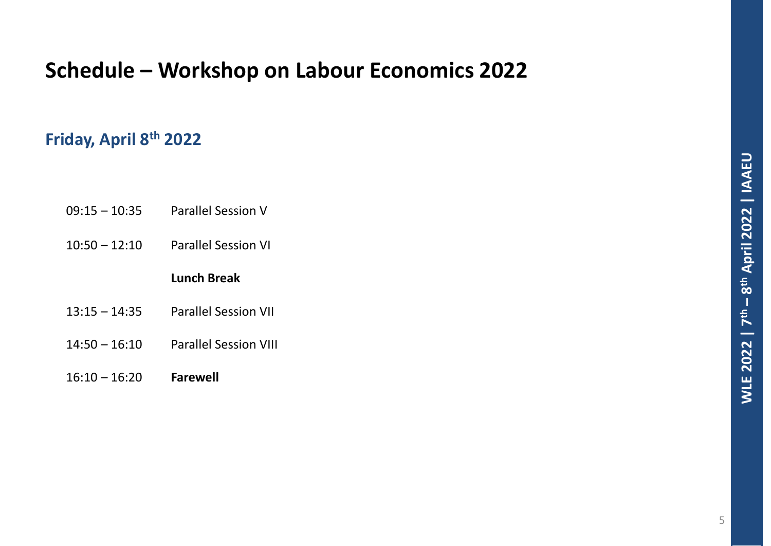# Schedule – Workshop on Labour Economics 2022

## Friday, April 8th 2022

| | |
|---|---|
| 09:15 – 10:35 | Parallel Session V |
| 10:50 – 12:10 | Parallel Session VI |
| | **Lunch Break** |
| 13:15 – 14:35 | Parallel Session VII |
| 14:50 – 16:10 | Parallel Session VIII |
| 16:10 – 16:20 | **Farewell** |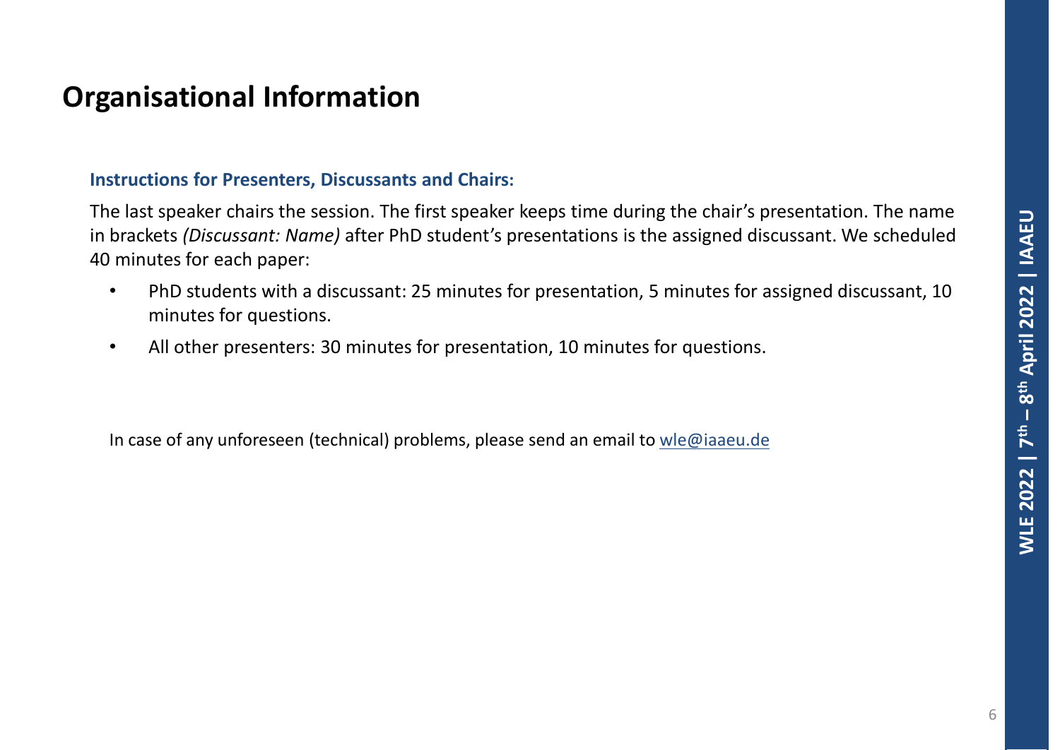# Organisational Information

**Instructions for Presenters, Discussants and Chairs:**

The last speaker chairs the session. The first speaker keeps time during the chair's presentation. The name in brackets *(Discussant: Name)* after PhD student's presentations is the assigned discussant. We scheduled 40 minutes for each paper:

- PhD students with a discussant: 25 minutes for presentation, 5 minutes for assigned discussant, 10 minutes for questions.
- All other presenters: 30 minutes for presentation, 10 minutes for questions.

In case of any unforeseen (technical) problems, please send an email to wle@iaaeu.de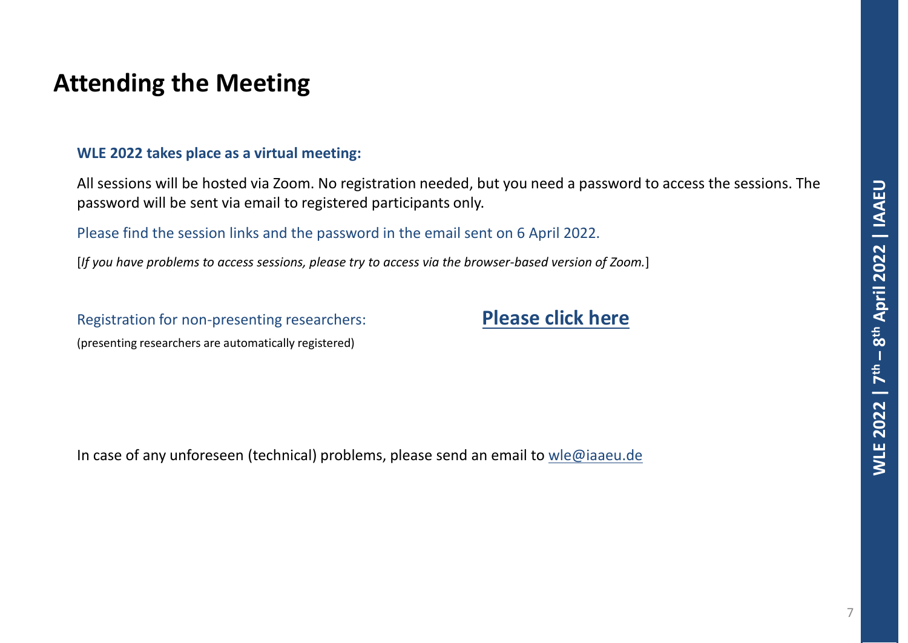# Attending the Meeting

**WLE 2022 takes place as a virtual meeting:**

All sessions will be hosted via Zoom. No registration needed, but you need a password to access the sessions. The password will be sent via email to registered participants only.

Please find the session links and the password in the email sent on 6 April 2022.

[*If you have problems to access sessions, please try to access via the browser-based version of Zoom.*]

Registration for non-presenting researchers: **Please click here**

(presenting researchers are automatically registered)

In case of any unforeseen (technical) problems, please send an email to wle@iaaeu.de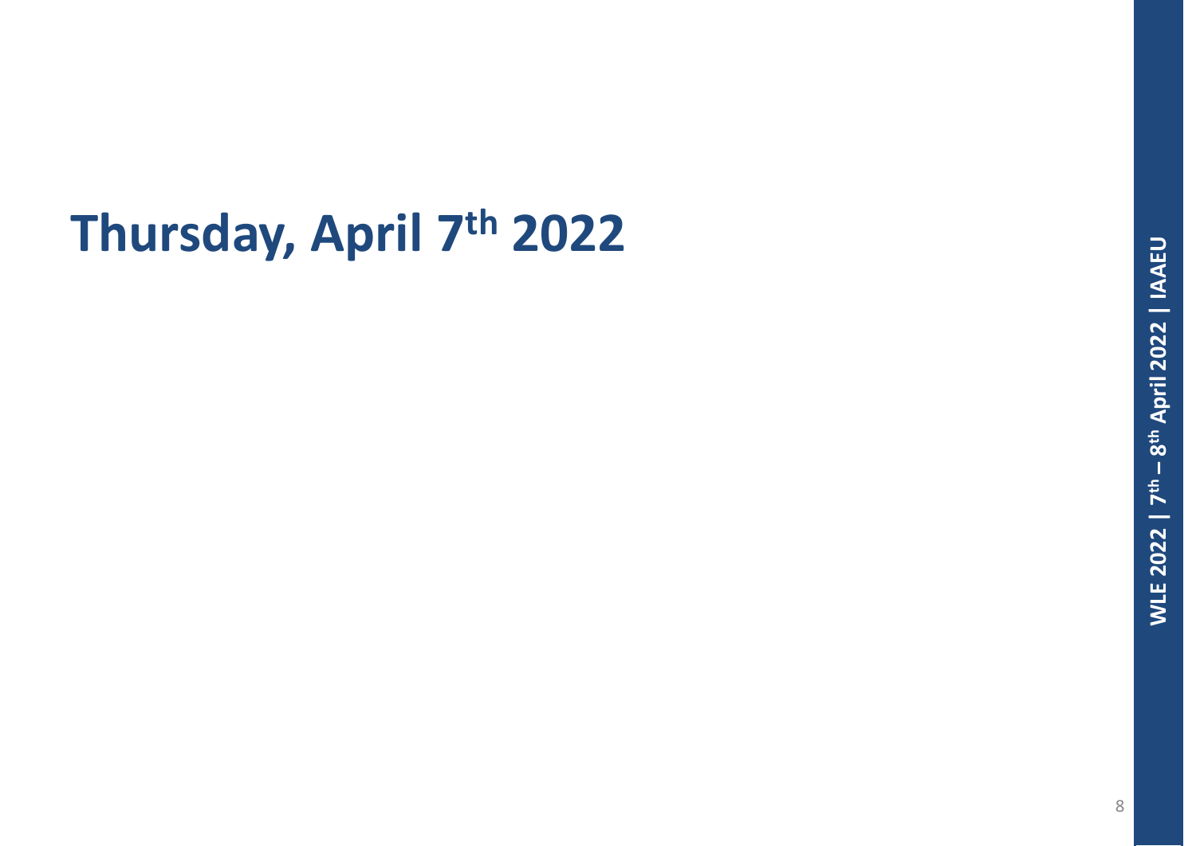# Thursday, April 7th 2022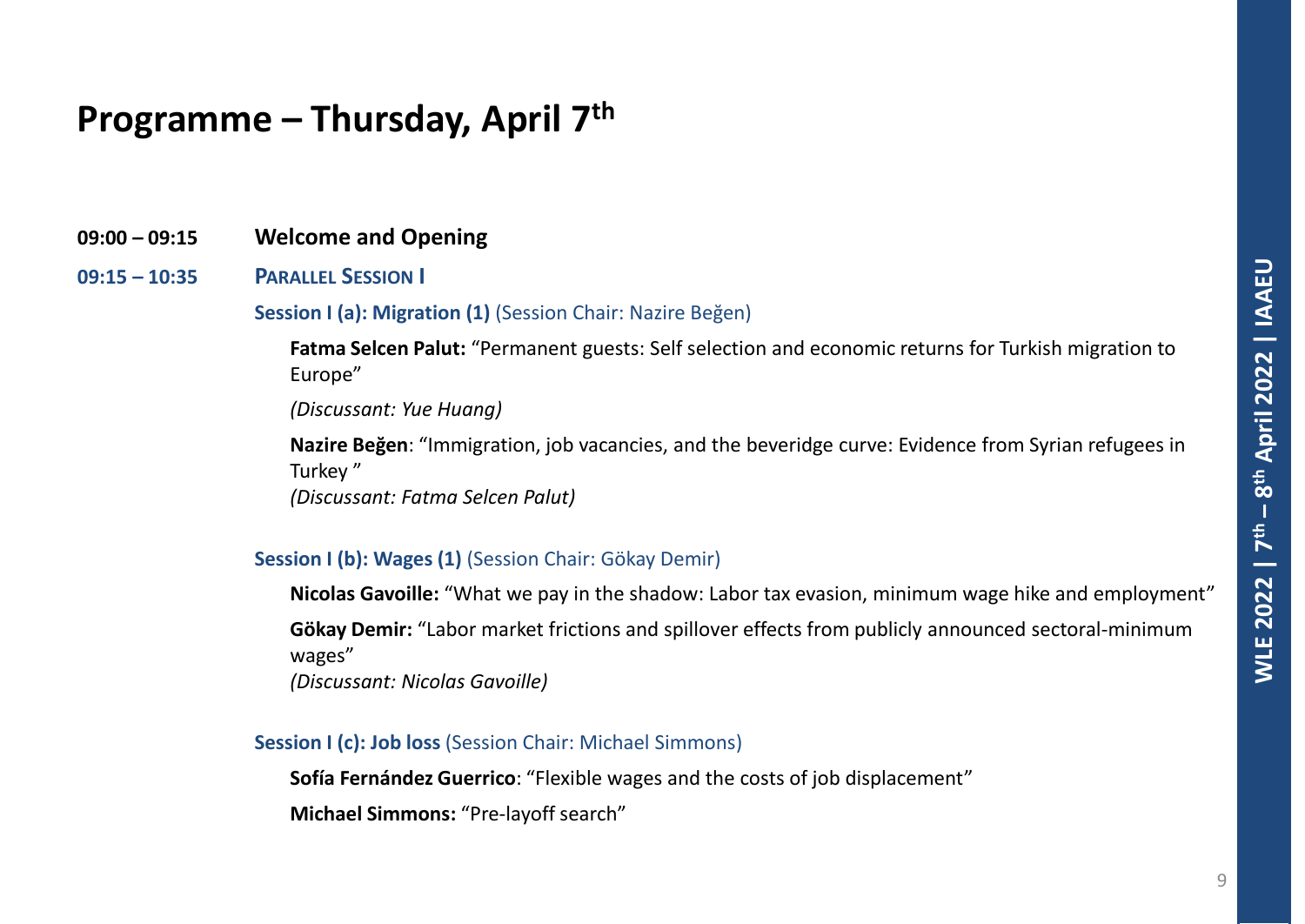# Programme – Thursday, April 7th

**09:00 – 09:15** **Welcome and Opening**

**09:15 – 10:35** **PARALLEL SESSION I**

**Session I (a): Migration (1)** (Session Chair: Nazire Beğen)

**Fatma Selcen Palut:** "Permanent guests: Self selection and economic returns for Turkish migration to Europe"

*(Discussant: Yue Huang)*

**Nazire Beğen**: "Immigration, job vacancies, and the beveridge curve: Evidence from Syrian refugees in Turkey "
*(Discussant: Fatma Selcen Palut)*

**Session I (b): Wages (1)** (Session Chair: Gökay Demir)

**Nicolas Gavoille:** "What we pay in the shadow: Labor tax evasion, minimum wage hike and employment"

**Gökay Demir:** "Labor market frictions and spillover effects from publicly announced sectoral-minimum wages"
*(Discussant: Nicolas Gavoille)*

**Session I (c): Job loss** (Session Chair: Michael Simmons)

**Sofía Fernández Guerrico**: "Flexible wages and the costs of job displacement"

**Michael Simmons:** "Pre-layoff search"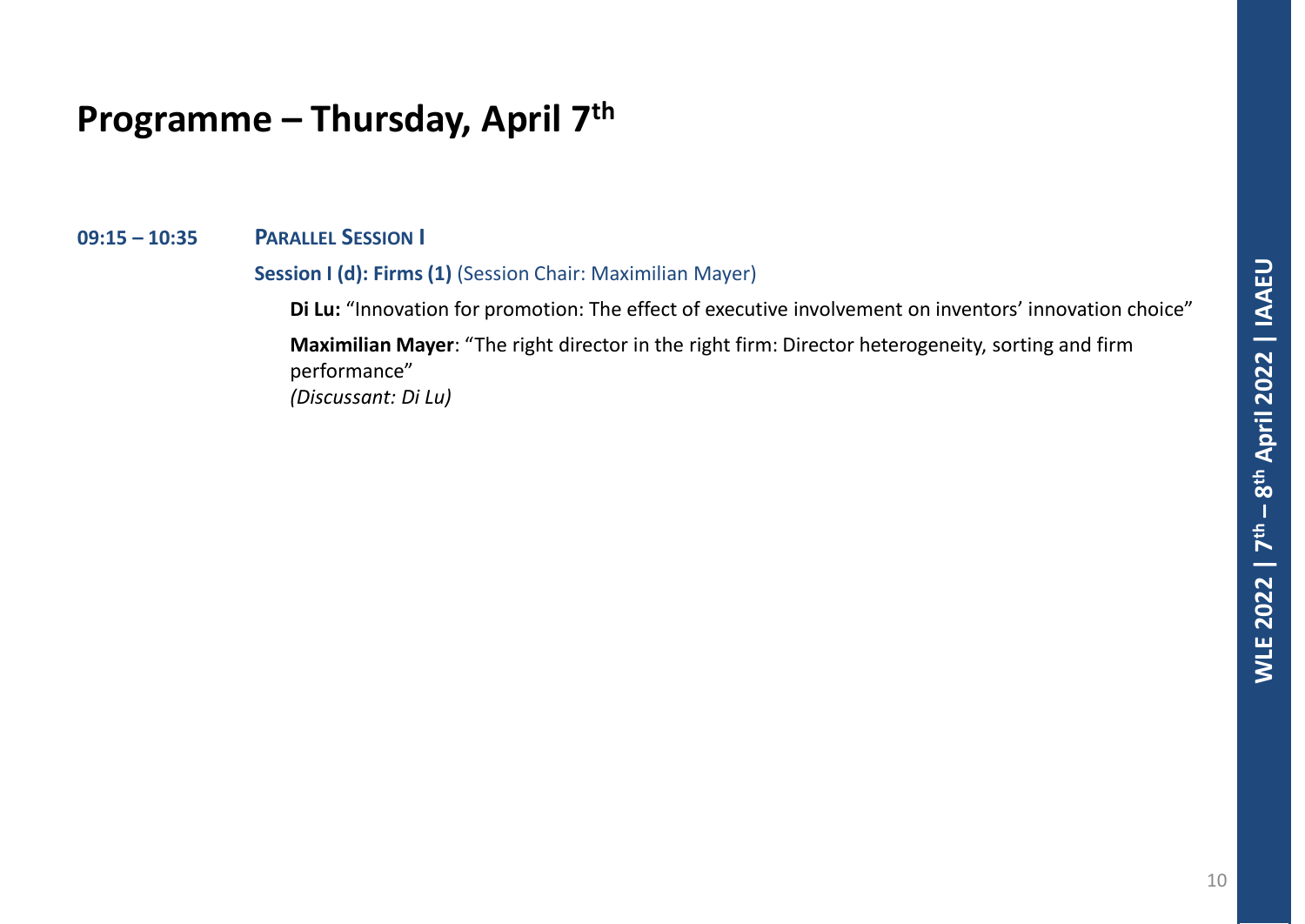# Programme – Thursday, April 7th

**09:15 – 10:35** **Parallel Session I**

**Session I (d): Firms (1)** (Session Chair: Maximilian Mayer)

**Di Lu:** "Innovation for promotion: The effect of executive involvement on inventors' innovation choice"

**Maximilian Mayer**: "The right director in the right firm: Director heterogeneity, sorting and firm performance"
*(Discussant: Di Lu)*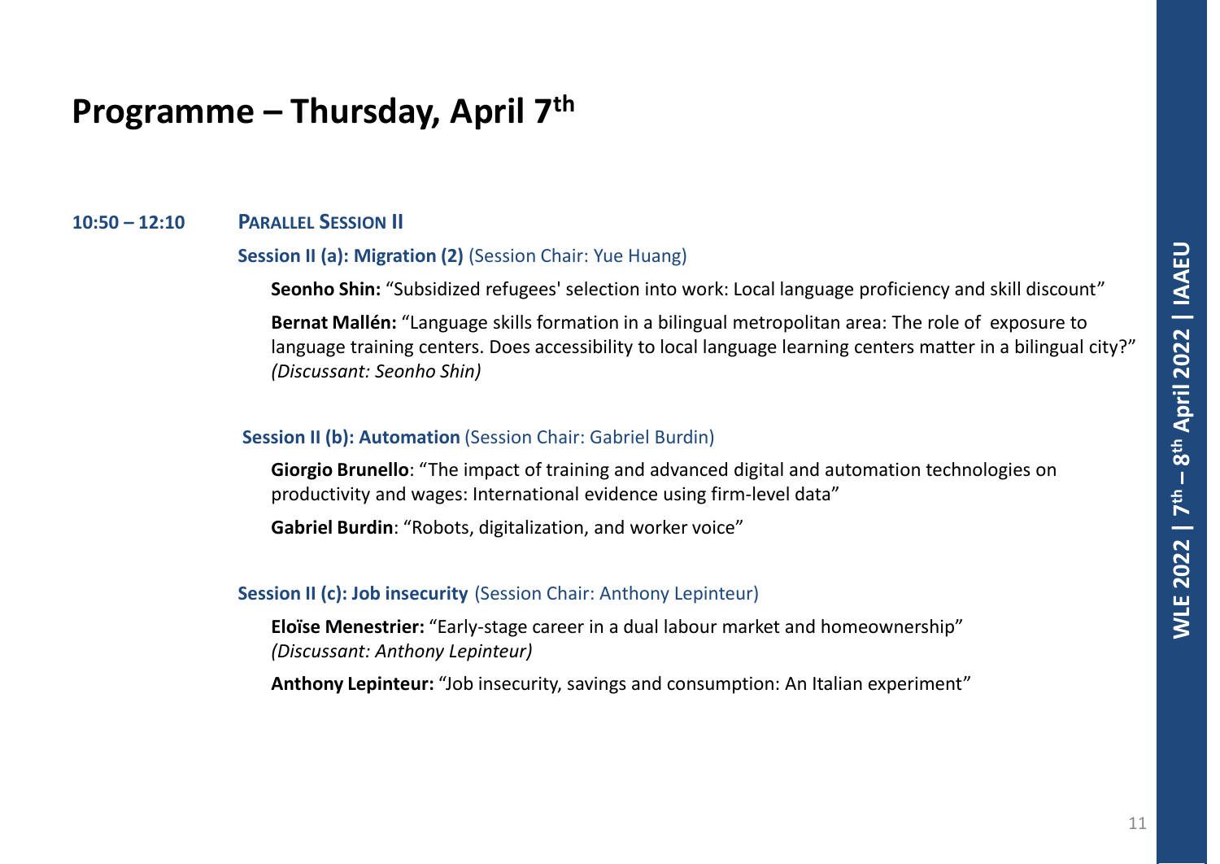# Programme – Thursday, April 7th

**10:50 – 12:10** **PARALLEL SESSION II**

**Session II (a): Migration (2)** (Session Chair: Yue Huang)

**Seonho Shin:** “Subsidized refugees' selection into work: Local language proficiency and skill discount”

**Bernat Mallén:** “Language skills formation in a bilingual metropolitan area: The role of exposure to language training centers. Does accessibility to local language learning centers matter in a bilingual city?” *(Discussant: Seonho Shin)*

**Session II (b): Automation** (Session Chair: Gabriel Burdin)

**Giorgio Brunello**: “The impact of training and advanced digital and automation technologies on productivity and wages: International evidence using firm-level data”

**Gabriel Burdin**: “Robots, digitalization, and worker voice”

**Session II (c): Job insecurity** (Session Chair: Anthony Lepinteur)

**Eloïse Menestrier:** “Early-stage career in a dual labour market and homeownership” *(Discussant: Anthony Lepinteur)*

**Anthony Lepinteur:** “Job insecurity, savings and consumption: An Italian experiment”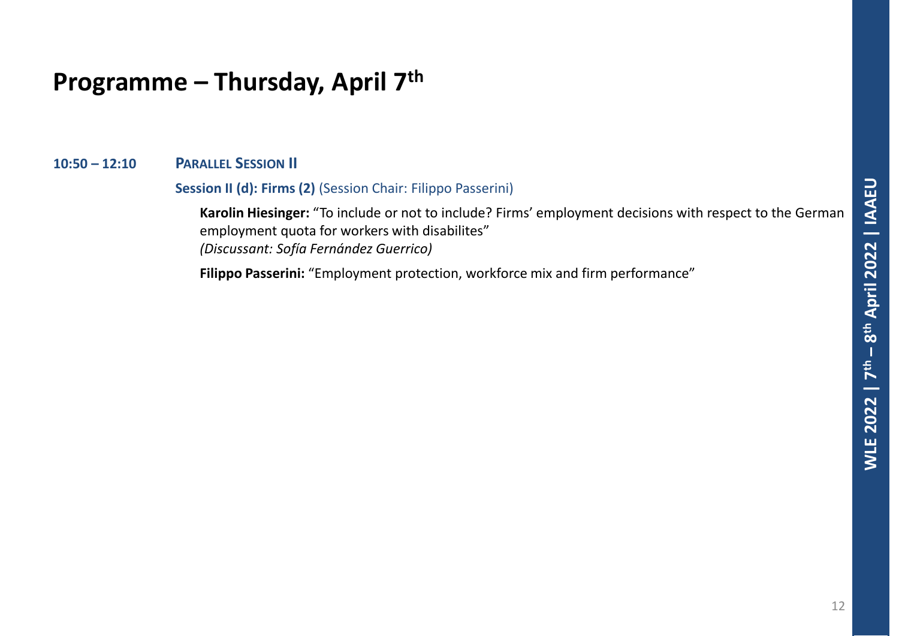# Programme – Thursday, April 7th

**10:50 – 12:10** **PARALLEL SESSION II**

**Session II (d): Firms (2)** (Session Chair: Filippo Passerini)

**Karolin Hiesinger:** "To include or not to include? Firms' employment decisions with respect to the German employment quota for workers with disabilites"
*(Discussant: Sofía Fernández Guerrico)*

**Filippo Passerini:** "Employment protection, workforce mix and firm performance"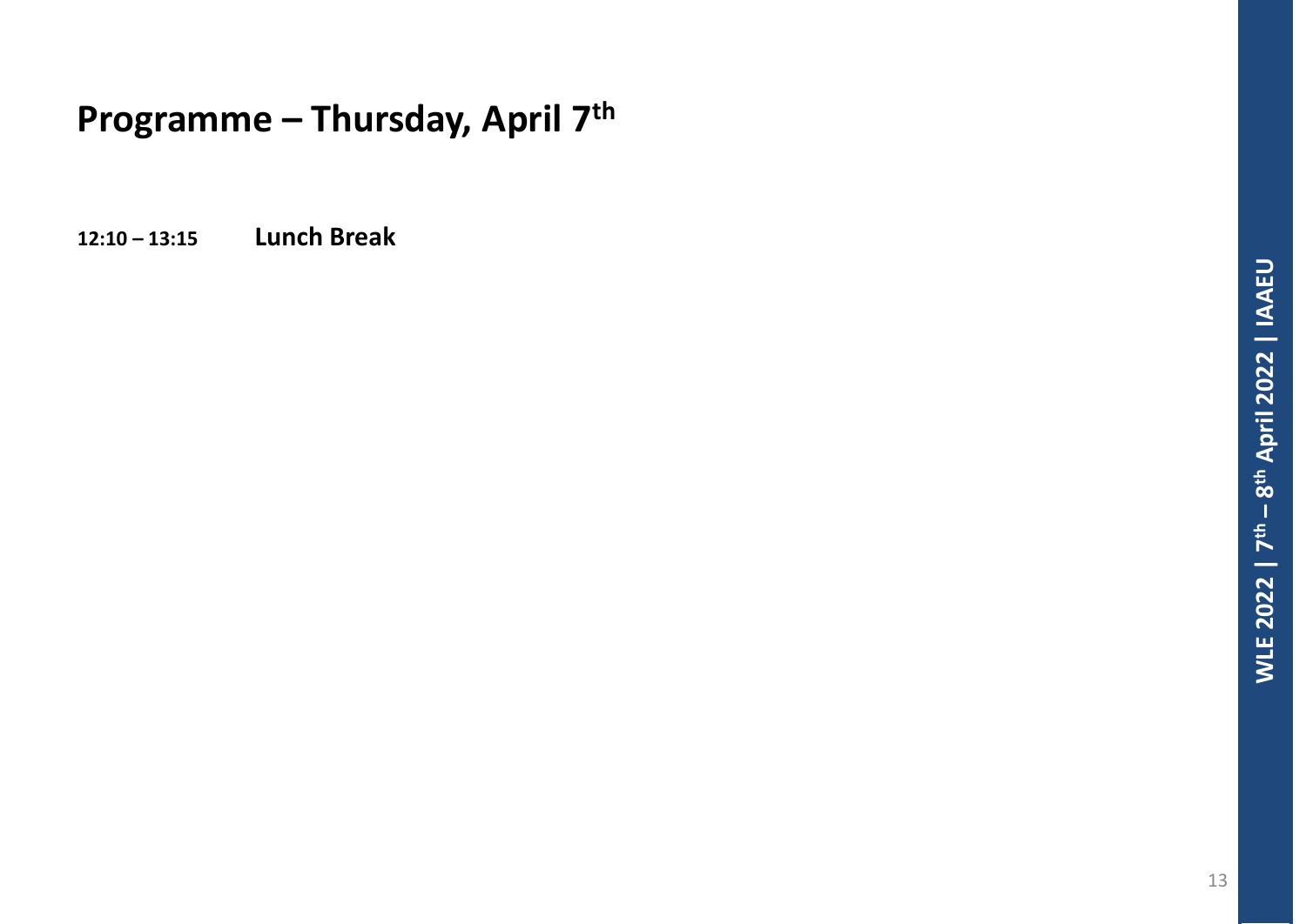## Programme – Thursday, April 7th

**12:10 – 13:15** **Lunch Break**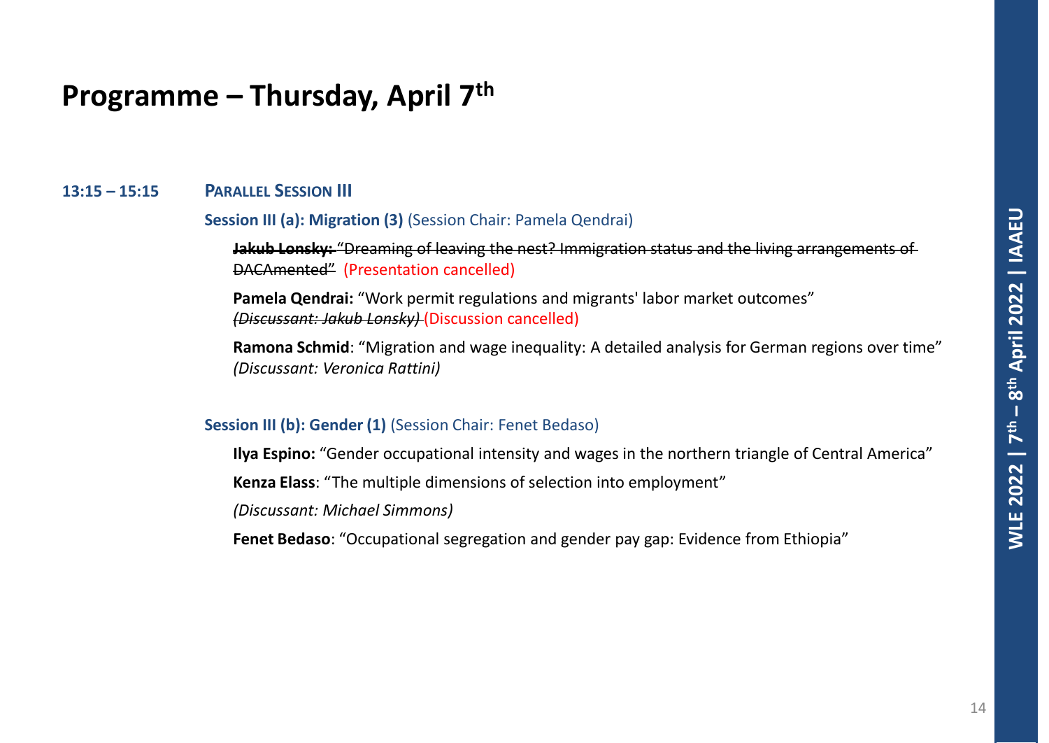# Programme – Thursday, April 7th

**13:15 – 15:15** **PARALLEL SESSION III**

**Session III (a): Migration (3)** (Session Chair: Pamela Qendrai)

~~**Jakub Lonsky:** "Dreaming of leaving the nest? Immigration status and the living arrangements of DACAmented"~~ (Presentation cancelled)

**Pamela Qendrai:** "Work permit regulations and migrants' labor market outcomes"
~~*(Discussant: Jakub Lonsky)*~~ (Discussion cancelled)

**Ramona Schmid**: "Migration and wage inequality: A detailed analysis for German regions over time"
*(Discussant: Veronica Rattini)*

**Session III (b): Gender (1)** (Session Chair: Fenet Bedaso)

**Ilya Espino:** "Gender occupational intensity and wages in the northern triangle of Central America"

**Kenza Elass**: "The multiple dimensions of selection into employment"

*(Discussant: Michael Simmons)*

**Fenet Bedaso**: "Occupational segregation and gender pay gap: Evidence from Ethiopia"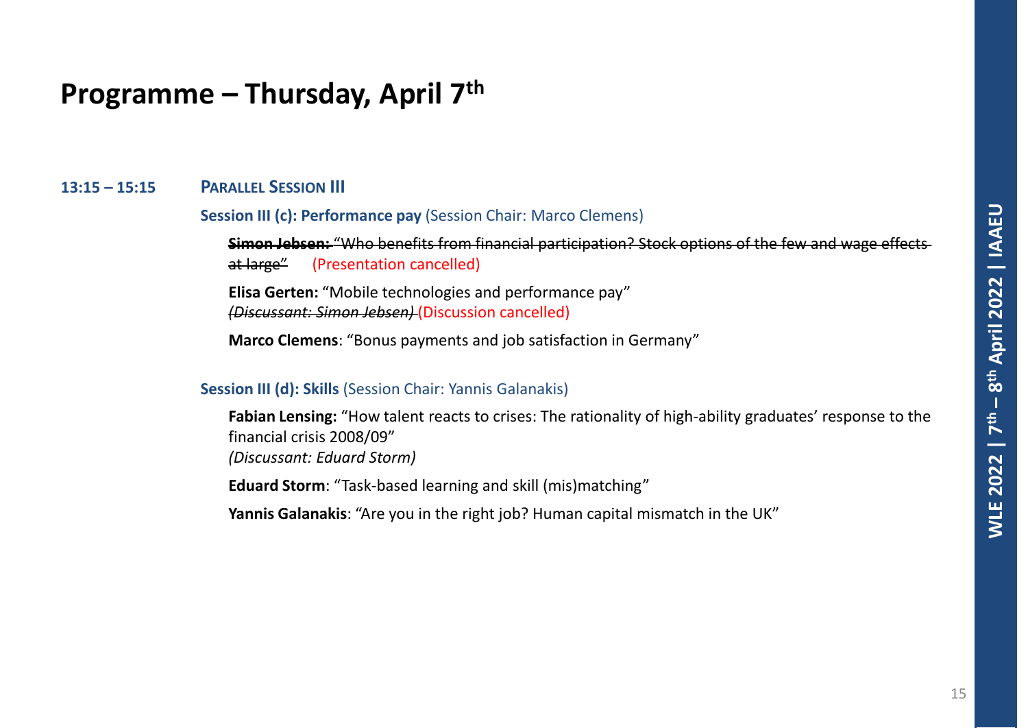# Programme – Thursday, April 7th

**13:15 – 15:15** **PARALLEL SESSION III**

**Session III (c): Performance pay** (Session Chair: Marco Clemens)

~~**Simon Jebsen:** "Who benefits from financial participation? Stock options of the few and wage effects at large"~~ (Presentation cancelled)

**Elisa Gerten:** "Mobile technologies and performance pay"
~~*(Discussant: Simon Jebsen)*~~ (Discussion cancelled)

**Marco Clemens**: "Bonus payments and job satisfaction in Germany"

**Session III (d): Skills** (Session Chair: Yannis Galanakis)

**Fabian Lensing:** "How talent reacts to crises: The rationality of high-ability graduates' response to the financial crisis 2008/09"
*(Discussant: Eduard Storm)*

**Eduard Storm**: "Task-based learning and skill (mis)matching"

**Yannis Galanakis**: "Are you in the right job? Human capital mismatch in the UK"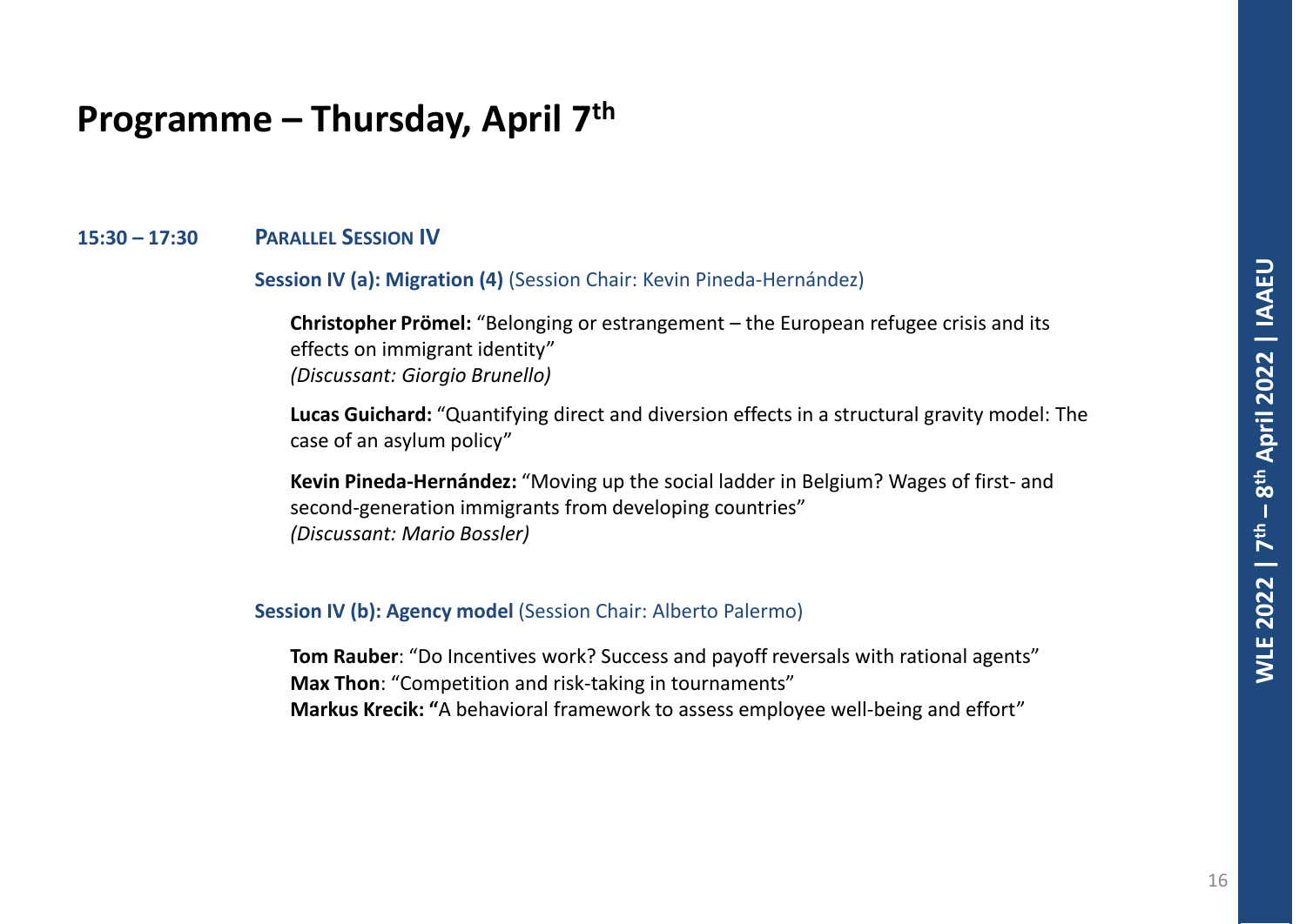# Programme – Thursday, April 7th

**15:30 – 17:30** **PARALLEL SESSION IV**

**Session IV (a): Migration (4)** (Session Chair: Kevin Pineda-Hernández)

**Christopher Prömel:** “Belonging or estrangement – the European refugee crisis and its effects on immigrant identity”
*(Discussant: Giorgio Brunello)*

**Lucas Guichard:** “Quantifying direct and diversion effects in a structural gravity model: The case of an asylum policy”

**Kevin Pineda-Hernández:** “Moving up the social ladder in Belgium? Wages of first- and second-generation immigrants from developing countries”
*(Discussant: Mario Bossler)*

**Session IV (b): Agency model** (Session Chair: Alberto Palermo)

**Tom Rauber**: “Do Incentives work? Success and payoff reversals with rational agents”
**Max Thon**: “Competition and risk-taking in tournaments”
**Markus Krecik: “**A behavioral framework to assess employee well-being and effort”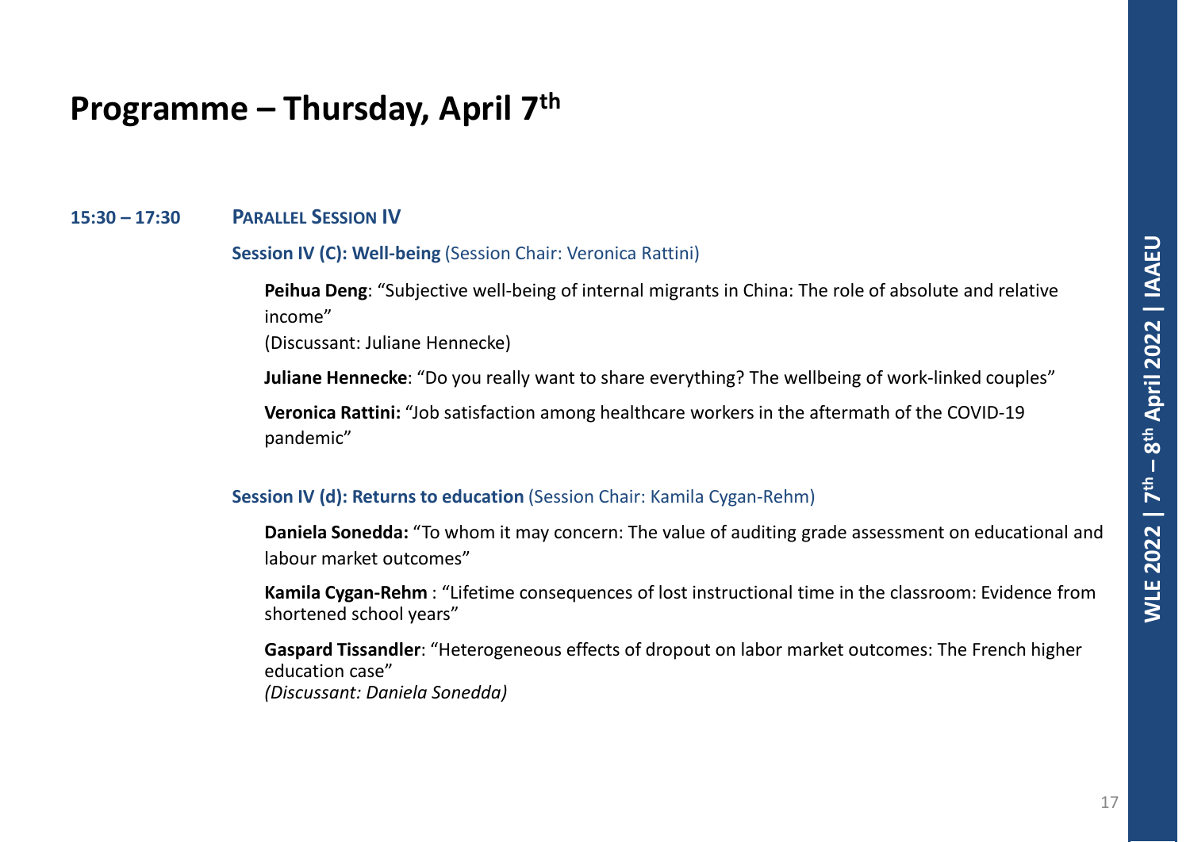# Programme – Thursday, April 7th

**15:30 – 17:30** **PARALLEL SESSION IV**

**Session IV (C): Well-being** (Session Chair: Veronica Rattini)

**Peihua Deng**: “Subjective well-being of internal migrants in China: The role of absolute and relative income”
(Discussant: Juliane Hennecke)

**Juliane Hennecke**: “Do you really want to share everything? The wellbeing of work-linked couples”

**Veronica Rattini:** “Job satisfaction among healthcare workers in the aftermath of the COVID-19 pandemic”

**Session IV (d): Returns to education** (Session Chair: Kamila Cygan-Rehm)

**Daniela Sonedda:** “To whom it may concern: The value of auditing grade assessment on educational and labour market outcomes”

**Kamila Cygan-Rehm** : “Lifetime consequences of lost instructional time in the classroom: Evidence from shortened school years”

**Gaspard Tissandler**: “Heterogeneous effects of dropout on labor market outcomes: The French higher education case”
*(Discussant: Daniela Sonedda)*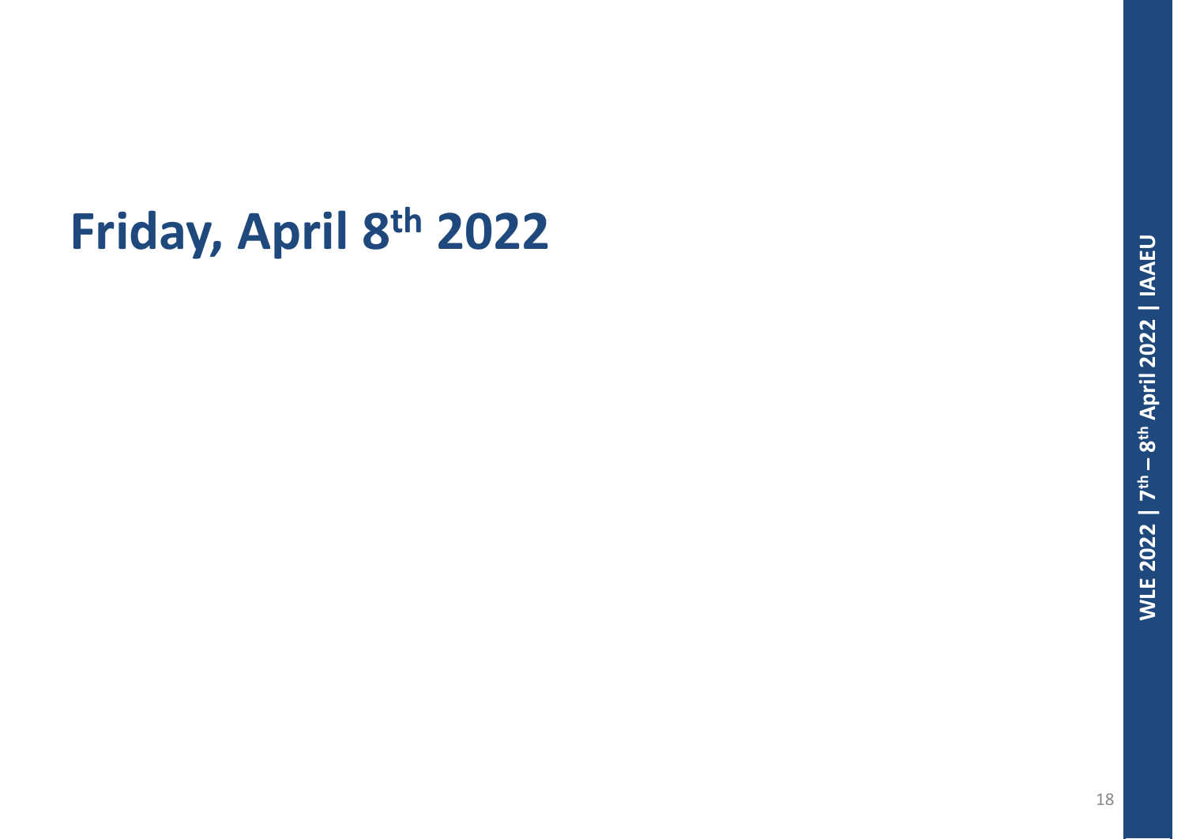# Friday, April 8th 2022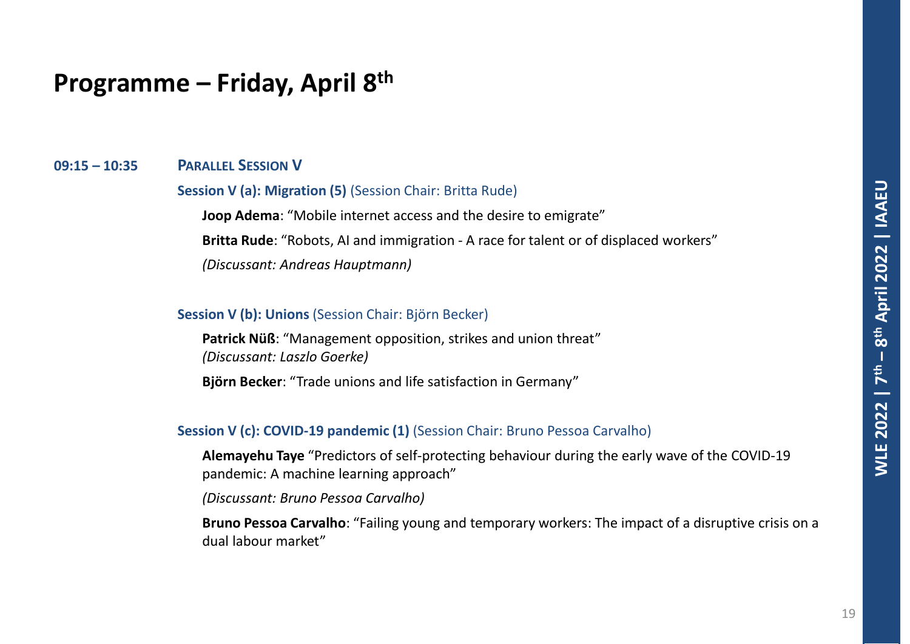# Programme – Friday, April 8th

**09:15 – 10:35** **PARALLEL SESSION V**

**Session V (a): Migration (5)** (Session Chair: Britta Rude)

**Joop Adema**: "Mobile internet access and the desire to emigrate"

**Britta Rude**: "Robots, AI and immigration - A race for talent or of displaced workers"

*(Discussant: Andreas Hauptmann)*

**Session V (b): Unions** (Session Chair: Björn Becker)

**Patrick Nüß**: "Management opposition, strikes and union threat"
*(Discussant: Laszlo Goerke)*

**Björn Becker**: "Trade unions and life satisfaction in Germany"

**Session V (c): COVID-19 pandemic (1)** (Session Chair: Bruno Pessoa Carvalho)

**Alemayehu Taye** "Predictors of self-protecting behaviour during the early wave of the COVID-19 pandemic: A machine learning approach"

*(Discussant: Bruno Pessoa Carvalho)*

**Bruno Pessoa Carvalho**: "Failing young and temporary workers: The impact of a disruptive crisis on a dual labour market"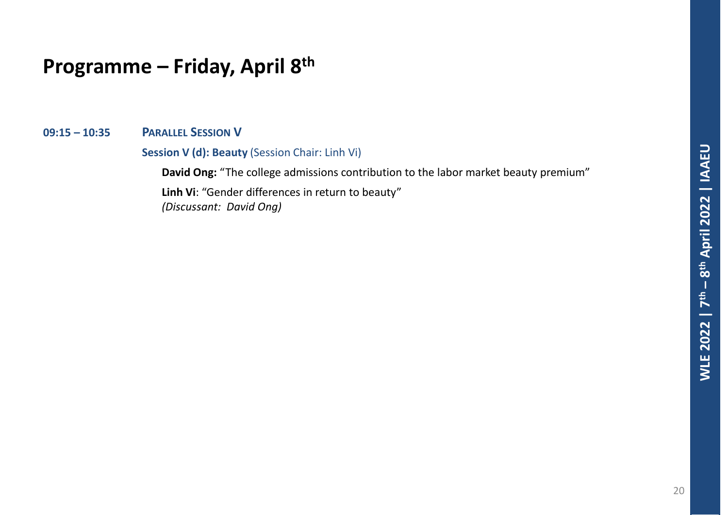# Programme – Friday, April 8th

**09:15 – 10:35** **PARALLEL SESSION V**

**Session V (d): Beauty** (Session Chair: Linh Vi)

**David Ong:** "The college admissions contribution to the labor market beauty premium"

**Linh Vi**: "Gender differences in return to beauty"
*(Discussant: David Ong)*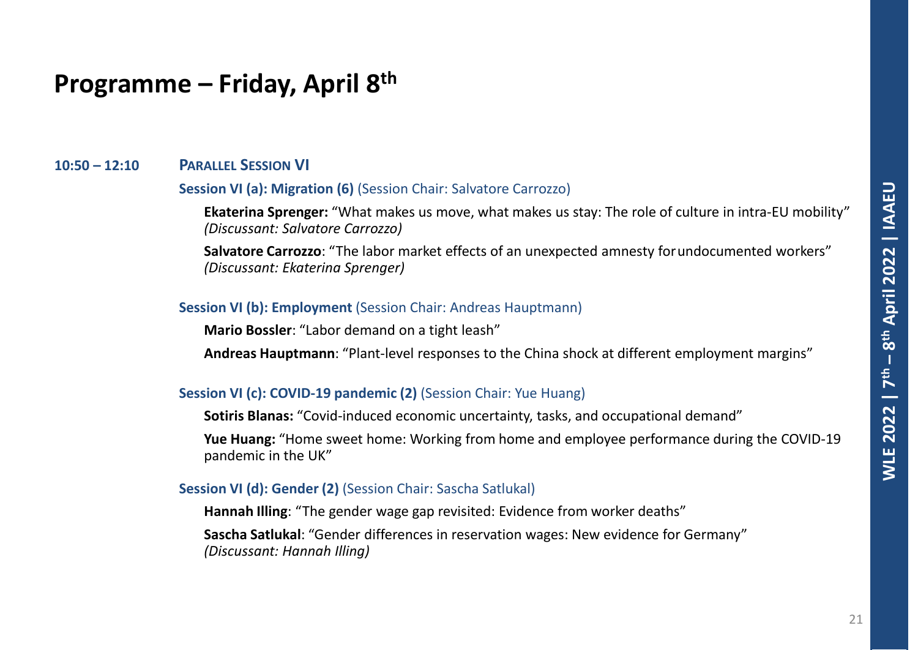# Programme – Friday, April 8th

**10:50 – 12:10** **PARALLEL SESSION VI**

**Session VI (a): Migration (6)** (Session Chair: Salvatore Carrozzo)

**Ekaterina Sprenger:** "What makes us move, what makes us stay: The role of culture in intra-EU mobility"
*(Discussant: Salvatore Carrozzo)*

**Salvatore Carrozzo**: "The labor market effects of an unexpected amnesty for undocumented workers"
*(Discussant: Ekaterina Sprenger)*

**Session VI (b): Employment** (Session Chair: Andreas Hauptmann)

**Mario Bossler**: "Labor demand on a tight leash"

**Andreas Hauptmann**: "Plant-level responses to the China shock at different employment margins"

**Session VI (c): COVID-19 pandemic (2)** (Session Chair: Yue Huang)

**Sotiris Blanas:** "Covid-induced economic uncertainty, tasks, and occupational demand"

**Yue Huang:** "Home sweet home: Working from home and employee performance during the COVID-19 pandemic in the UK"

**Session VI (d): Gender (2)** (Session Chair: Sascha Satlukal)

**Hannah Illing**: "The gender wage gap revisited: Evidence from worker deaths"

**Sascha Satlukal**: "Gender differences in reservation wages: New evidence for Germany"
*(Discussant: Hannah Illing)*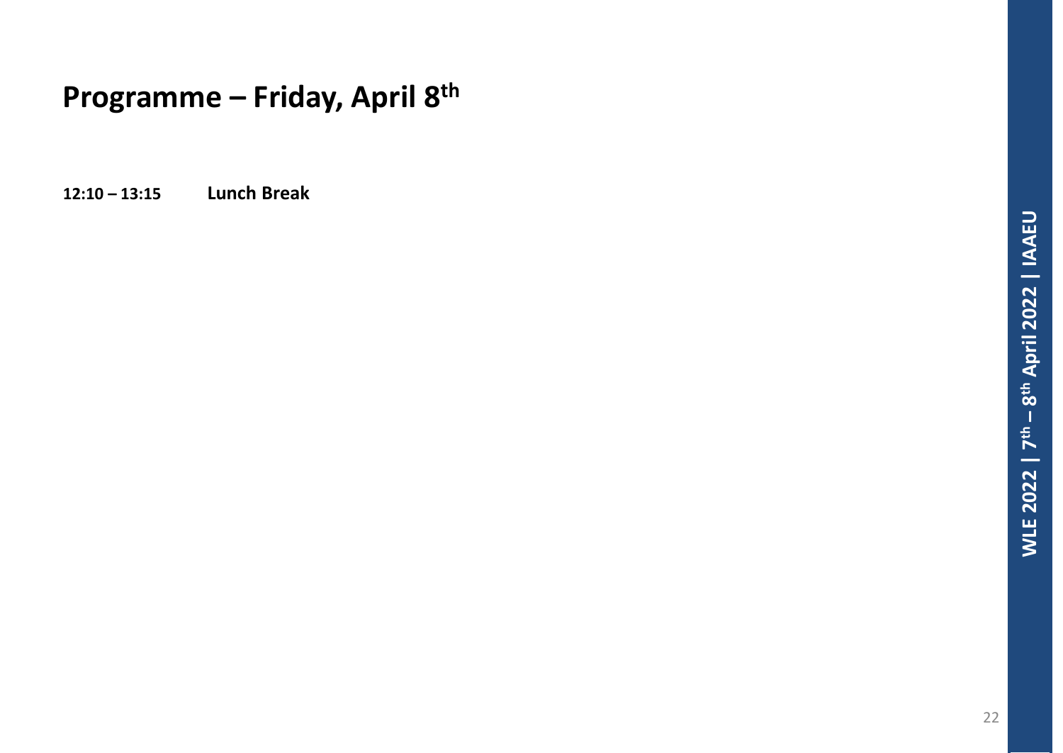# Programme – Friday, April 8th

**12:10 – 13:15** **Lunch Break**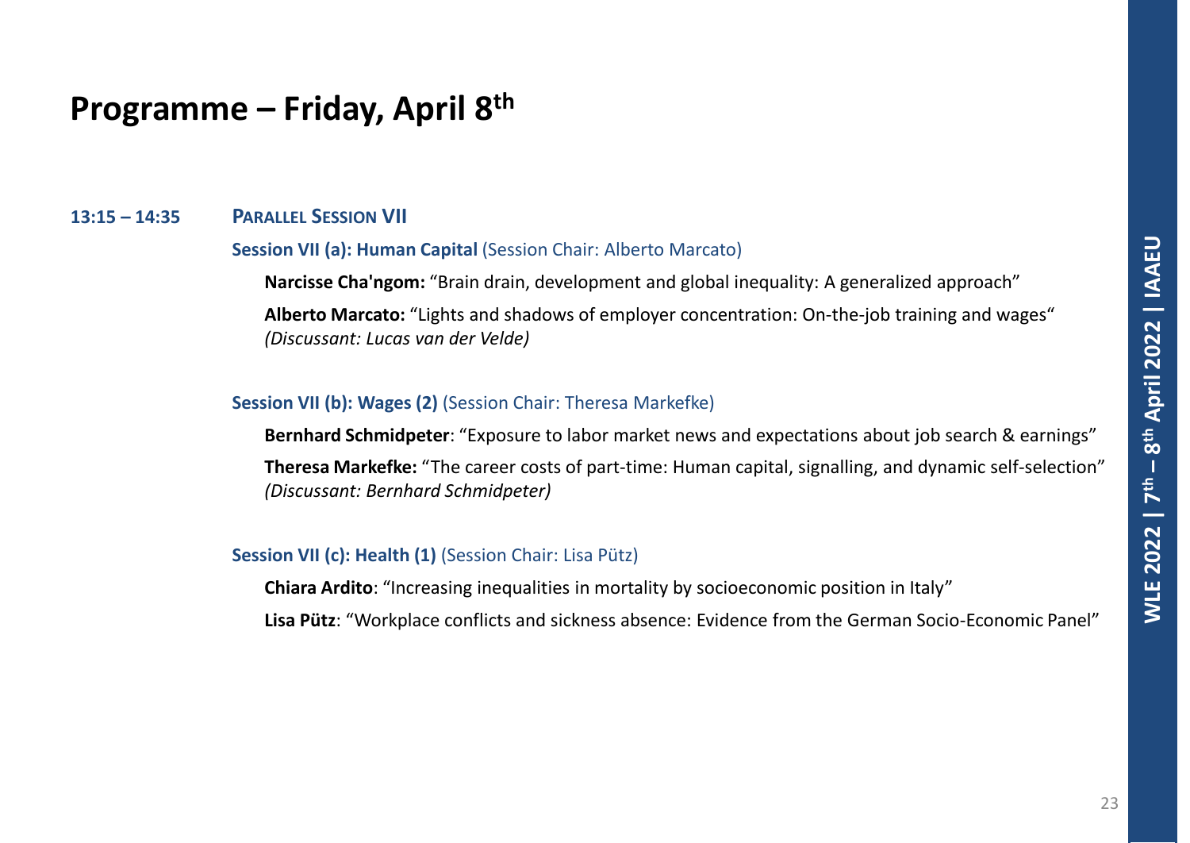# Programme – Friday, April 8th

**13:15 – 14:35** **PARALLEL SESSION VII**

**Session VII (a): Human Capital** (Session Chair: Alberto Marcato)

**Narcisse Cha'ngom:** “Brain drain, development and global inequality: A generalized approach”

**Alberto Marcato:** “Lights and shadows of employer concentration: On-the-job training and wages“ *(Discussant: Lucas van der Velde)*

**Session VII (b): Wages (2)** (Session Chair: Theresa Markefke)

**Bernhard Schmidpeter**: “Exposure to labor market news and expectations about job search & earnings”

**Theresa Markefke:** “The career costs of part-time: Human capital, signalling, and dynamic self-selection” *(Discussant: Bernhard Schmidpeter)*

**Session VII (c): Health (1)** (Session Chair: Lisa Pütz)

**Chiara Ardito**: “Increasing inequalities in mortality by socioeconomic position in Italy”

**Lisa Pütz**: “Workplace conflicts and sickness absence: Evidence from the German Socio-Economic Panel”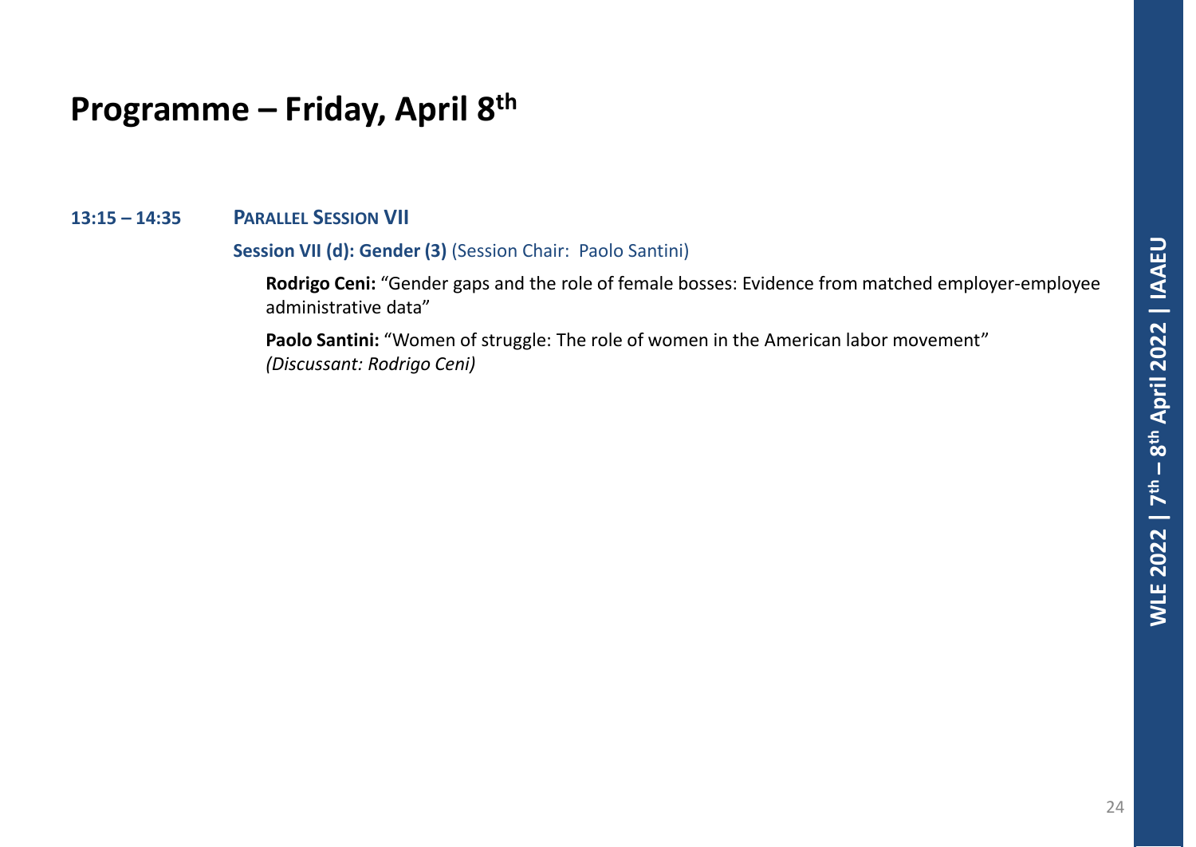# Programme – Friday, April 8th

**13:15 – 14:35** **PARALLEL SESSION VII**

**Session VII (d): Gender (3)** (Session Chair: Paolo Santini)

**Rodrigo Ceni:** "Gender gaps and the role of female bosses: Evidence from matched employer-employee administrative data"

**Paolo Santini:** "Women of struggle: The role of women in the American labor movement"
*(Discussant: Rodrigo Ceni)*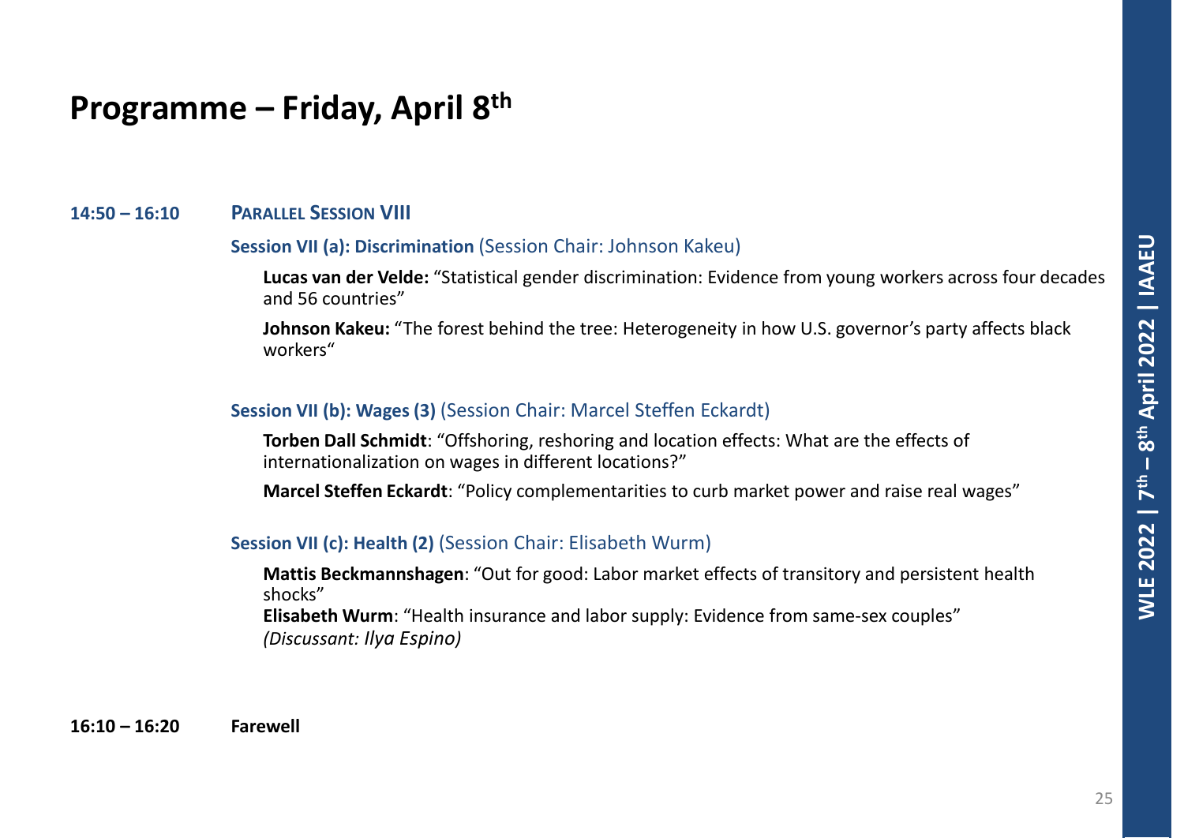# Programme – Friday, April 8th

**14:50 – 16:10** **PARALLEL SESSION VIII**

**Session VII (a): Discrimination** (Session Chair: Johnson Kakeu)

**Lucas van der Velde:** "Statistical gender discrimination: Evidence from young workers across four decades and 56 countries"

**Johnson Kakeu:** "The forest behind the tree: Heterogeneity in how U.S. governor's party affects black workers"

**Session VII (b): Wages (3)** (Session Chair: Marcel Steffen Eckardt)

**Torben Dall Schmidt**: "Offshoring, reshoring and location effects: What are the effects of internationalization on wages in different locations?"

**Marcel Steffen Eckardt**: "Policy complementarities to curb market power and raise real wages"

**Session VII (c): Health (2)** (Session Chair: Elisabeth Wurm)

**Mattis Beckmannshagen**: "Out for good: Labor market effects of transitory and persistent health shocks"

**Elisabeth Wurm**: "Health insurance and labor supply: Evidence from same-sex couples"
*(Discussant: Ilya Espino)*

**16:10 – 16:20** **Farewell**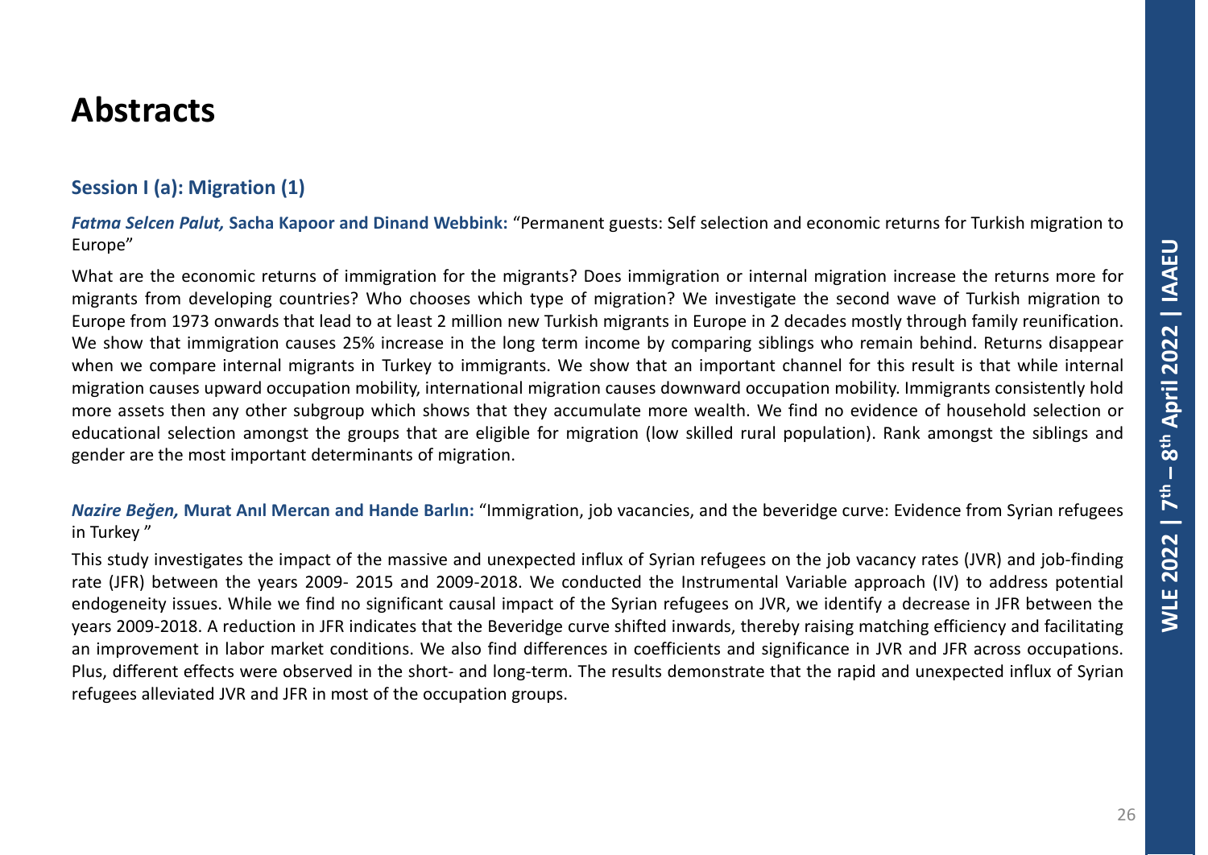# Abstracts

## Session I (a): Migration (1)

***Fatma Selcen Palut,* Sacha Kapoor and Dinand Webbink:** “Permanent guests: Self selection and economic returns for Turkish migration to Europe”

What are the economic returns of immigration for the migrants? Does immigration or internal migration increase the returns more for migrants from developing countries? Who chooses which type of migration? We investigate the second wave of Turkish migration to Europe from 1973 onwards that lead to at least 2 million new Turkish migrants in Europe in 2 decades mostly through family reunification. We show that immigration causes 25% increase in the long term income by comparing siblings who remain behind. Returns disappear when we compare internal migrants in Turkey to immigrants. We show that an important channel for this result is that while internal migration causes upward occupation mobility, international migration causes downward occupation mobility. Immigrants consistently hold more assets then any other subgroup which shows that they accumulate more wealth. We find no evidence of household selection or educational selection amongst the groups that are eligible for migration (low skilled rural population). Rank amongst the siblings and gender are the most important determinants of migration.

***Nazire Beğen,* Murat Anıl Mercan and Hande Barlın:** “Immigration, job vacancies, and the beveridge curve: Evidence from Syrian refugees in Turkey ”

This study investigates the impact of the massive and unexpected influx of Syrian refugees on the job vacancy rates (JVR) and job-finding rate (JFR) between the years 2009- 2015 and 2009-2018. We conducted the Instrumental Variable approach (IV) to address potential endogeneity issues. While we find no significant causal impact of the Syrian refugees on JVR, we identify a decrease in JFR between the years 2009-2018. A reduction in JFR indicates that the Beveridge curve shifted inwards, thereby raising matching efficiency and facilitating an improvement in labor market conditions. We also find differences in coefficients and significance in JVR and JFR across occupations. Plus, different effects were observed in the short- and long-term. The results demonstrate that the rapid and unexpected influx of Syrian refugees alleviated JVR and JFR in most of the occupation groups.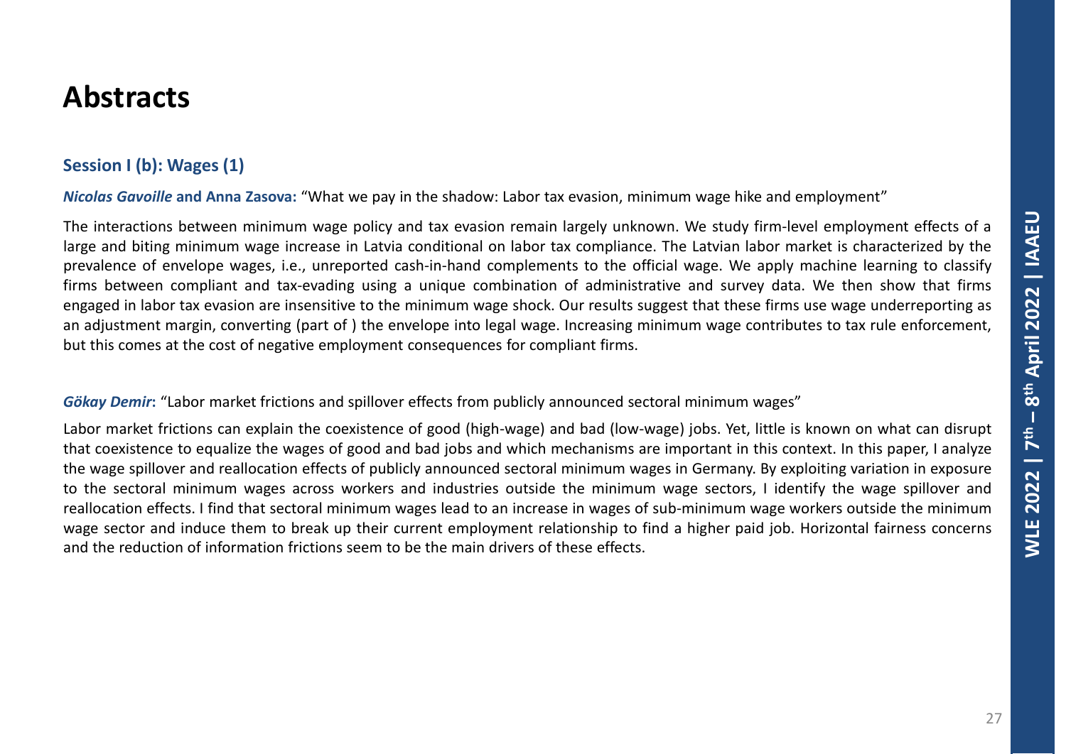# Abstracts

## Session I (b): Wages (1)

***Nicolas Gavoille*** **and Anna Zasova:** "What we pay in the shadow: Labor tax evasion, minimum wage hike and employment"

The interactions between minimum wage policy and tax evasion remain largely unknown. We study firm-level employment effects of a large and biting minimum wage increase in Latvia conditional on labor tax compliance. The Latvian labor market is characterized by the prevalence of envelope wages, i.e., unreported cash-in-hand complements to the official wage. We apply machine learning to classify firms between compliant and tax-evading using a unique combination of administrative and survey data. We then show that firms engaged in labor tax evasion are insensitive to the minimum wage shock. Our results suggest that these firms use wage underreporting as an adjustment margin, converting (part of ) the envelope into legal wage. Increasing minimum wage contributes to tax rule enforcement, but this comes at the cost of negative employment consequences for compliant firms.

***Gökay Demir*:** "Labor market frictions and spillover effects from publicly announced sectoral minimum wages"

Labor market frictions can explain the coexistence of good (high-wage) and bad (low-wage) jobs. Yet, little is known on what can disrupt that coexistence to equalize the wages of good and bad jobs and which mechanisms are important in this context. In this paper, I analyze the wage spillover and reallocation effects of publicly announced sectoral minimum wages in Germany. By exploiting variation in exposure to the sectoral minimum wages across workers and industries outside the minimum wage sectors, I identify the wage spillover and reallocation effects. I find that sectoral minimum wages lead to an increase in wages of sub-minimum wage workers outside the minimum wage sector and induce them to break up their current employment relationship to find a higher paid job. Horizontal fairness concerns and the reduction of information frictions seem to be the main drivers of these effects.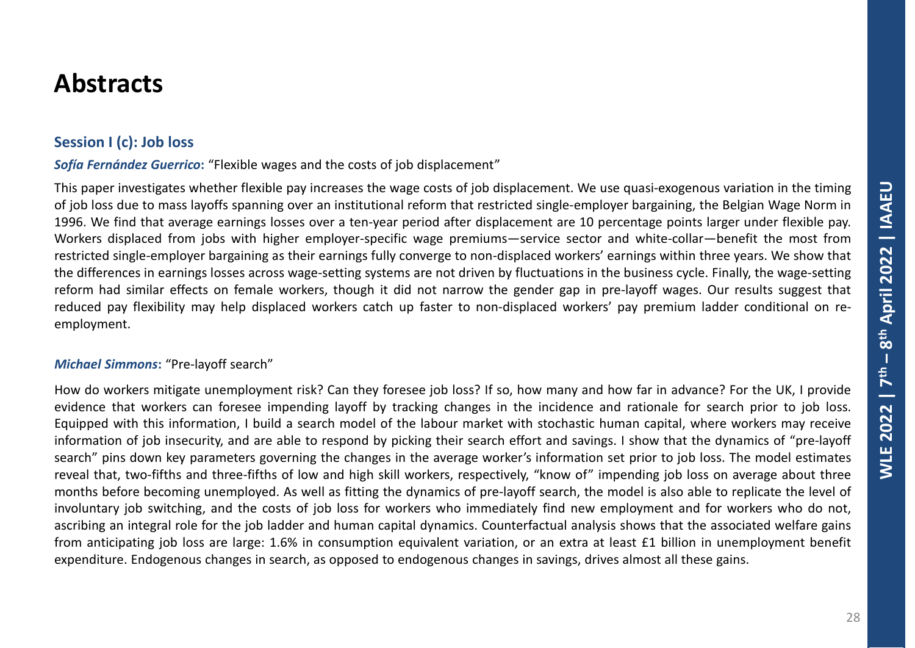# Abstracts

## Session I (c): Job loss

***Sofía Fernández Guerrico*: “Flexible wages and the costs of job displacement”**

This paper investigates whether flexible pay increases the wage costs of job displacement. We use quasi-exogenous variation in the timing of job loss due to mass layoffs spanning over an institutional reform that restricted single-employer bargaining, the Belgian Wage Norm in 1996. We find that average earnings losses over a ten-year period after displacement are 10 percentage points larger under flexible pay. Workers displaced from jobs with higher employer-specific wage premiums—service sector and white-collar—benefit the most from restricted single-employer bargaining as their earnings fully converge to non-displaced workers' earnings within three years. We show that the differences in earnings losses across wage-setting systems are not driven by fluctuations in the business cycle. Finally, the wage-setting reform had similar effects on female workers, though it did not narrow the gender gap in pre-layoff wages. Our results suggest that reduced pay flexibility may help displaced workers catch up faster to non-displaced workers' pay premium ladder conditional on re-employment.

***Michael Simmons*: “Pre-layoff search”**

How do workers mitigate unemployment risk? Can they foresee job loss? If so, how many and how far in advance? For the UK, I provide evidence that workers can foresee impending layoff by tracking changes in the incidence and rationale for search prior to job loss. Equipped with this information, I build a search model of the labour market with stochastic human capital, where workers may receive information of job insecurity, and are able to respond by picking their search effort and savings. I show that the dynamics of “pre-layoff search” pins down key parameters governing the changes in the average worker's information set prior to job loss. The model estimates reveal that, two-fifths and three-fifths of low and high skill workers, respectively, “know of” impending job loss on average about three months before becoming unemployed. As well as fitting the dynamics of pre-layoff search, the model is also able to replicate the level of involuntary job switching, and the costs of job loss for workers who immediately find new employment and for workers who do not, ascribing an integral role for the job ladder and human capital dynamics. Counterfactual analysis shows that the associated welfare gains from anticipating job loss are large: 1.6% in consumption equivalent variation, or an extra at least £1 billion in unemployment benefit expenditure. Endogenous changes in search, as opposed to endogenous changes in savings, drives almost all these gains.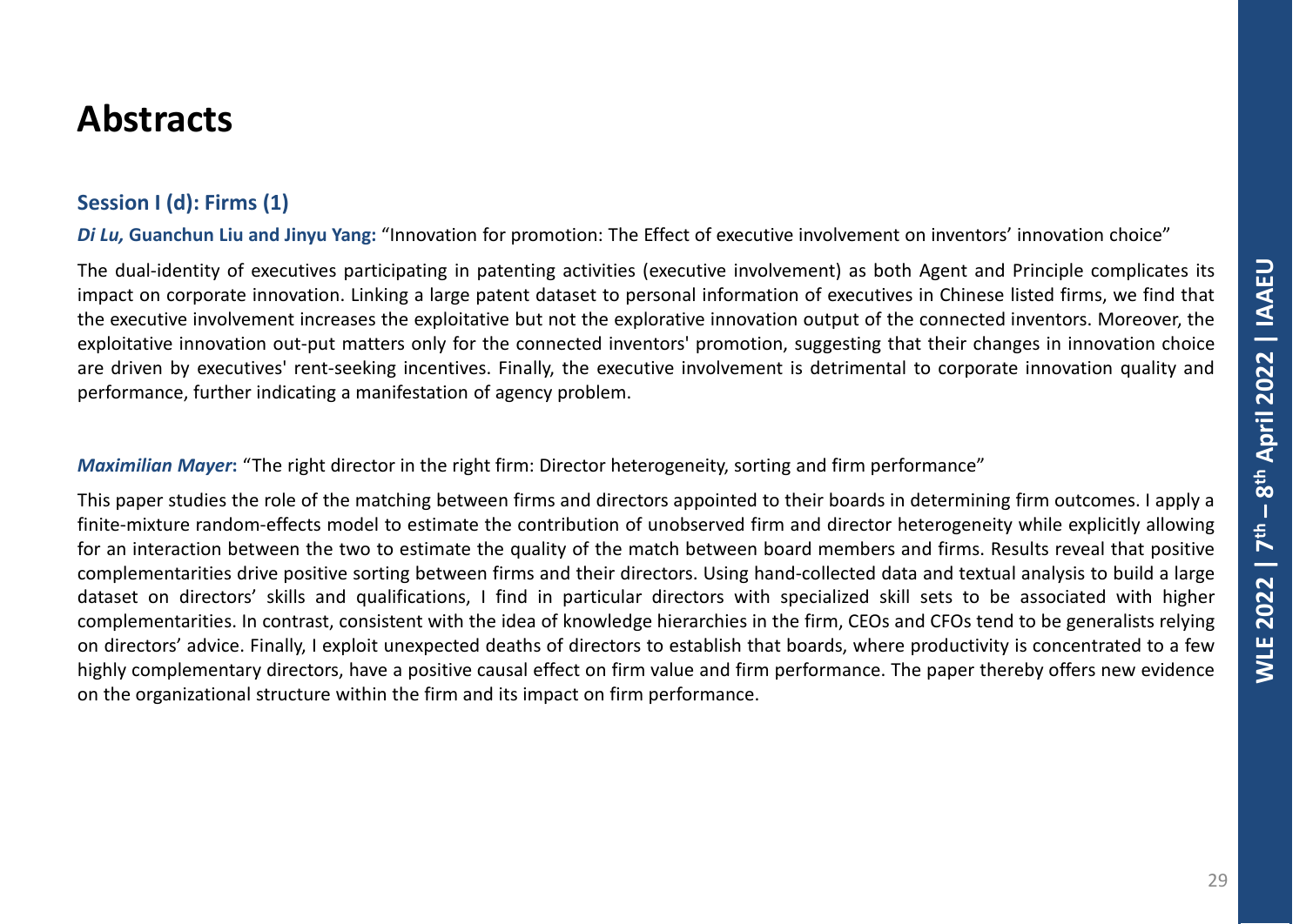# Abstracts

## Session I (d): Firms (1)

***Di Lu,*** **Guanchun Liu and Jinyu Yang:** “Innovation for promotion: The Effect of executive involvement on inventors’ innovation choice”

The dual-identity of executives participating in patenting activities (executive involvement) as both Agent and Principle complicates its impact on corporate innovation. Linking a large patent dataset to personal information of executives in Chinese listed firms, we find that the executive involvement increases the exploitative but not the explorative innovation output of the connected inventors. Moreover, the exploitative innovation out-put matters only for the connected inventors' promotion, suggesting that their changes in innovation choice are driven by executives' rent-seeking incentives. Finally, the executive involvement is detrimental to corporate innovation quality and performance, further indicating a manifestation of agency problem.

***Maximilian Mayer*****:** “The right director in the right firm: Director heterogeneity, sorting and firm performance”

This paper studies the role of the matching between firms and directors appointed to their boards in determining firm outcomes. I apply a finite-mixture random-effects model to estimate the contribution of unobserved firm and director heterogeneity while explicitly allowing for an interaction between the two to estimate the quality of the match between board members and firms. Results reveal that positive complementarities drive positive sorting between firms and their directors. Using hand-collected data and textual analysis to build a large dataset on directors’ skills and qualifications, I find in particular directors with specialized skill sets to be associated with higher complementarities. In contrast, consistent with the idea of knowledge hierarchies in the firm, CEOs and CFOs tend to be generalists relying on directors’ advice. Finally, I exploit unexpected deaths of directors to establish that boards, where productivity is concentrated to a few highly complementary directors, have a positive causal effect on firm value and firm performance. The paper thereby offers new evidence on the organizational structure within the firm and its impact on firm performance.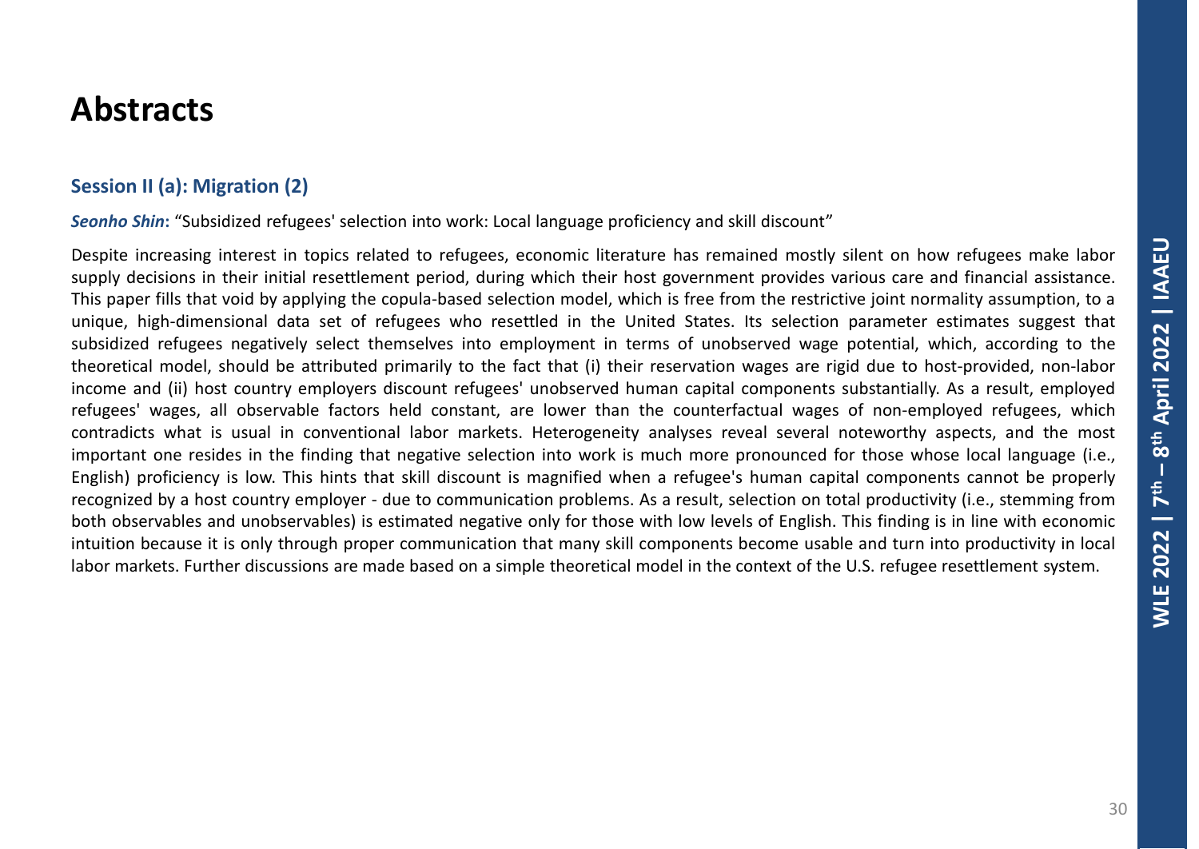# Abstracts

### Session II (a): Migration (2)

***Seonho Shin***: "Subsidized refugees' selection into work: Local language proficiency and skill discount"

Despite increasing interest in topics related to refugees, economic literature has remained mostly silent on how refugees make labor supply decisions in their initial resettlement period, during which their host government provides various care and financial assistance. This paper fills that void by applying the copula-based selection model, which is free from the restrictive joint normality assumption, to a unique, high-dimensional data set of refugees who resettled in the United States. Its selection parameter estimates suggest that subsidized refugees negatively select themselves into employment in terms of unobserved wage potential, which, according to the theoretical model, should be attributed primarily to the fact that (i) their reservation wages are rigid due to host-provided, non-labor income and (ii) host country employers discount refugees' unobserved human capital components substantially. As a result, employed refugees' wages, all observable factors held constant, are lower than the counterfactual wages of non-employed refugees, which contradicts what is usual in conventional labor markets. Heterogeneity analyses reveal several noteworthy aspects, and the most important one resides in the finding that negative selection into work is much more pronounced for those whose local language (i.e., English) proficiency is low. This hints that skill discount is magnified when a refugee's human capital components cannot be properly recognized by a host country employer - due to communication problems. As a result, selection on total productivity (i.e., stemming from both observables and unobservables) is estimated negative only for those with low levels of English. This finding is in line with economic intuition because it is only through proper communication that many skill components become usable and turn into productivity in local labor markets. Further discussions are made based on a simple theoretical model in the context of the U.S. refugee resettlement system.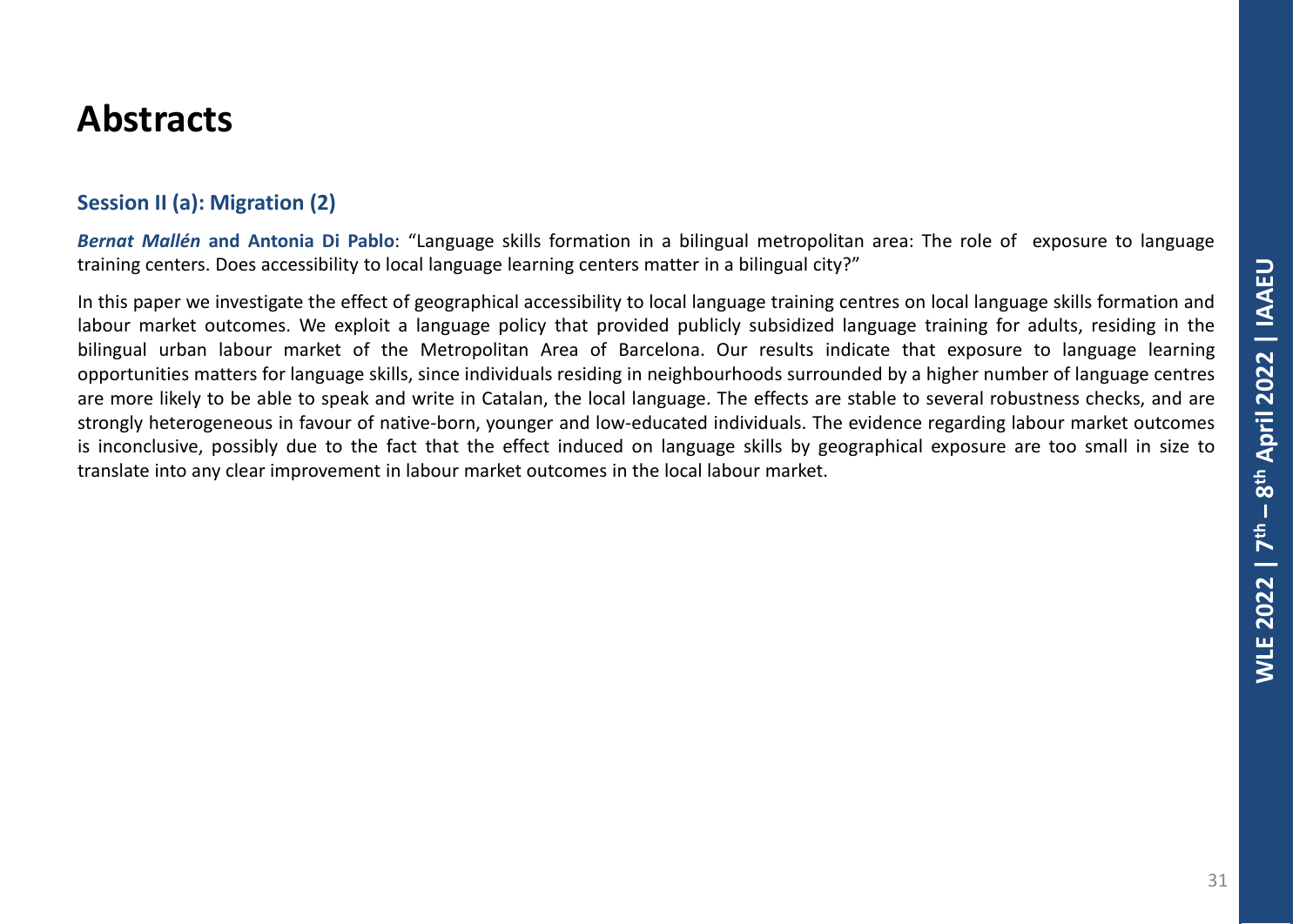# Abstracts

### Session II (a): Migration (2)

***Bernat Mallén*** **and Antonia Di Pablo**: "Language skills formation in a bilingual metropolitan area: The role of exposure to language training centers. Does accessibility to local language learning centers matter in a bilingual city?"

In this paper we investigate the effect of geographical accessibility to local language training centres on local language skills formation and labour market outcomes. We exploit a language policy that provided publicly subsidized language training for adults, residing in the bilingual urban labour market of the Metropolitan Area of Barcelona. Our results indicate that exposure to language learning opportunities matters for language skills, since individuals residing in neighbourhoods surrounded by a higher number of language centres are more likely to be able to speak and write in Catalan, the local language. The effects are stable to several robustness checks, and are strongly heterogeneous in favour of native-born, younger and low-educated individuals. The evidence regarding labour market outcomes is inconclusive, possibly due to the fact that the effect induced on language skills by geographical exposure are too small in size to translate into any clear improvement in labour market outcomes in the local labour market.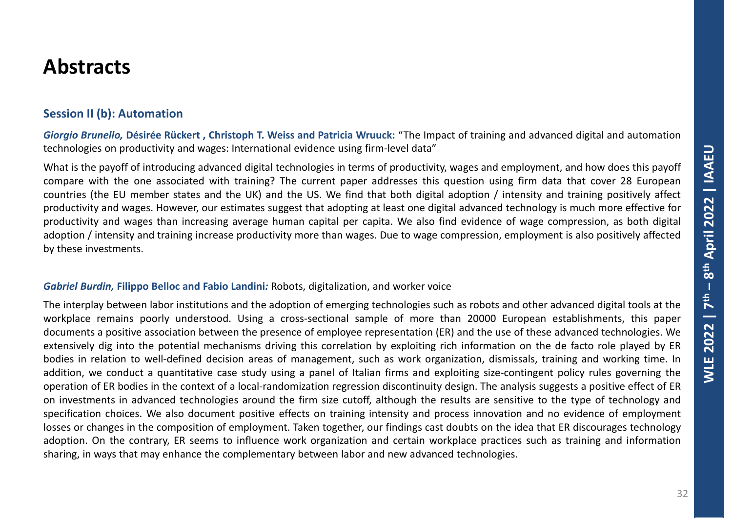# Abstracts

## Session II (b): Automation

***Giorgio Brunello,*** **Désirée Rückert , Christoph T. Weiss and Patricia Wruuck:** "The Impact of training and advanced digital and automation technologies on productivity and wages: International evidence using firm-level data"

What is the payoff of introducing advanced digital technologies in terms of productivity, wages and employment, and how does this payoff compare with the one associated with training? The current paper addresses this question using firm data that cover 28 European countries (the EU member states and the UK) and the US. We find that both digital adoption / intensity and training positively affect productivity and wages. However, our estimates suggest that adopting at least one digital advanced technology is much more effective for productivity and wages than increasing average human capital per capita. We also find evidence of wage compression, as both digital adoption / intensity and training increase productivity more than wages. Due to wage compression, employment is also positively affected by these investments.

***Gabriel Burdin,*** **Filippo Belloc and Fabio Landini*:*** Robots, digitalization, and worker voice

The interplay between labor institutions and the adoption of emerging technologies such as robots and other advanced digital tools at the workplace remains poorly understood. Using a cross-sectional sample of more than 20000 European establishments, this paper documents a positive association between the presence of employee representation (ER) and the use of these advanced technologies. We extensively dig into the potential mechanisms driving this correlation by exploiting rich information on the de facto role played by ER bodies in relation to well-defined decision areas of management, such as work organization, dismissals, training and working time. In addition, we conduct a quantitative case study using a panel of Italian firms and exploiting size-contingent policy rules governing the operation of ER bodies in the context of a local-randomization regression discontinuity design. The analysis suggests a positive effect of ER on investments in advanced technologies around the firm size cutoff, although the results are sensitive to the type of technology and specification choices. We also document positive effects on training intensity and process innovation and no evidence of employment losses or changes in the composition of employment. Taken together, our findings cast doubts on the idea that ER discourages technology adoption. On the contrary, ER seems to influence work organization and certain workplace practices such as training and information sharing, in ways that may enhance the complementary between labor and new advanced technologies.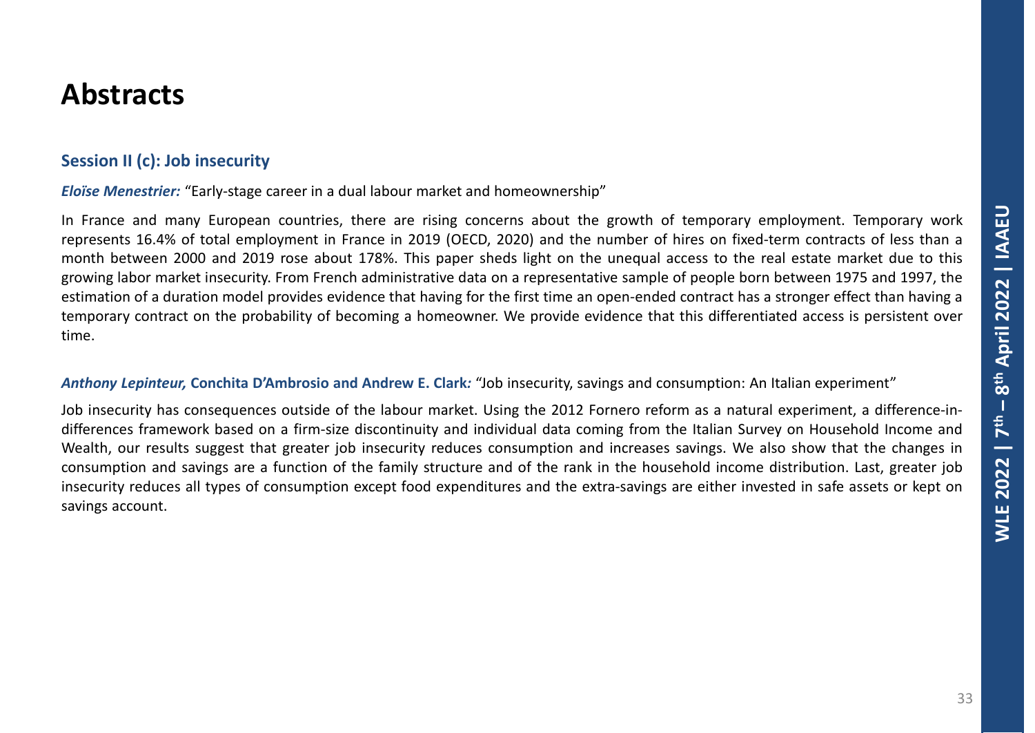# Abstracts

## Session II (c): Job insecurity

***Eloïse Menestrier:*** "Early-stage career in a dual labour market and homeownership"

In France and many European countries, there are rising concerns about the growth of temporary employment. Temporary work represents 16.4% of total employment in France in 2019 (OECD, 2020) and the number of hires on fixed-term contracts of less than a month between 2000 and 2019 rose about 178%. This paper sheds light on the unequal access to the real estate market due to this growing labor market insecurity. From French administrative data on a representative sample of people born between 1975 and 1997, the estimation of a duration model provides evidence that having for the first time an open-ended contract has a stronger effect than having a temporary contract on the probability of becoming a homeowner. We provide evidence that this differentiated access is persistent over time.

***Anthony Lepinteur,*** **Conchita D'Ambrosio and Andrew E. Clark*:*** "Job insecurity, savings and consumption: An Italian experiment"

Job insecurity has consequences outside of the labour market. Using the 2012 Fornero reform as a natural experiment, a difference-in-differences framework based on a firm-size discontinuity and individual data coming from the Italian Survey on Household Income and Wealth, our results suggest that greater job insecurity reduces consumption and increases savings. We also show that the changes in consumption and savings are a function of the family structure and of the rank in the household income distribution. Last, greater job insecurity reduces all types of consumption except food expenditures and the extra-savings are either invested in safe assets or kept on savings account.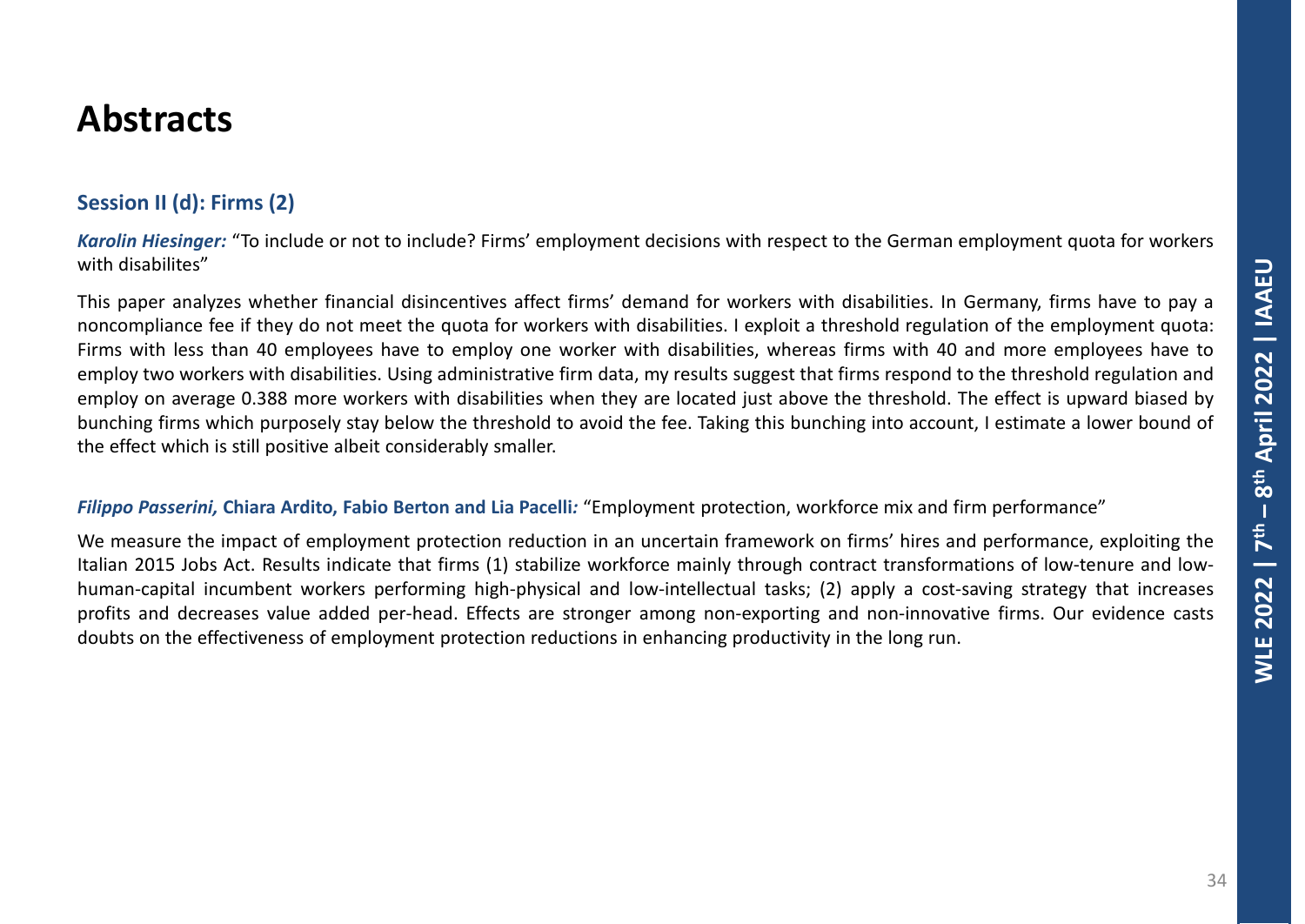# Abstracts

## Session II (d): Firms (2)

***Karolin Hiesinger:*** "To include or not to include? Firms' employment decisions with respect to the German employment quota for workers with disabilites"

This paper analyzes whether financial disincentives affect firms' demand for workers with disabilities. In Germany, firms have to pay a noncompliance fee if they do not meet the quota for workers with disabilities. I exploit a threshold regulation of the employment quota: Firms with less than 40 employees have to employ one worker with disabilities, whereas firms with 40 and more employees have to employ two workers with disabilities. Using administrative firm data, my results suggest that firms respond to the threshold regulation and employ on average 0.388 more workers with disabilities when they are located just above the threshold. The effect is upward biased by bunching firms which purposely stay below the threshold to avoid the fee. Taking this bunching into account, I estimate a lower bound of the effect which is still positive albeit considerably smaller.

***Filippo Passerini,* Chiara Ardito, Fabio Berton and Lia Pacelli*:*** "Employment protection, workforce mix and firm performance"

We measure the impact of employment protection reduction in an uncertain framework on firms' hires and performance, exploiting the Italian 2015 Jobs Act. Results indicate that firms (1) stabilize workforce mainly through contract transformations of low-tenure and low-human-capital incumbent workers performing high-physical and low-intellectual tasks; (2) apply a cost-saving strategy that increases profits and decreases value added per-head. Effects are stronger among non-exporting and non-innovative firms. Our evidence casts doubts on the effectiveness of employment protection reductions in enhancing productivity in the long run.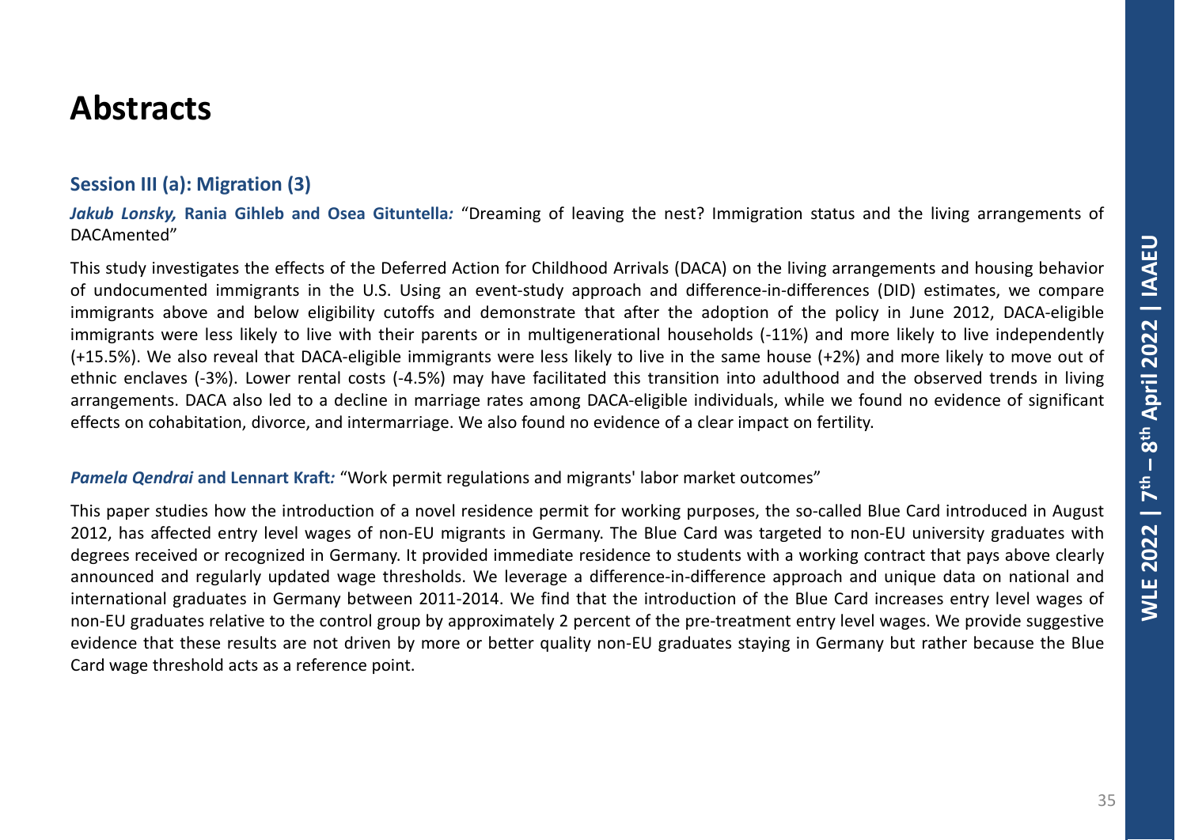# Abstracts

## Session III (a): Migration (3)

***Jakub Lonsky,*** **Rania Gihleb and Osea Giuntella***:* "Dreaming of leaving the nest? Immigration status and the living arrangements of DACAmented"

This study investigates the effects of the Deferred Action for Childhood Arrivals (DACA) on the living arrangements and housing behavior of undocumented immigrants in the U.S. Using an event-study approach and difference-in-differences (DID) estimates, we compare immigrants above and below eligibility cutoffs and demonstrate that after the adoption of the policy in June 2012, DACA-eligible immigrants were less likely to live with their parents or in multigenerational households (-11%) and more likely to live independently (+15.5%). We also reveal that DACA-eligible immigrants were less likely to live in the same house (+2%) and more likely to move out of ethnic enclaves (-3%). Lower rental costs (-4.5%) may have facilitated this transition into adulthood and the observed trends in living arrangements. DACA also led to a decline in marriage rates among DACA-eligible individuals, while we found no evidence of significant effects on cohabitation, divorce, and intermarriage. We also found no evidence of a clear impact on fertility.

***Pamela Qendrai*** **and Lennart Kraft***:* "Work permit regulations and migrants' labor market outcomes"

This paper studies how the introduction of a novel residence permit for working purposes, the so-called Blue Card introduced in August 2012, has affected entry level wages of non-EU migrants in Germany. The Blue Card was targeted to non-EU university graduates with degrees received or recognized in Germany. It provided immediate residence to students with a working contract that pays above clearly announced and regularly updated wage thresholds. We leverage a difference-in-difference approach and unique data on national and international graduates in Germany between 2011-2014. We find that the introduction of the Blue Card increases entry level wages of non-EU graduates relative to the control group by approximately 2 percent of the pre-treatment entry level wages. We provide suggestive evidence that these results are not driven by more or better quality non-EU graduates staying in Germany but rather because the Blue Card wage threshold acts as a reference point.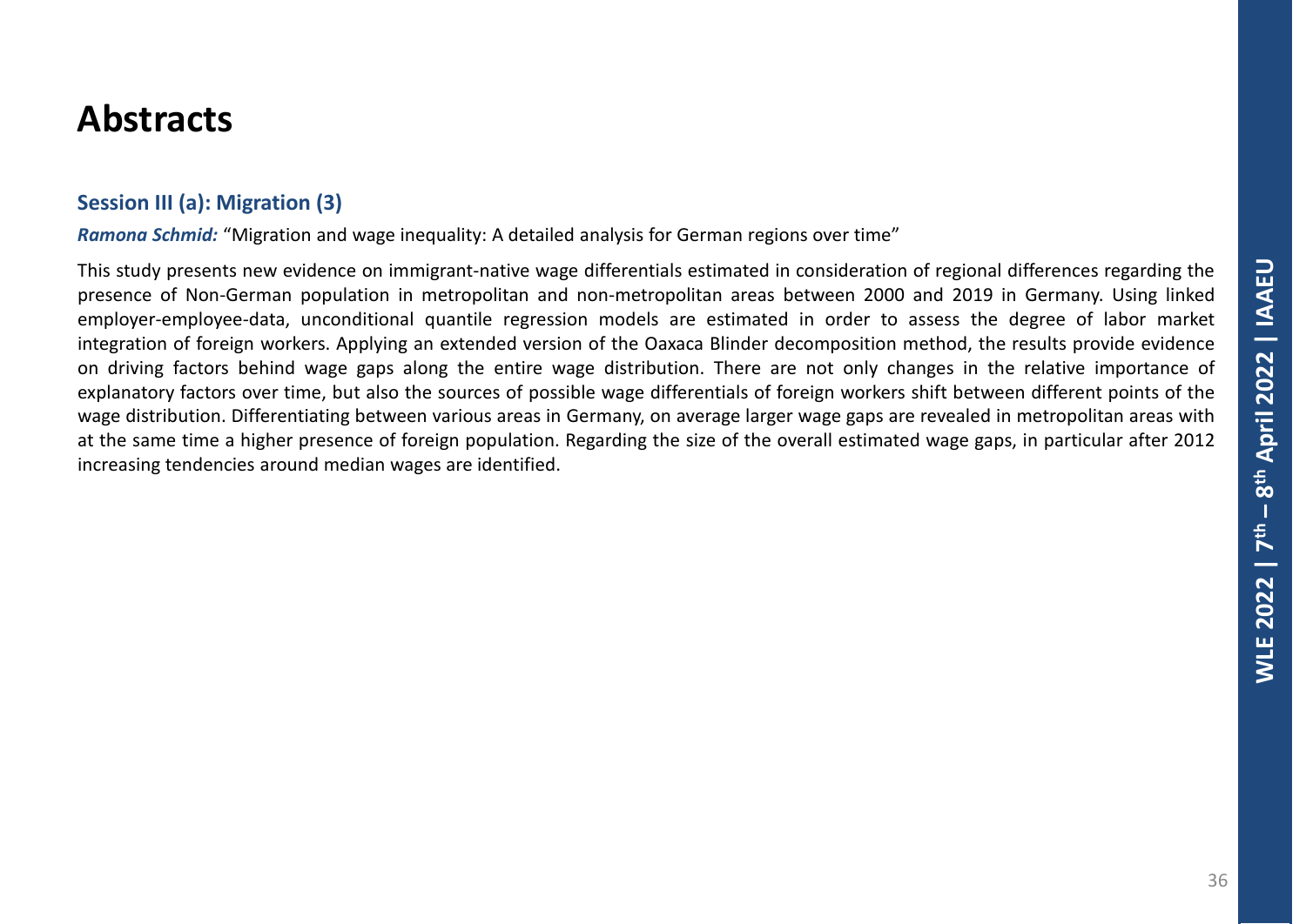# Abstracts

### Session III (a): Migration (3)

***Ramona Schmid:*** "Migration and wage inequality: A detailed analysis for German regions over time"

This study presents new evidence on immigrant-native wage differentials estimated in consideration of regional differences regarding the presence of Non-German population in metropolitan and non-metropolitan areas between 2000 and 2019 in Germany. Using linked employer-employee-data, unconditional quantile regression models are estimated in order to assess the degree of labor market integration of foreign workers. Applying an extended version of the Oaxaca Blinder decomposition method, the results provide evidence on driving factors behind wage gaps along the entire wage distribution. There are not only changes in the relative importance of explanatory factors over time, but also the sources of possible wage differentials of foreign workers shift between different points of the wage distribution. Differentiating between various areas in Germany, on average larger wage gaps are revealed in metropolitan areas with at the same time a higher presence of foreign population. Regarding the size of the overall estimated wage gaps, in particular after 2012 increasing tendencies around median wages are identified.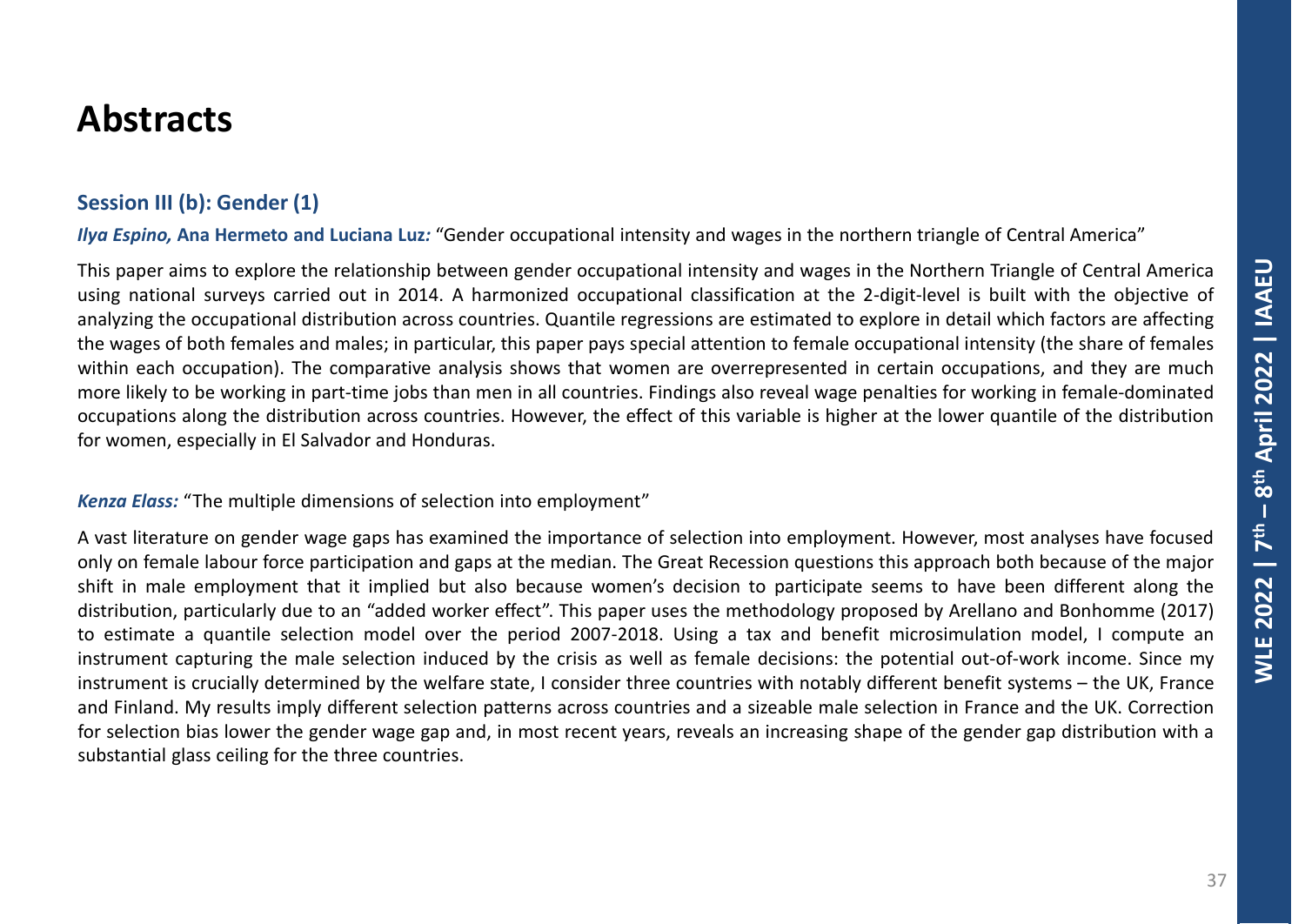# Abstracts

## Session III (b): Gender (1)

***Ilya Espino,* Ana Hermeto and Luciana Luz*:*** "Gender occupational intensity and wages in the northern triangle of Central America"

This paper aims to explore the relationship between gender occupational intensity and wages in the Northern Triangle of Central America using national surveys carried out in 2014. A harmonized occupational classification at the 2-digit-level is built with the objective of analyzing the occupational distribution across countries. Quantile regressions are estimated to explore in detail which factors are affecting the wages of both females and males; in particular, this paper pays special attention to female occupational intensity (the share of females within each occupation). The comparative analysis shows that women are overrepresented in certain occupations, and they are much more likely to be working in part-time jobs than men in all countries. Findings also reveal wage penalties for working in female-dominated occupations along the distribution across countries. However, the effect of this variable is higher at the lower quantile of the distribution for women, especially in El Salvador and Honduras.

***Kenza Elass:*** "The multiple dimensions of selection into employment"

A vast literature on gender wage gaps has examined the importance of selection into employment. However, most analyses have focused only on female labour force participation and gaps at the median. The Great Recession questions this approach both because of the major shift in male employment that it implied but also because women's decision to participate seems to have been different along the distribution, particularly due to an "added worker effect". This paper uses the methodology proposed by Arellano and Bonhomme (2017) to estimate a quantile selection model over the period 2007-2018. Using a tax and benefit microsimulation model, I compute an instrument capturing the male selection induced by the crisis as well as female decisions: the potential out-of-work income. Since my instrument is crucially determined by the welfare state, I consider three countries with notably different benefit systems – the UK, France and Finland. My results imply different selection patterns across countries and a sizeable male selection in France and the UK. Correction for selection bias lower the gender wage gap and, in most recent years, reveals an increasing shape of the gender gap distribution with a substantial glass ceiling for the three countries.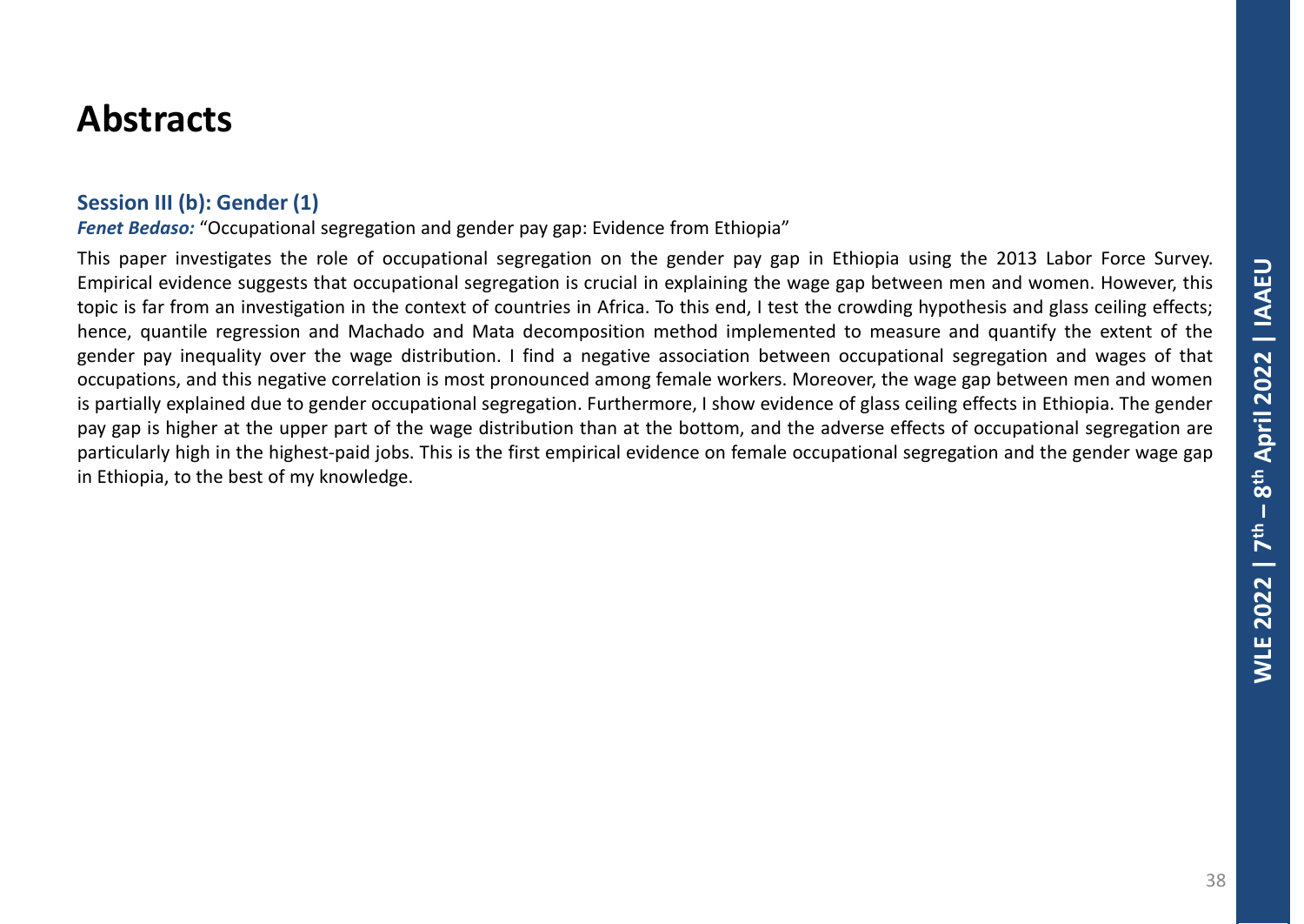# Abstracts

### Session III (b): Gender (1)

***Fenet Bedaso:*** "Occupational segregation and gender pay gap: Evidence from Ethiopia"

This paper investigates the role of occupational segregation on the gender pay gap in Ethiopia using the 2013 Labor Force Survey. Empirical evidence suggests that occupational segregation is crucial in explaining the wage gap between men and women. However, this topic is far from an investigation in the context of countries in Africa. To this end, I test the crowding hypothesis and glass ceiling effects; hence, quantile regression and Machado and Mata decomposition method implemented to measure and quantify the extent of the gender pay inequality over the wage distribution. I find a negative association between occupational segregation and wages of that occupations, and this negative correlation is most pronounced among female workers. Moreover, the wage gap between men and women is partially explained due to gender occupational segregation. Furthermore, I show evidence of glass ceiling effects in Ethiopia. The gender pay gap is higher at the upper part of the wage distribution than at the bottom, and the adverse effects of occupational segregation are particularly high in the highest-paid jobs. This is the first empirical evidence on female occupational segregation and the gender wage gap in Ethiopia, to the best of my knowledge.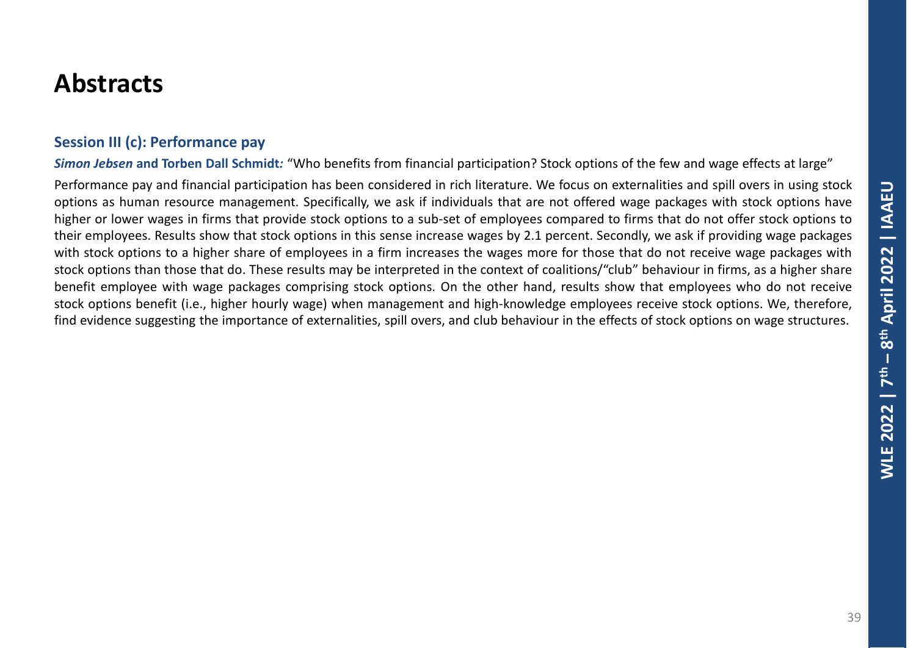# Abstracts

### Session III (c): Performance pay

***Simon Jebsen*** **and Torben Dall Schmidt***:* "Who benefits from financial participation? Stock options of the few and wage effects at large"

Performance pay and financial participation has been considered in rich literature. We focus on externalities and spill overs in using stock options as human resource management. Specifically, we ask if individuals that are not offered wage packages with stock options have higher or lower wages in firms that provide stock options to a sub-set of employees compared to firms that do not offer stock options to their employees. Results show that stock options in this sense increase wages by 2.1 percent. Secondly, we ask if providing wage packages with stock options to a higher share of employees in a firm increases the wages more for those that do not receive wage packages with stock options than those that do. These results may be interpreted in the context of coalitions/"club" behaviour in firms, as a higher share benefit employee with wage packages comprising stock options. On the other hand, results show that employees who do not receive stock options benefit (i.e., higher hourly wage) when management and high-knowledge employees receive stock options. We, therefore, find evidence suggesting the importance of externalities, spill overs, and club behaviour in the effects of stock options on wage structures.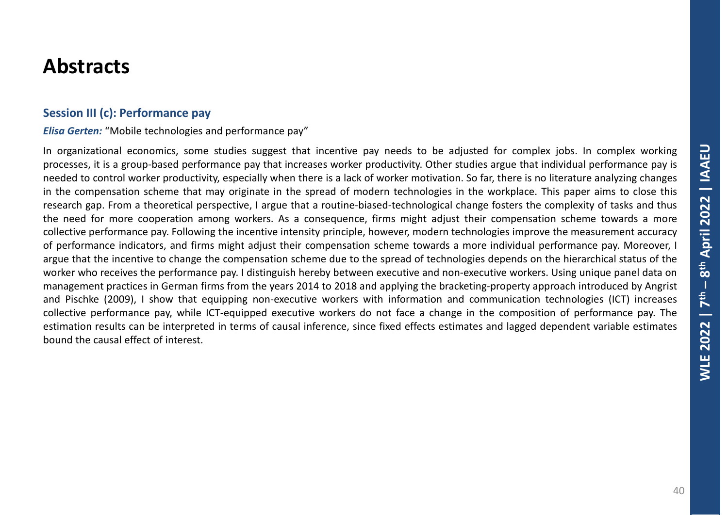# Abstracts

### Session III (c): Performance pay

***Elisa Gerten:*** "Mobile technologies and performance pay"

In organizational economics, some studies suggest that incentive pay needs to be adjusted for complex jobs. In complex working processes, it is a group-based performance pay that increases worker productivity. Other studies argue that individual performance pay is needed to control worker productivity, especially when there is a lack of worker motivation. So far, there is no literature analyzing changes in the compensation scheme that may originate in the spread of modern technologies in the workplace. This paper aims to close this research gap. From a theoretical perspective, I argue that a routine-biased-technological change fosters the complexity of tasks and thus the need for more cooperation among workers. As a consequence, firms might adjust their compensation scheme towards a more collective performance pay. Following the incentive intensity principle, however, modern technologies improve the measurement accuracy of performance indicators, and firms might adjust their compensation scheme towards a more individual performance pay. Moreover, I argue that the incentive to change the compensation scheme due to the spread of technologies depends on the hierarchical status of the worker who receives the performance pay. I distinguish hereby between executive and non-executive workers. Using unique panel data on management practices in German firms from the years 2014 to 2018 and applying the bracketing-property approach introduced by Angrist and Pischke (2009), I show that equipping non-executive workers with information and communication technologies (ICT) increases collective performance pay, while ICT-equipped executive workers do not face a change in the composition of performance pay. The estimation results can be interpreted in terms of causal inference, since fixed effects estimates and lagged dependent variable estimates bound the causal effect of interest.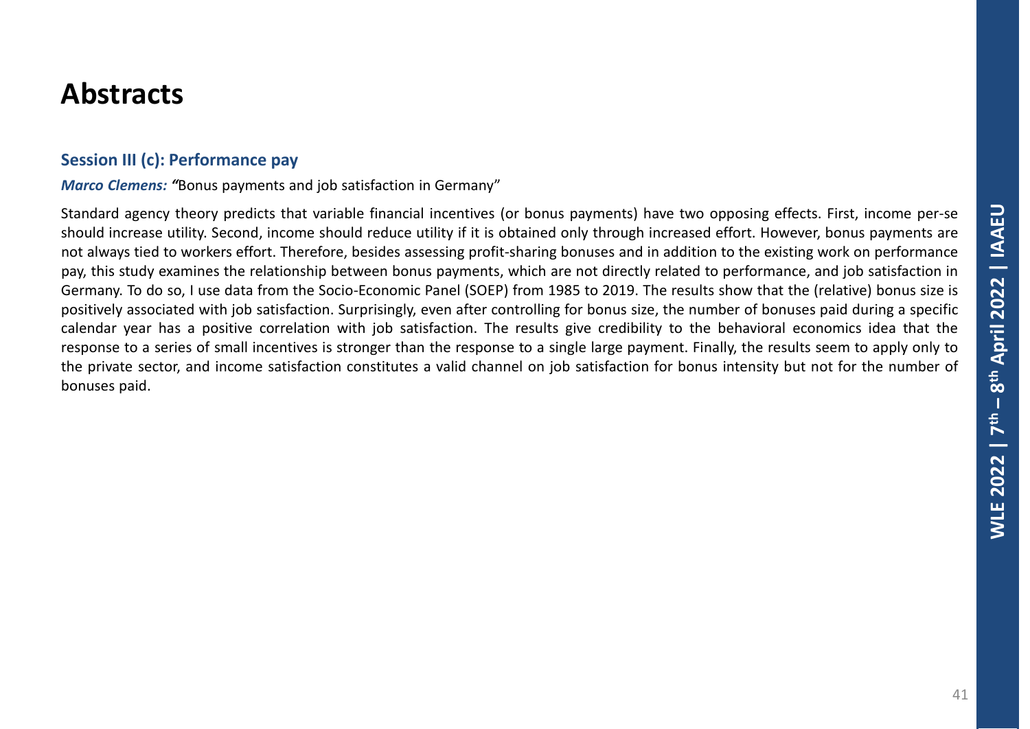# Abstracts

## Session III (c): Performance pay

***Marco Clemens:*** *"*Bonus payments and job satisfaction in Germany"

Standard agency theory predicts that variable financial incentives (or bonus payments) have two opposing effects. First, income per-se should increase utility. Second, income should reduce utility if it is obtained only through increased effort. However, bonus payments are not always tied to workers effort. Therefore, besides assessing profit-sharing bonuses and in addition to the existing work on performance pay, this study examines the relationship between bonus payments, which are not directly related to performance, and job satisfaction in Germany. To do so, I use data from the Socio-Economic Panel (SOEP) from 1985 to 2019. The results show that the (relative) bonus size is positively associated with job satisfaction. Surprisingly, even after controlling for bonus size, the number of bonuses paid during a specific calendar year has a positive correlation with job satisfaction. The results give credibility to the behavioral economics idea that the response to a series of small incentives is stronger than the response to a single large payment. Finally, the results seem to apply only to the private sector, and income satisfaction constitutes a valid channel on job satisfaction for bonus intensity but not for the number of bonuses paid.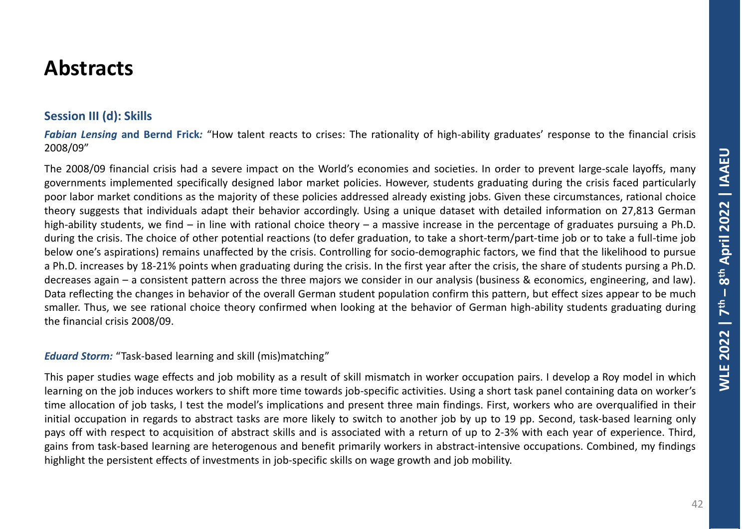# Abstracts

## Session III (d): Skills

***Fabian Lensing* and Bernd Frick:** "How talent reacts to crises: The rationality of high-ability graduates' response to the financial crisis 2008/09"

The 2008/09 financial crisis had a severe impact on the World's economies and societies. In order to prevent large-scale layoffs, many governments implemented specifically designed labor market policies. However, students graduating during the crisis faced particularly poor labor market conditions as the majority of these policies addressed already existing jobs. Given these circumstances, rational choice theory suggests that individuals adapt their behavior accordingly. Using a unique dataset with detailed information on 27,813 German high-ability students, we find – in line with rational choice theory – a massive increase in the percentage of graduates pursuing a Ph.D. during the crisis. The choice of other potential reactions (to defer graduation, to take a short-term/part-time job or to take a full-time job below one's aspirations) remains unaffected by the crisis. Controlling for socio-demographic factors, we find that the likelihood to pursue a Ph.D. increases by 18-21% points when graduating during the crisis. In the first year after the crisis, the share of students pursing a Ph.D. decreases again – a consistent pattern across the three majors we consider in our analysis (business & economics, engineering, and law). Data reflecting the changes in behavior of the overall German student population confirm this pattern, but effect sizes appear to be much smaller. Thus, we see rational choice theory confirmed when looking at the behavior of German high-ability students graduating during the financial crisis 2008/09.

***Eduard Storm:*** "Task-based learning and skill (mis)matching"

This paper studies wage effects and job mobility as a result of skill mismatch in worker occupation pairs. I develop a Roy model in which learning on the job induces workers to shift more time towards job-specific activities. Using a short task panel containing data on worker's time allocation of job tasks, I test the model's implications and present three main findings. First, workers who are overqualified in their initial occupation in regards to abstract tasks are more likely to switch to another job by up to 19 pp. Second, task-based learning only pays off with respect to acquisition of abstract skills and is associated with a return of up to 2-3% with each year of experience. Third, gains from task-based learning are heterogenous and benefit primarily workers in abstract-intensive occupations. Combined, my findings highlight the persistent effects of investments in job-specific skills on wage growth and job mobility.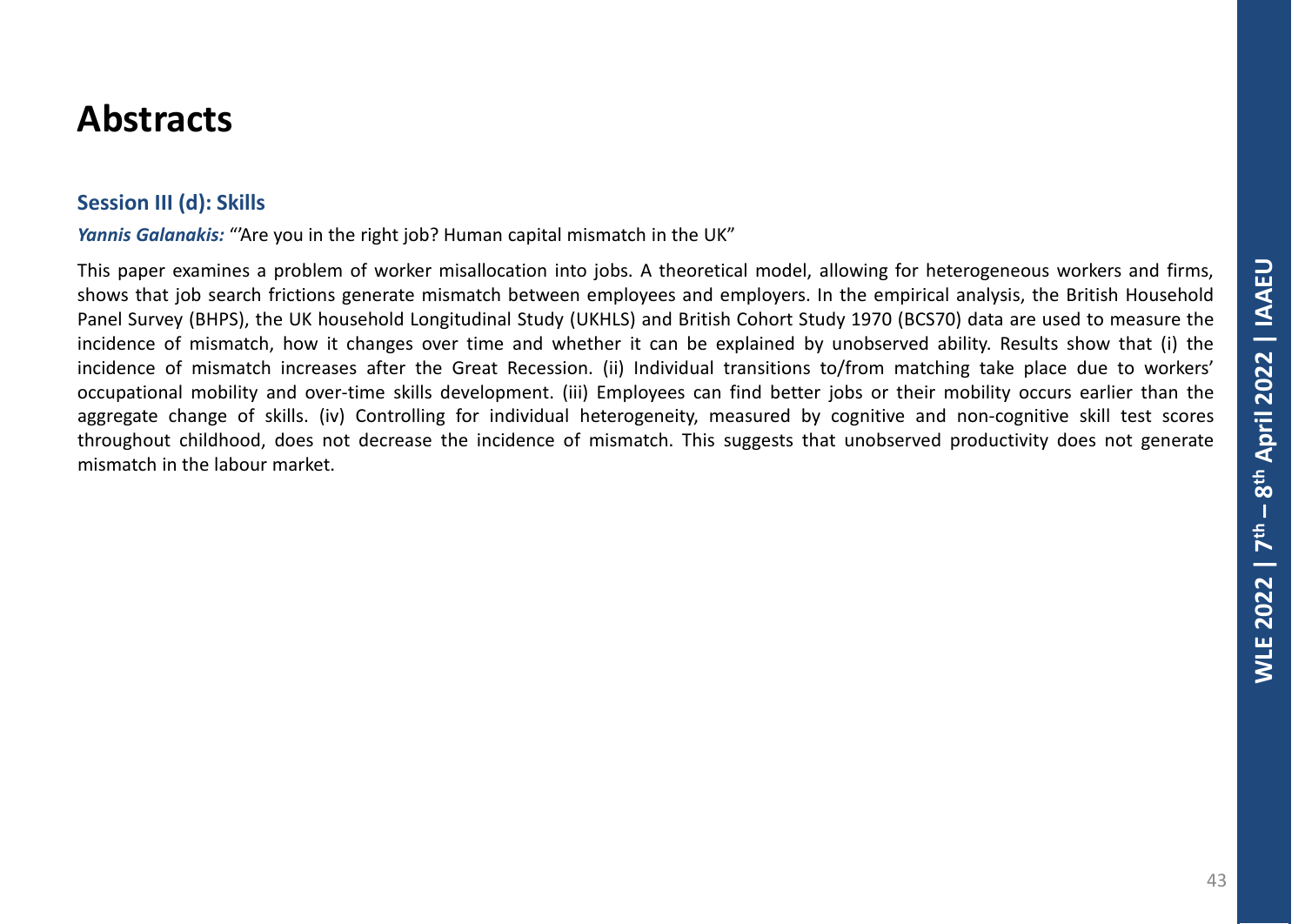# Abstracts

## Session III (d): Skills

***Yannis Galanakis:*** "'Are you in the right job? Human capital mismatch in the UK"

This paper examines a problem of worker misallocation into jobs. A theoretical model, allowing for heterogeneous workers and firms, shows that job search frictions generate mismatch between employees and employers. In the empirical analysis, the British Household Panel Survey (BHPS), the UK household Longitudinal Study (UKHLS) and British Cohort Study 1970 (BCS70) data are used to measure the incidence of mismatch, how it changes over time and whether it can be explained by unobserved ability. Results show that (i) the incidence of mismatch increases after the Great Recession. (ii) Individual transitions to/from matching take place due to workers' occupational mobility and over-time skills development. (iii) Employees can find better jobs or their mobility occurs earlier than the aggregate change of skills. (iv) Controlling for individual heterogeneity, measured by cognitive and non-cognitive skill test scores throughout childhood, does not decrease the incidence of mismatch. This suggests that unobserved productivity does not generate mismatch in the labour market.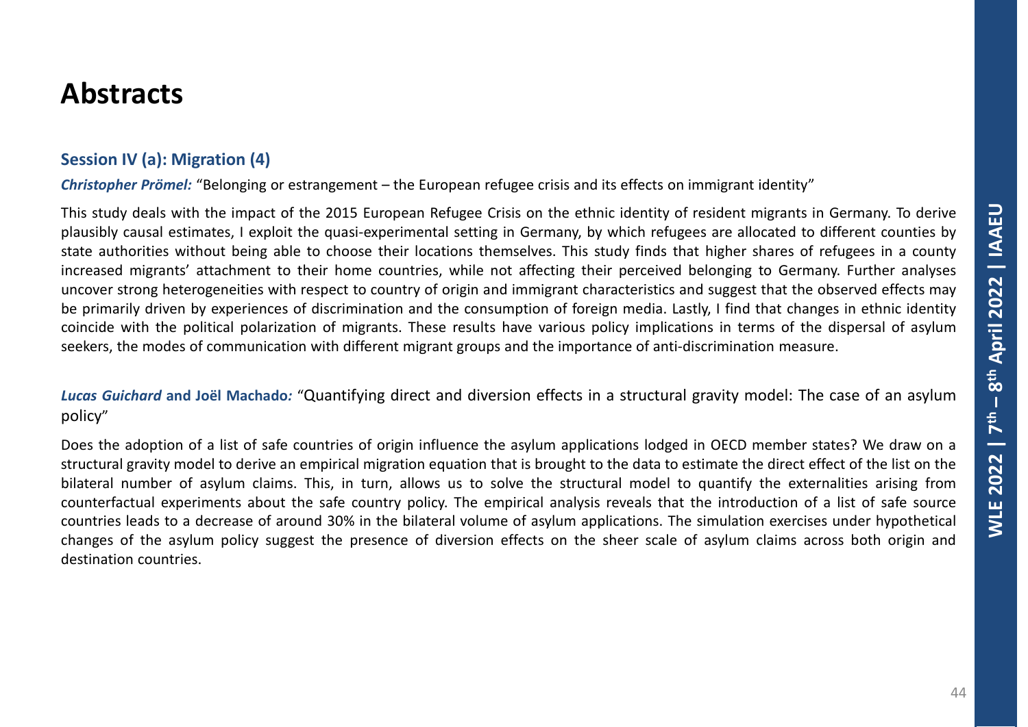# Abstracts

### Session IV (a): Migration (4)

***Christopher Prömel:*** "Belonging or estrangement – the European refugee crisis and its effects on immigrant identity"

This study deals with the impact of the 2015 European Refugee Crisis on the ethnic identity of resident migrants in Germany. To derive plausibly causal estimates, I exploit the quasi-experimental setting in Germany, by which refugees are allocated to different counties by state authorities without being able to choose their locations themselves. This study finds that higher shares of refugees in a county increased migrants' attachment to their home countries, while not affecting their perceived belonging to Germany. Further analyses uncover strong heterogeneities with respect to country of origin and immigrant characteristics and suggest that the observed effects may be primarily driven by experiences of discrimination and the consumption of foreign media. Lastly, I find that changes in ethnic identity coincide with the political polarization of migrants. These results have various policy implications in terms of the dispersal of asylum seekers, the modes of communication with different migrant groups and the importance of anti-discrimination measure.

***Lucas Guichard* and Joël Machado*:*** "Quantifying direct and diversion effects in a structural gravity model: The case of an asylum policy"

Does the adoption of a list of safe countries of origin influence the asylum applications lodged in OECD member states? We draw on a structural gravity model to derive an empirical migration equation that is brought to the data to estimate the direct effect of the list on the bilateral number of asylum claims. This, in turn, allows us to solve the structural model to quantify the externalities arising from counterfactual experiments about the safe country policy. The empirical analysis reveals that the introduction of a list of safe source countries leads to a decrease of around 30% in the bilateral volume of asylum applications. The simulation exercises under hypothetical changes of the asylum policy suggest the presence of diversion effects on the sheer scale of asylum claims across both origin and destination countries.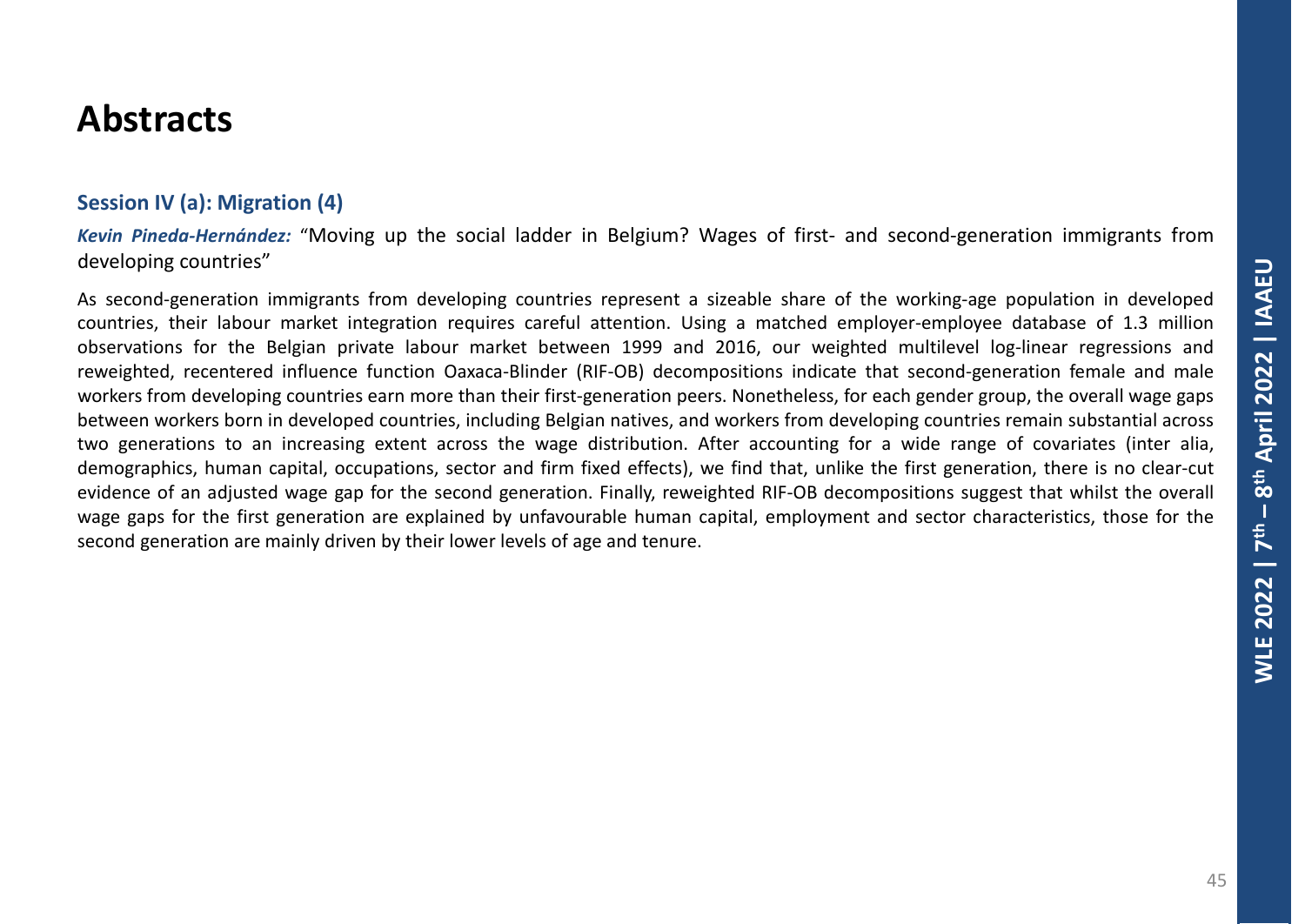# Abstracts

## Session IV (a): Migration (4)

***Kevin Pineda-Hernández:*** "Moving up the social ladder in Belgium? Wages of first- and second-generation immigrants from developing countries"

As second-generation immigrants from developing countries represent a sizeable share of the working-age population in developed countries, their labour market integration requires careful attention. Using a matched employer-employee database of 1.3 million observations for the Belgian private labour market between 1999 and 2016, our weighted multilevel log-linear regressions and reweighted, recentered influence function Oaxaca-Blinder (RIF-OB) decompositions indicate that second-generation female and male workers from developing countries earn more than their first-generation peers. Nonetheless, for each gender group, the overall wage gaps between workers born in developed countries, including Belgian natives, and workers from developing countries remain substantial across two generations to an increasing extent across the wage distribution. After accounting for a wide range of covariates (inter alia, demographics, human capital, occupations, sector and firm fixed effects), we find that, unlike the first generation, there is no clear-cut evidence of an adjusted wage gap for the second generation. Finally, reweighted RIF-OB decompositions suggest that whilst the overall wage gaps for the first generation are explained by unfavourable human capital, employment and sector characteristics, those for the second generation are mainly driven by their lower levels of age and tenure.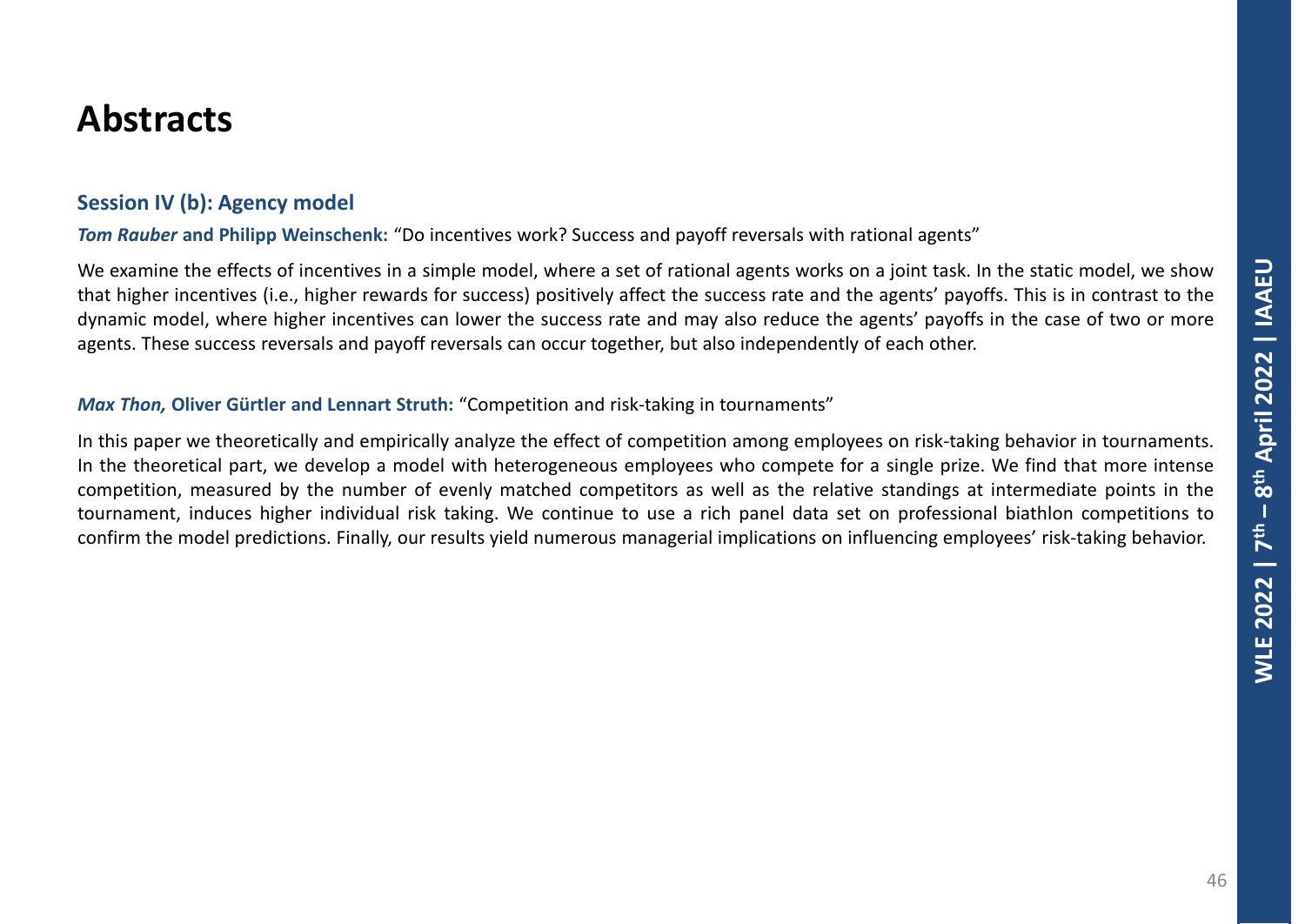# Abstracts

## Session IV (b): Agency model

***Tom Rauber*** **and Philipp Weinschenk:** "Do incentives work? Success and payoff reversals with rational agents"

We examine the effects of incentives in a simple model, where a set of rational agents works on a joint task. In the static model, we show that higher incentives (i.e., higher rewards for success) positively affect the success rate and the agents' payoffs. This is in contrast to the dynamic model, where higher incentives can lower the success rate and may also reduce the agents' payoffs in the case of two or more agents. These success reversals and payoff reversals can occur together, but also independently of each other.

***Max Thon,*** **Oliver Gürtler and Lennart Struth:** "Competition and risk-taking in tournaments"

In this paper we theoretically and empirically analyze the effect of competition among employees on risk-taking behavior in tournaments. In the theoretical part, we develop a model with heterogeneous employees who compete for a single prize. We find that more intense competition, measured by the number of evenly matched competitors as well as the relative standings at intermediate points in the tournament, induces higher individual risk taking. We continue to use a rich panel data set on professional biathlon competitions to confirm the model predictions. Finally, our results yield numerous managerial implications on influencing employees' risk-taking behavior.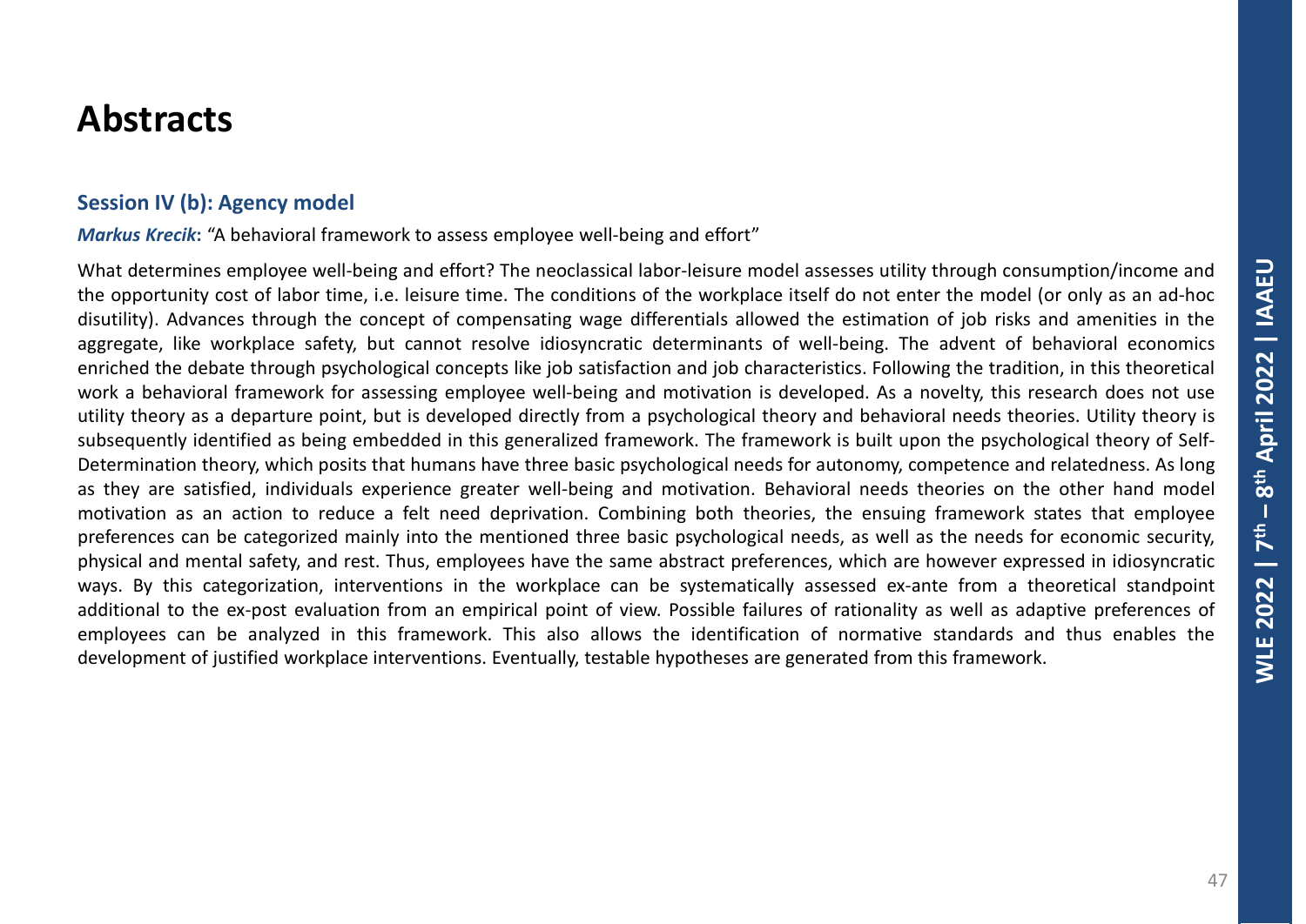# Abstracts

## Session IV (b): Agency model

***Markus Krecik***: "A behavioral framework to assess employee well-being and effort"

What determines employee well-being and effort? The neoclassical labor-leisure model assesses utility through consumption/income and the opportunity cost of labor time, i.e. leisure time. The conditions of the workplace itself do not enter the model (or only as an ad-hoc disutility). Advances through the concept of compensating wage differentials allowed the estimation of job risks and amenities in the aggregate, like workplace safety, but cannot resolve idiosyncratic determinants of well-being. The advent of behavioral economics enriched the debate through psychological concepts like job satisfaction and job characteristics. Following the tradition, in this theoretical work a behavioral framework for assessing employee well-being and motivation is developed. As a novelty, this research does not use utility theory as a departure point, but is developed directly from a psychological theory and behavioral needs theories. Utility theory is subsequently identified as being embedded in this generalized framework. The framework is built upon the psychological theory of Self-Determination theory, which posits that humans have three basic psychological needs for autonomy, competence and relatedness. As long as they are satisfied, individuals experience greater well-being and motivation. Behavioral needs theories on the other hand model motivation as an action to reduce a felt need deprivation. Combining both theories, the ensuing framework states that employee preferences can be categorized mainly into the mentioned three basic psychological needs, as well as the needs for economic security, physical and mental safety, and rest. Thus, employees have the same abstract preferences, which are however expressed in idiosyncratic ways. By this categorization, interventions in the workplace can be systematically assessed ex-ante from a theoretical standpoint additional to the ex-post evaluation from an empirical point of view. Possible failures of rationality as well as adaptive preferences of employees can be analyzed in this framework. This also allows the identification of normative standards and thus enables the development of justified workplace interventions. Eventually, testable hypotheses are generated from this framework.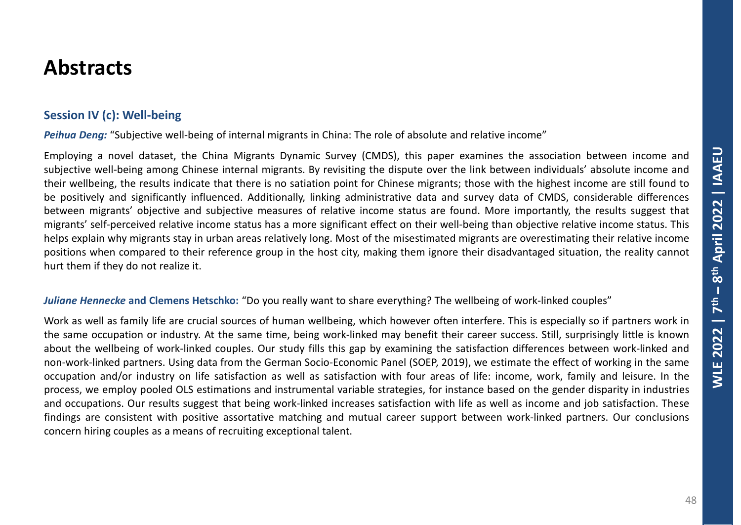# Abstracts

## Session IV (c): Well-being

***Peihua Deng:*** "Subjective well-being of internal migrants in China: The role of absolute and relative income"

Employing a novel dataset, the China Migrants Dynamic Survey (CMDS), this paper examines the association between income and subjective well-being among Chinese internal migrants. By revisiting the dispute over the link between individuals' absolute income and their wellbeing, the results indicate that there is no satiation point for Chinese migrants; those with the highest income are still found to be positively and significantly influenced. Additionally, linking administrative data and survey data of CMDS, considerable differences between migrants' objective and subjective measures of relative income status are found. More importantly, the results suggest that migrants' self-perceived relative income status has a more significant effect on their well-being than objective relative income status. This helps explain why migrants stay in urban areas relatively long. Most of the misestimated migrants are overestimating their relative income positions when compared to their reference group in the host city, making them ignore their disadvantaged situation, the reality cannot hurt them if they do not realize it.

***Juliane Hennecke* and Clemens Hetschko:** "Do you really want to share everything? The wellbeing of work-linked couples"

Work as well as family life are crucial sources of human wellbeing, which however often interfere. This is especially so if partners work in the same occupation or industry. At the same time, being work-linked may benefit their career success. Still, surprisingly little is known about the wellbeing of work-linked couples. Our study fills this gap by examining the satisfaction differences between work-linked and non-work-linked partners. Using data from the German Socio-Economic Panel (SOEP, 2019), we estimate the effect of working in the same occupation and/or industry on life satisfaction as well as satisfaction with four areas of life: income, work, family and leisure. In the process, we employ pooled OLS estimations and instrumental variable strategies, for instance based on the gender disparity in industries and occupations. Our results suggest that being work-linked increases satisfaction with life as well as income and job satisfaction. These findings are consistent with positive assortative matching and mutual career support between work-linked partners. Our conclusions concern hiring couples as a means of recruiting exceptional talent.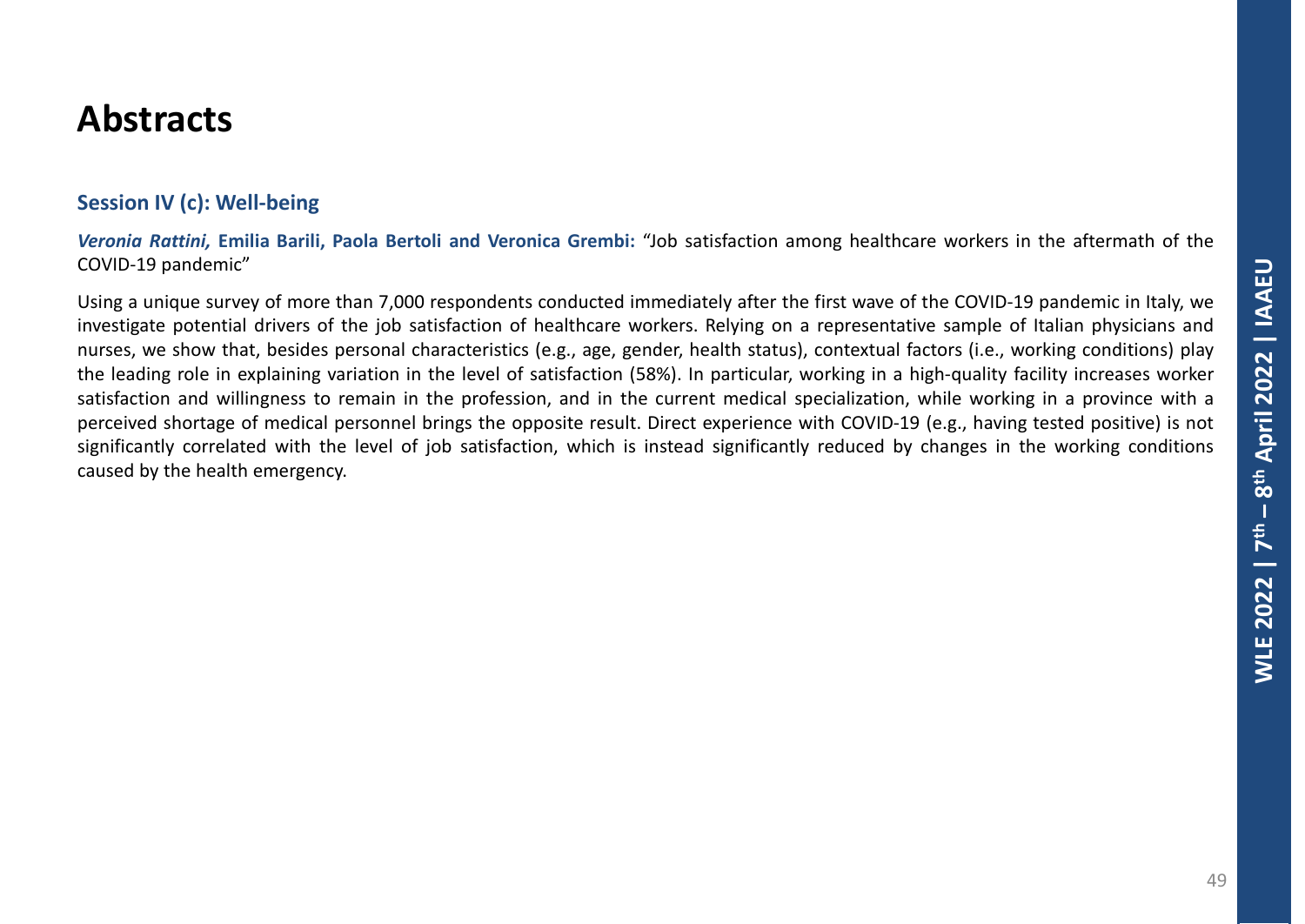# Abstracts

## Session IV (c): Well-being

***Veronia Rattini,* Emilia Barili, Paola Bertoli and Veronica Grembi:** "Job satisfaction among healthcare workers in the aftermath of the COVID-19 pandemic"

Using a unique survey of more than 7,000 respondents conducted immediately after the first wave of the COVID-19 pandemic in Italy, we investigate potential drivers of the job satisfaction of healthcare workers. Relying on a representative sample of Italian physicians and nurses, we show that, besides personal characteristics (e.g., age, gender, health status), contextual factors (i.e., working conditions) play the leading role in explaining variation in the level of satisfaction (58%). In particular, working in a high-quality facility increases worker satisfaction and willingness to remain in the profession, and in the current medical specialization, while working in a province with a perceived shortage of medical personnel brings the opposite result. Direct experience with COVID-19 (e.g., having tested positive) is not significantly correlated with the level of job satisfaction, which is instead significantly reduced by changes in the working conditions caused by the health emergency.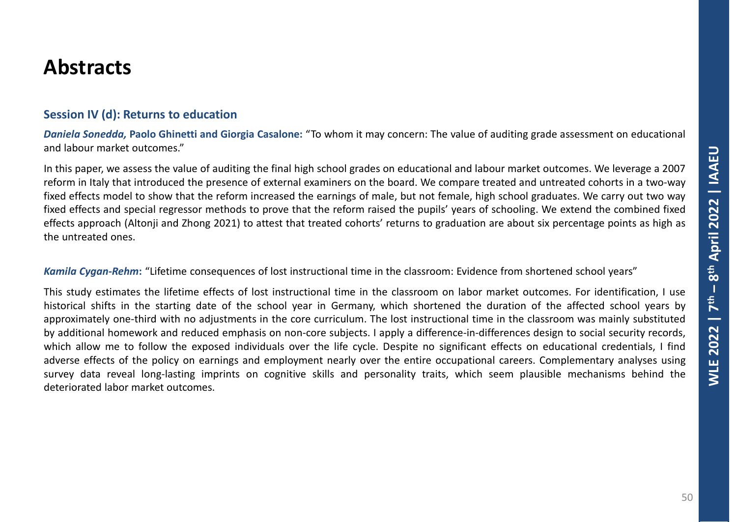# Abstracts

### Session IV (d): Returns to education

***Daniela Sonedda,* Paolo Ghinetti and Giorgia Casalone:** "To whom it may concern: The value of auditing grade assessment on educational and labour market outcomes."

In this paper, we assess the value of auditing the final high school grades on educational and labour market outcomes. We leverage a 2007 reform in Italy that introduced the presence of external examiners on the board. We compare treated and untreated cohorts in a two-way fixed effects model to show that the reform increased the earnings of male, but not female, high school graduates. We carry out two way fixed effects and special regressor methods to prove that the reform raised the pupils' years of schooling. We extend the combined fixed effects approach (Altonji and Zhong 2021) to attest that treated cohorts' returns to graduation are about six percentage points as high as the untreated ones.

***Kamila Cygan-Rehm*:** "Lifetime consequences of lost instructional time in the classroom: Evidence from shortened school years"

This study estimates the lifetime effects of lost instructional time in the classroom on labor market outcomes. For identification, I use historical shifts in the starting date of the school year in Germany, which shortened the duration of the affected school years by approximately one-third with no adjustments in the core curriculum. The lost instructional time in the classroom was mainly substituted by additional homework and reduced emphasis on non-core subjects. I apply a difference-in-differences design to social security records, which allow me to follow the exposed individuals over the life cycle. Despite no significant effects on educational credentials, I find adverse effects of the policy on earnings and employment nearly over the entire occupational careers. Complementary analyses using survey data reveal long-lasting imprints on cognitive skills and personality traits, which seem plausible mechanisms behind the deteriorated labor market outcomes.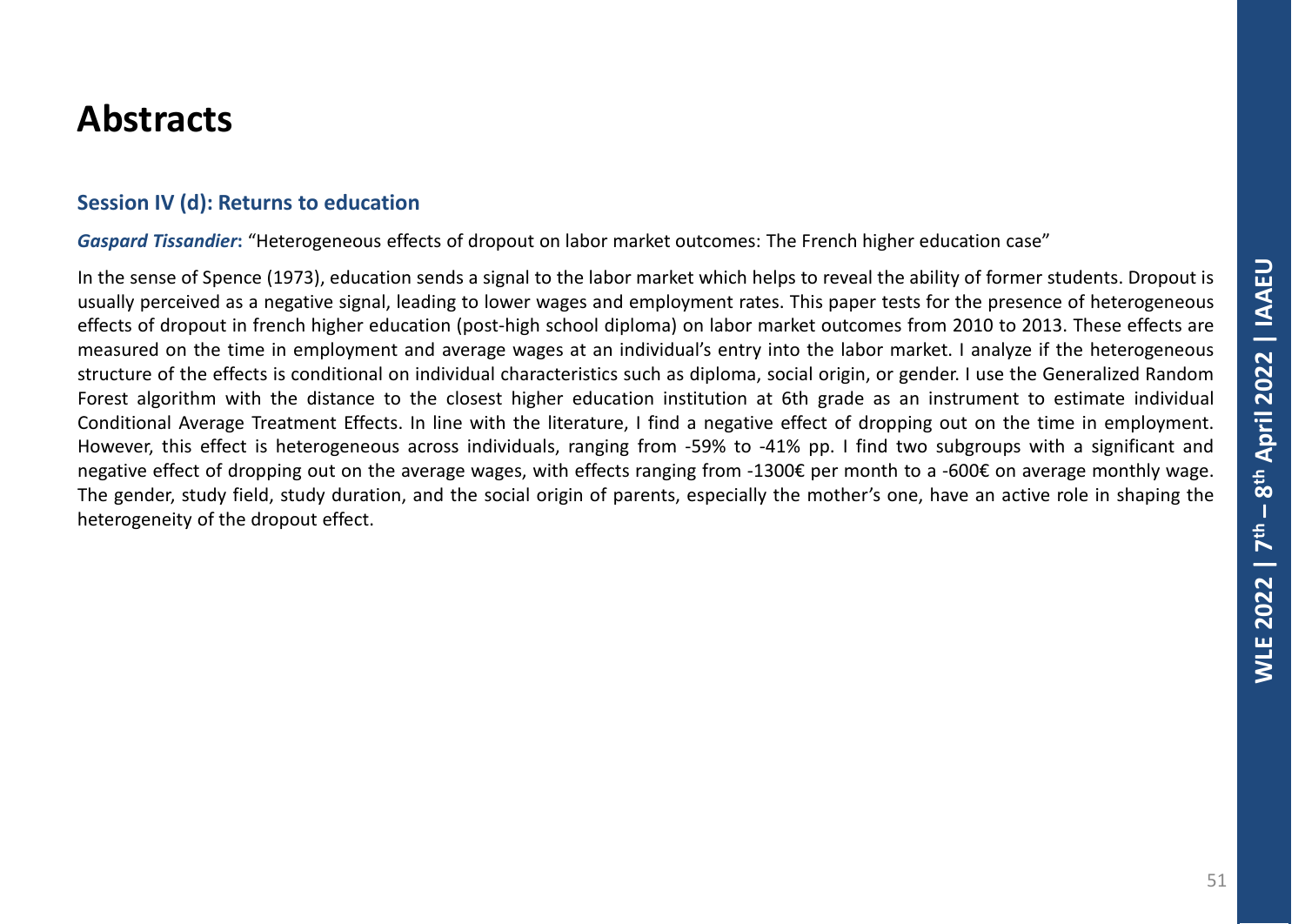# Abstracts

### Session IV (d): Returns to education

***Gaspard Tissandier*****:** "Heterogeneous effects of dropout on labor market outcomes: The French higher education case"

In the sense of Spence (1973), education sends a signal to the labor market which helps to reveal the ability of former students. Dropout is usually perceived as a negative signal, leading to lower wages and employment rates. This paper tests for the presence of heterogeneous effects of dropout in french higher education (post-high school diploma) on labor market outcomes from 2010 to 2013. These effects are measured on the time in employment and average wages at an individual's entry into the labor market. I analyze if the heterogeneous structure of the effects is conditional on individual characteristics such as diploma, social origin, or gender. I use the Generalized Random Forest algorithm with the distance to the closest higher education institution at 6th grade as an instrument to estimate individual Conditional Average Treatment Effects. In line with the literature, I find a negative effect of dropping out on the time in employment. However, this effect is heterogeneous across individuals, ranging from -59% to -41% pp. I find two subgroups with a significant and negative effect of dropping out on the average wages, with effects ranging from -1300€ per month to a -600€ on average monthly wage. The gender, study field, study duration, and the social origin of parents, especially the mother's one, have an active role in shaping the heterogeneity of the dropout effect.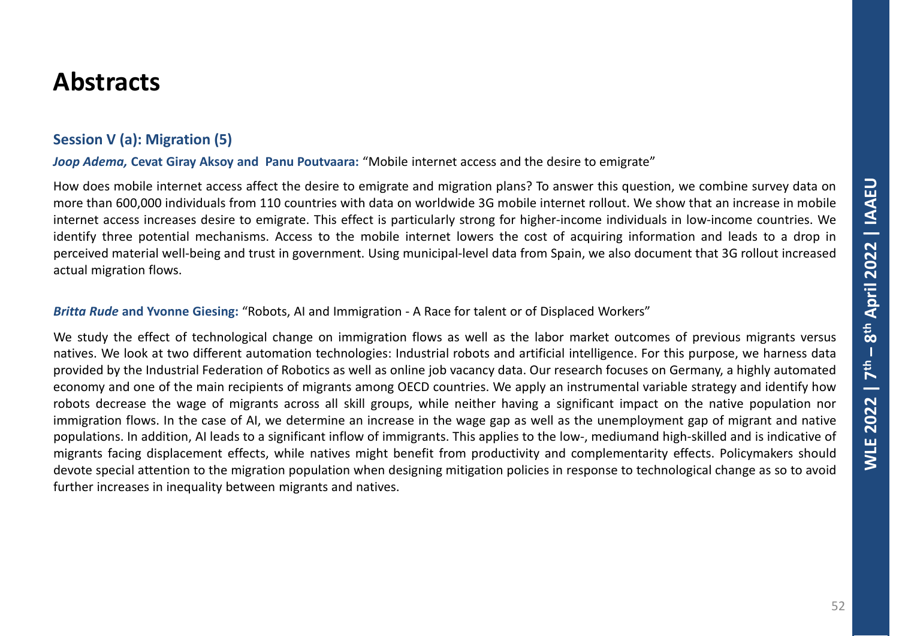# Abstracts

## Session V (a): Migration (5)

***Joop Adema,* Cevat Giray Aksoy and Panu Poutvaara:** "Mobile internet access and the desire to emigrate"

How does mobile internet access affect the desire to emigrate and migration plans? To answer this question, we combine survey data on more than 600,000 individuals from 110 countries with data on worldwide 3G mobile internet rollout. We show that an increase in mobile internet access increases desire to emigrate. This effect is particularly strong for higher-income individuals in low-income countries. We identify three potential mechanisms. Access to the mobile internet lowers the cost of acquiring information and leads to a drop in perceived material well-being and trust in government. Using municipal-level data from Spain, we also document that 3G rollout increased actual migration flows.

***Britta Rude* and Yvonne Giesing:** "Robots, AI and Immigration - A Race for talent or of Displaced Workers"

We study the effect of technological change on immigration flows as well as the labor market outcomes of previous migrants versus natives. We look at two different automation technologies: Industrial robots and artificial intelligence. For this purpose, we harness data provided by the Industrial Federation of Robotics as well as online job vacancy data. Our research focuses on Germany, a highly automated economy and one of the main recipients of migrants among OECD countries. We apply an instrumental variable strategy and identify how robots decrease the wage of migrants across all skill groups, while neither having a significant impact on the native population nor immigration flows. In the case of AI, we determine an increase in the wage gap as well as the unemployment gap of migrant and native populations. In addition, AI leads to a significant inflow of immigrants. This applies to the low-, mediumand high-skilled and is indicative of migrants facing displacement effects, while natives might benefit from productivity and complementarity effects. Policymakers should devote special attention to the migration population when designing mitigation policies in response to technological change as so to avoid further increases in inequality between migrants and natives.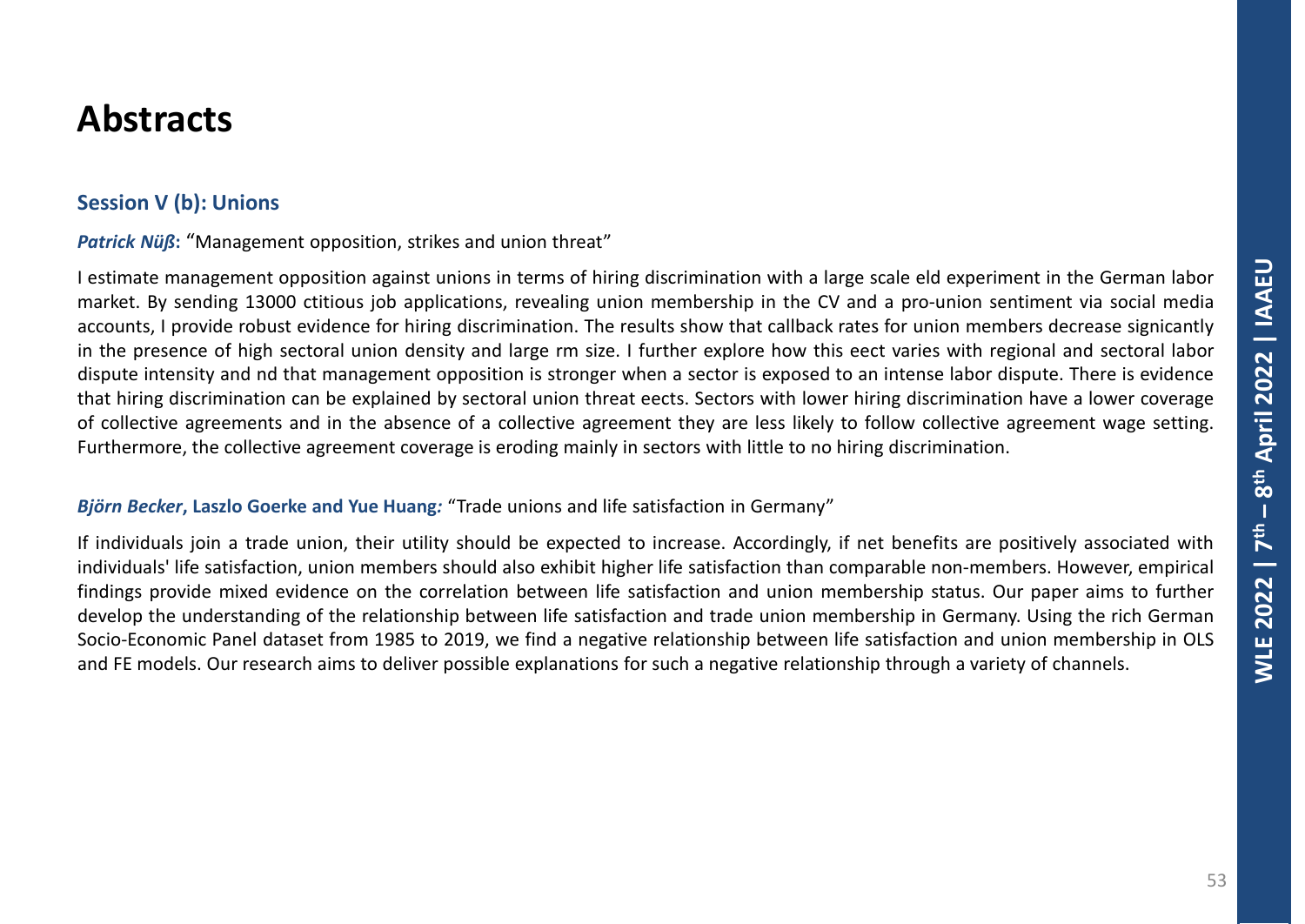# Abstracts

## Session V (b): Unions

***Patrick Nüß***: "Management opposition, strikes and union threat"

I estimate management opposition against unions in terms of hiring discrimination with a large scale eld experiment in the German labor market. By sending 13000 ctitious job applications, revealing union membership in the CV and a pro-union sentiment via social media accounts, I provide robust evidence for hiring discrimination. The results show that callback rates for union members decrease signicantly in the presence of high sectoral union density and large rm size. I further explore how this eect varies with regional and sectoral labor dispute intensity and nd that management opposition is stronger when a sector is exposed to an intense labor dispute. There is evidence that hiring discrimination can be explained by sectoral union threat eects. Sectors with lower hiring discrimination have a lower coverage of collective agreements and in the absence of a collective agreement they are less likely to follow collective agreement wage setting. Furthermore, the collective agreement coverage is eroding mainly in sectors with little to no hiring discrimination.

***Björn Becker*, Laszlo Goerke and Yue Huang**: "Trade unions and life satisfaction in Germany"

If individuals join a trade union, their utility should be expected to increase. Accordingly, if net benefits are positively associated with individuals' life satisfaction, union members should also exhibit higher life satisfaction than comparable non-members. However, empirical findings provide mixed evidence on the correlation between life satisfaction and union membership status. Our paper aims to further develop the understanding of the relationship between life satisfaction and trade union membership in Germany. Using the rich German Socio-Economic Panel dataset from 1985 to 2019, we find a negative relationship between life satisfaction and union membership in OLS and FE models. Our research aims to deliver possible explanations for such a negative relationship through a variety of channels.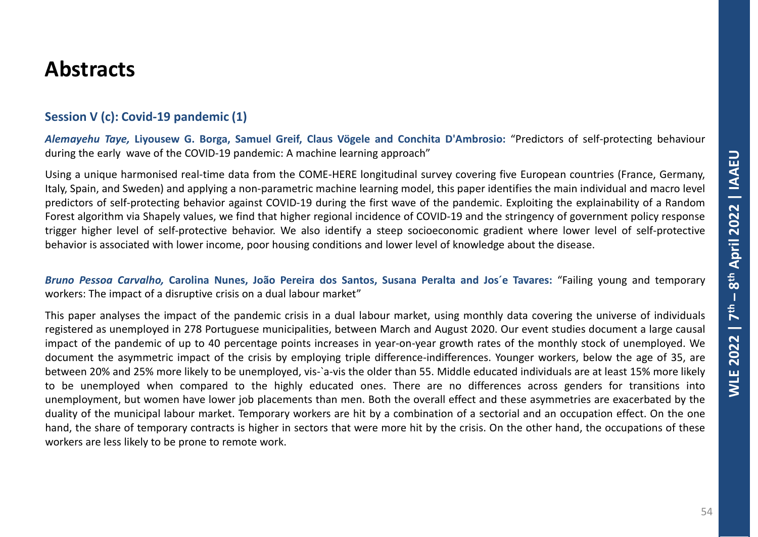# Abstracts

## Session V (c): Covid-19 pandemic (1)

***Alemayehu Taye,* Liyousew G. Borga, Samuel Greif, Claus Vögele and Conchita D'Ambrosio:** "Predictors of self-protecting behaviour during the early wave of the COVID-19 pandemic: A machine learning approach"

Using a unique harmonised real-time data from the COME-HERE longitudinal survey covering five European countries (France, Germany, Italy, Spain, and Sweden) and applying a non-parametric machine learning model, this paper identifies the main individual and macro level predictors of self-protecting behavior against COVID-19 during the first wave of the pandemic. Exploiting the explainability of a Random Forest algorithm via Shapely values, we find that higher regional incidence of COVID-19 and the stringency of government policy response trigger higher level of self-protective behavior. We also identify a steep socioeconomic gradient where lower level of self-protective behavior is associated with lower income, poor housing conditions and lower level of knowledge about the disease.

***Bruno Pessoa Carvalho,* Carolina Nunes, João Pereira dos Santos, Susana Peralta and Jos´e Tavares:** "Failing young and temporary workers: The impact of a disruptive crisis on a dual labour market"

This paper analyses the impact of the pandemic crisis in a dual labour market, using monthly data covering the universe of individuals registered as unemployed in 278 Portuguese municipalities, between March and August 2020. Our event studies document a large causal impact of the pandemic of up to 40 percentage points increases in year-on-year growth rates of the monthly stock of unemployed. We document the asymmetric impact of the crisis by employing triple difference-indifferences. Younger workers, below the age of 35, are between 20% and 25% more likely to be unemployed, vis-`a-vis the older than 55. Middle educated individuals are at least 15% more likely to be unemployed when compared to the highly educated ones. There are no differences across genders for transitions into unemployment, but women have lower job placements than men. Both the overall effect and these asymmetries are exacerbated by the duality of the municipal labour market. Temporary workers are hit by a combination of a sectorial and an occupation effect. On the one hand, the share of temporary contracts is higher in sectors that were more hit by the crisis. On the other hand, the occupations of these workers are less likely to be prone to remote work.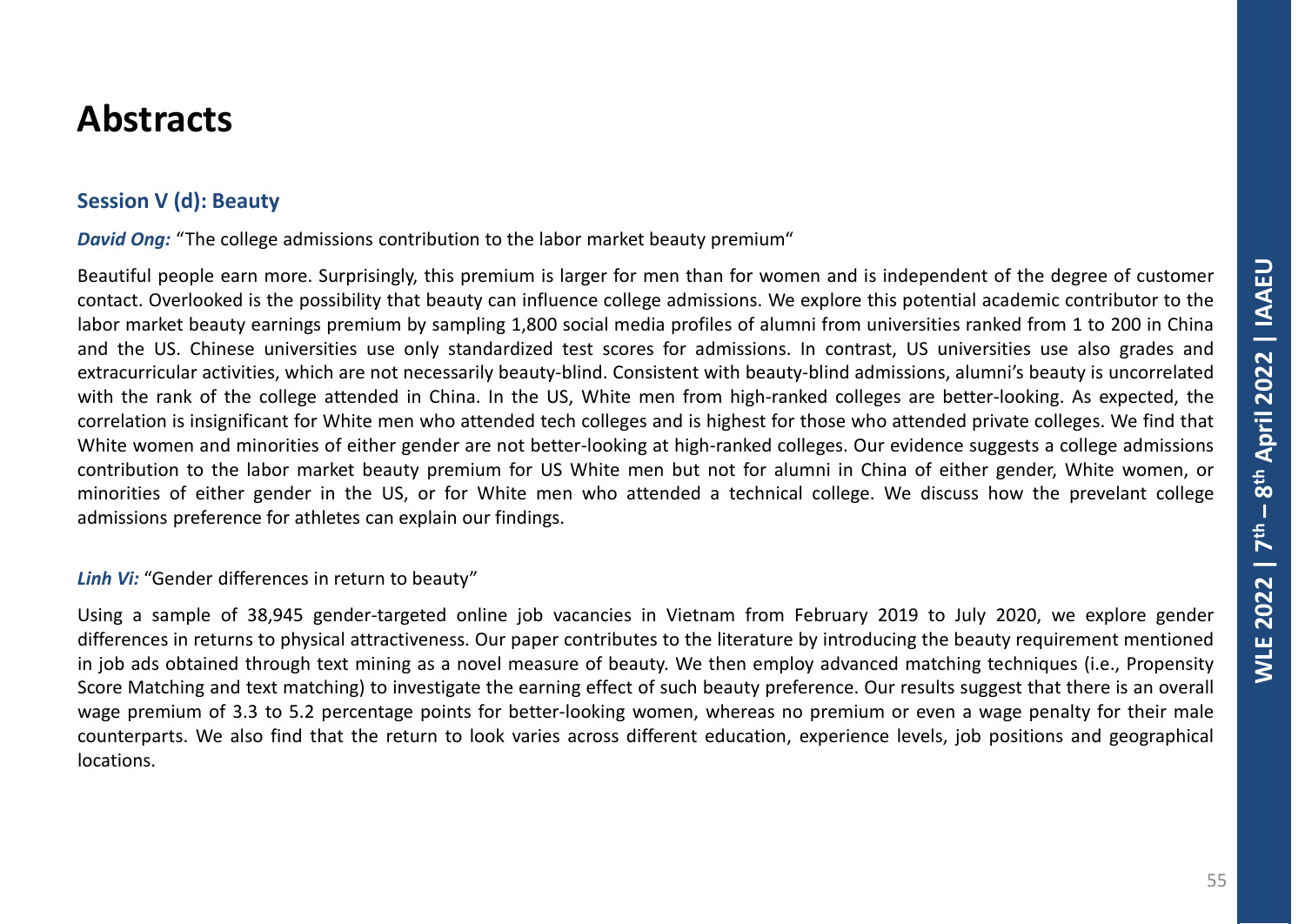# Abstracts

## Session V (d): Beauty

***David Ong:*** "The college admissions contribution to the labor market beauty premium"

Beautiful people earn more. Surprisingly, this premium is larger for men than for women and is independent of the degree of customer contact. Overlooked is the possibility that beauty can influence college admissions. We explore this potential academic contributor to the labor market beauty earnings premium by sampling 1,800 social media profiles of alumni from universities ranked from 1 to 200 in China and the US. Chinese universities use only standardized test scores for admissions. In contrast, US universities use also grades and extracurricular activities, which are not necessarily beauty-blind. Consistent with beauty-blind admissions, alumni's beauty is uncorrelated with the rank of the college attended in China. In the US, White men from high-ranked colleges are better-looking. As expected, the correlation is insignificant for White men who attended tech colleges and is highest for those who attended private colleges. We find that White women and minorities of either gender are not better-looking at high-ranked colleges. Our evidence suggests a college admissions contribution to the labor market beauty premium for US White men but not for alumni in China of either gender, White women, or minorities of either gender in the US, or for White men who attended a technical college. We discuss how the prevelant college admissions preference for athletes can explain our findings.

***Linh Vi:*** "Gender differences in return to beauty"

Using a sample of 38,945 gender-targeted online job vacancies in Vietnam from February 2019 to July 2020, we explore gender differences in returns to physical attractiveness. Our paper contributes to the literature by introducing the beauty requirement mentioned in job ads obtained through text mining as a novel measure of beauty. We then employ advanced matching techniques (i.e., Propensity Score Matching and text matching) to investigate the earning effect of such beauty preference. Our results suggest that there is an overall wage premium of 3.3 to 5.2 percentage points for better-looking women, whereas no premium or even a wage penalty for their male counterparts. We also find that the return to look varies across different education, experience levels, job positions and geographical locations.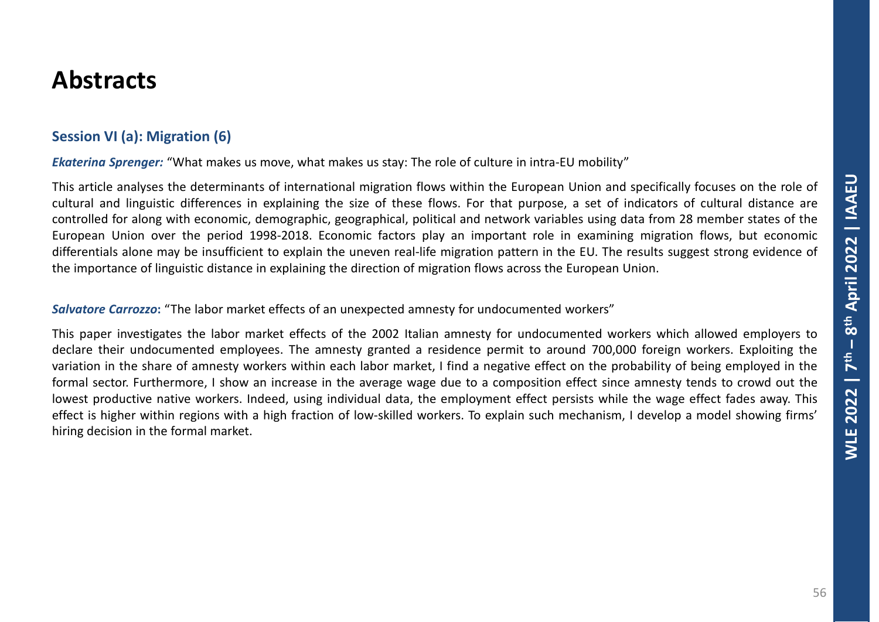# Abstracts

## Session VI (a): Migration (6)

***Ekaterina Sprenger:*** "What makes us move, what makes us stay: The role of culture in intra-EU mobility"

This article analyses the determinants of international migration flows within the European Union and specifically focuses on the role of cultural and linguistic differences in explaining the size of these flows. For that purpose, a set of indicators of cultural distance are controlled for along with economic, demographic, geographical, political and network variables using data from 28 member states of the European Union over the period 1998-2018. Economic factors play an important role in examining migration flows, but economic differentials alone may be insufficient to explain the uneven real-life migration pattern in the EU. The results suggest strong evidence of the importance of linguistic distance in explaining the direction of migration flows across the European Union.

***Salvatore Carrozzo*:** "The labor market effects of an unexpected amnesty for undocumented workers"

This paper investigates the labor market effects of the 2002 Italian amnesty for undocumented workers which allowed employers to declare their undocumented employees. The amnesty granted a residence permit to around 700,000 foreign workers. Exploiting the variation in the share of amnesty workers within each labor market, I find a negative effect on the probability of being employed in the formal sector. Furthermore, I show an increase in the average wage due to a composition effect since amnesty tends to crowd out the lowest productive native workers. Indeed, using individual data, the employment effect persists while the wage effect fades away. This effect is higher within regions with a high fraction of low-skilled workers. To explain such mechanism, I develop a model showing firms' hiring decision in the formal market.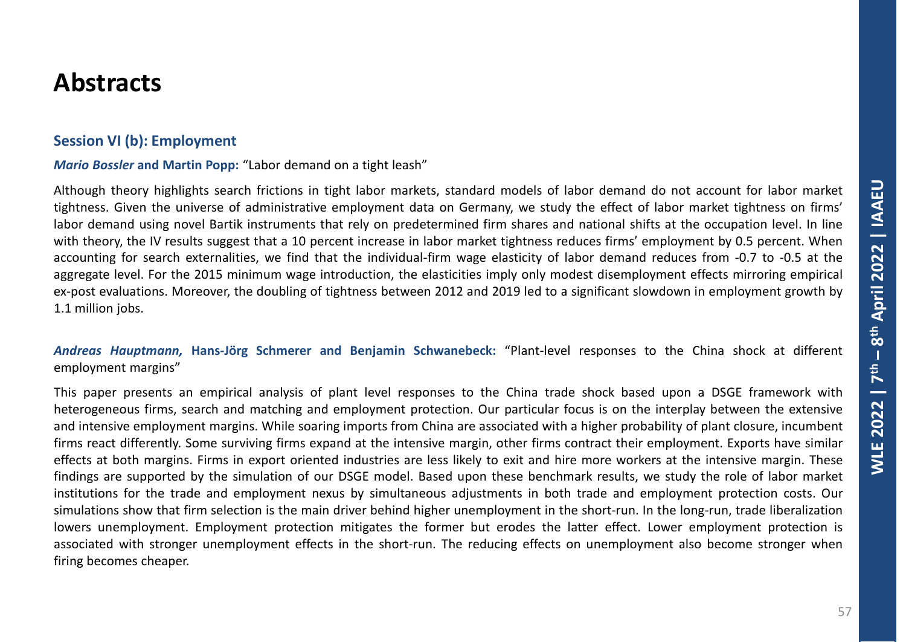# Abstracts

## Session VI (b): Employment

***Mario Bossler* and Martin Popp:** "Labor demand on a tight leash"

Although theory highlights search frictions in tight labor markets, standard models of labor demand do not account for labor market tightness. Given the universe of administrative employment data on Germany, we study the effect of labor market tightness on firms' labor demand using novel Bartik instruments that rely on predetermined firm shares and national shifts at the occupation level. In line with theory, the IV results suggest that a 10 percent increase in labor market tightness reduces firms' employment by 0.5 percent. When accounting for search externalities, we find that the individual-firm wage elasticity of labor demand reduces from -0.7 to -0.5 at the aggregate level. For the 2015 minimum wage introduction, the elasticities imply only modest disemployment effects mirroring empirical ex-post evaluations. Moreover, the doubling of tightness between 2012 and 2019 led to a significant slowdown in employment growth by 1.1 million jobs.

***Andreas Hauptmann,* Hans-Jörg Schmerer and Benjamin Schwanebeck:** "Plant-level responses to the China shock at different employment margins"

This paper presents an empirical analysis of plant level responses to the China trade shock based upon a DSGE framework with heterogeneous firms, search and matching and employment protection. Our particular focus is on the interplay between the extensive and intensive employment margins. While soaring imports from China are associated with a higher probability of plant closure, incumbent firms react differently. Some surviving firms expand at the intensive margin, other firms contract their employment. Exports have similar effects at both margins. Firms in export oriented industries are less likely to exit and hire more workers at the intensive margin. These findings are supported by the simulation of our DSGE model. Based upon these benchmark results, we study the role of labor market institutions for the trade and employment nexus by simultaneous adjustments in both trade and employment protection costs. Our simulations show that firm selection is the main driver behind higher unemployment in the short-run. In the long-run, trade liberalization lowers unemployment. Employment protection mitigates the former but erodes the latter effect. Lower employment protection is associated with stronger unemployment effects in the short-run. The reducing effects on unemployment also become stronger when firing becomes cheaper.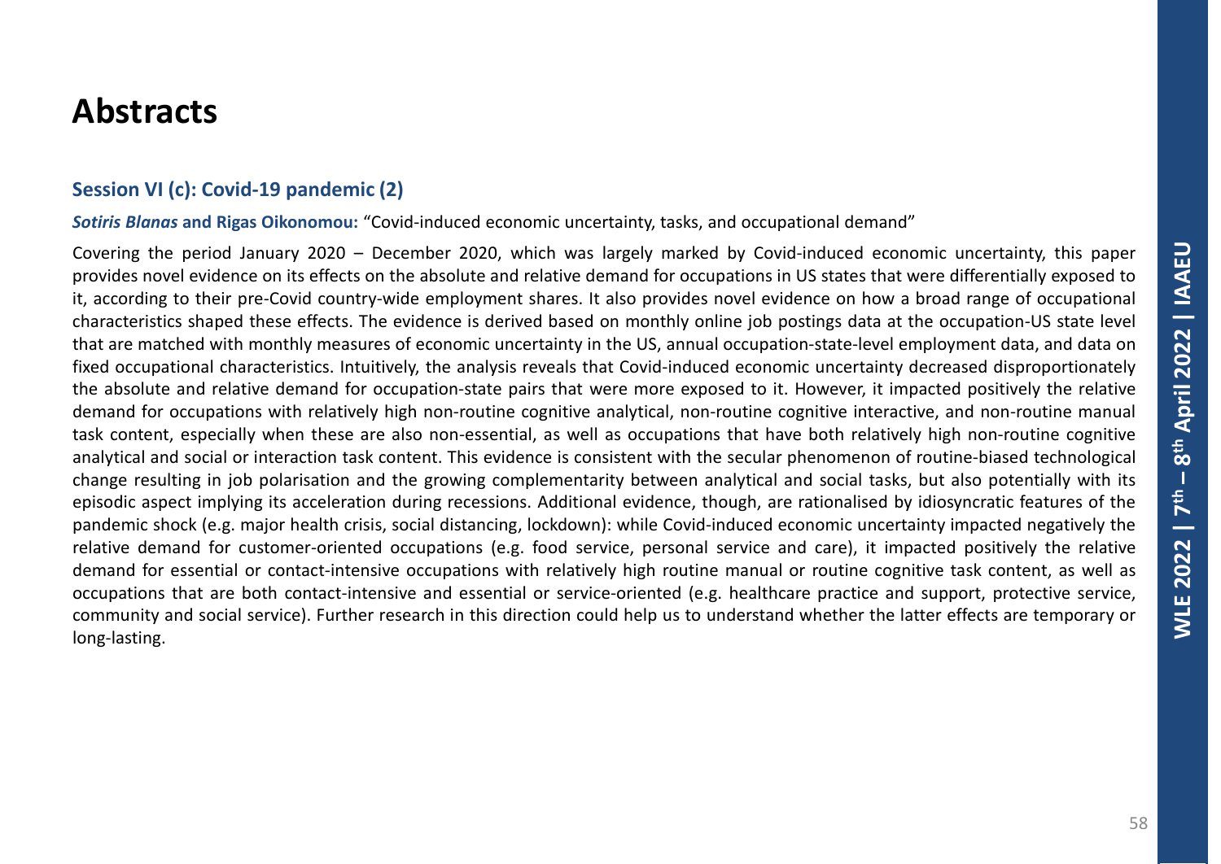# Abstracts

### Session VI (c): Covid-19 pandemic (2)

***Sotiris Blanas*** **and Rigas Oikonomou:** "Covid-induced economic uncertainty, tasks, and occupational demand"

Covering the period January 2020 – December 2020, which was largely marked by Covid-induced economic uncertainty, this paper provides novel evidence on its effects on the absolute and relative demand for occupations in US states that were differentially exposed to it, according to their pre-Covid country-wide employment shares. It also provides novel evidence on how a broad range of occupational characteristics shaped these effects. The evidence is derived based on monthly online job postings data at the occupation-US state level that are matched with monthly measures of economic uncertainty in the US, annual occupation-state-level employment data, and data on fixed occupational characteristics. Intuitively, the analysis reveals that Covid-induced economic uncertainty decreased disproportionately the absolute and relative demand for occupation-state pairs that were more exposed to it. However, it impacted positively the relative demand for occupations with relatively high non-routine cognitive analytical, non-routine cognitive interactive, and non-routine manual task content, especially when these are also non-essential, as well as occupations that have both relatively high non-routine cognitive analytical and social or interaction task content. This evidence is consistent with the secular phenomenon of routine-biased technological change resulting in job polarisation and the growing complementarity between analytical and social tasks, but also potentially with its episodic aspect implying its acceleration during recessions. Additional evidence, though, are rationalised by idiosyncratic features of the pandemic shock (e.g. major health crisis, social distancing, lockdown): while Covid-induced economic uncertainty impacted negatively the relative demand for customer-oriented occupations (e.g. food service, personal service and care), it impacted positively the relative demand for essential or contact-intensive occupations with relatively high routine manual or routine cognitive task content, as well as occupations that are both contact-intensive and essential or service-oriented (e.g. healthcare practice and support, protective service, community and social service). Further research in this direction could help us to understand whether the latter effects are temporary or long-lasting.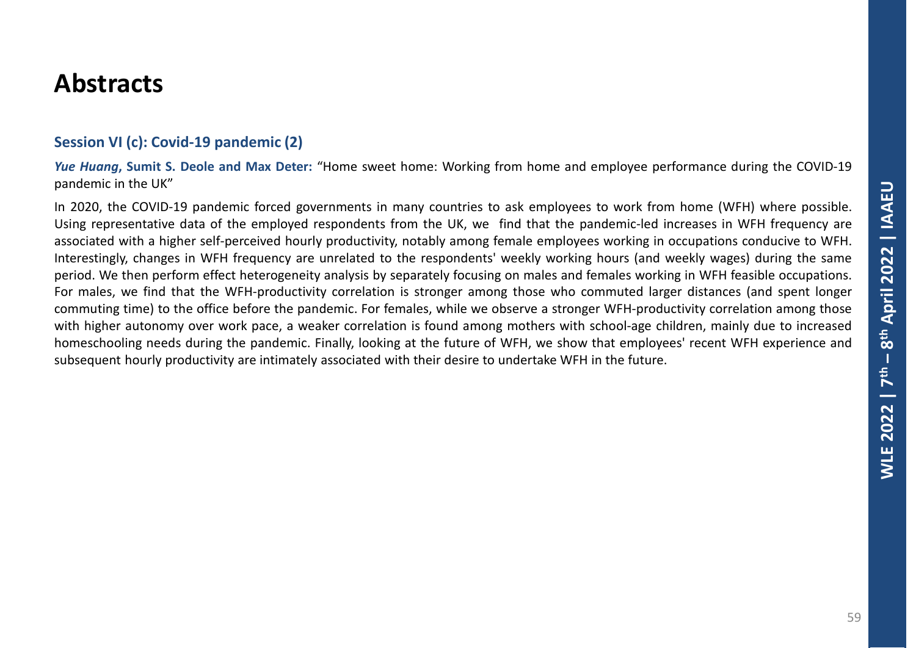# Abstracts

## Session VI (c): Covid-19 pandemic (2)

***Yue Huang*, Sumit S. Deole and Max Deter:** "Home sweet home: Working from home and employee performance during the COVID-19 pandemic in the UK"

In 2020, the COVID-19 pandemic forced governments in many countries to ask employees to work from home (WFH) where possible. Using representative data of the employed respondents from the UK, we find that the pandemic-led increases in WFH frequency are associated with a higher self-perceived hourly productivity, notably among female employees working in occupations conducive to WFH. Interestingly, changes in WFH frequency are unrelated to the respondents' weekly working hours (and weekly wages) during the same period. We then perform effect heterogeneity analysis by separately focusing on males and females working in WFH feasible occupations. For males, we find that the WFH-productivity correlation is stronger among those who commuted larger distances (and spent longer commuting time) to the office before the pandemic. For females, while we observe a stronger WFH-productivity correlation among those with higher autonomy over work pace, a weaker correlation is found among mothers with school-age children, mainly due to increased homeschooling needs during the pandemic. Finally, looking at the future of WFH, we show that employees' recent WFH experience and subsequent hourly productivity are intimately associated with their desire to undertake WFH in the future.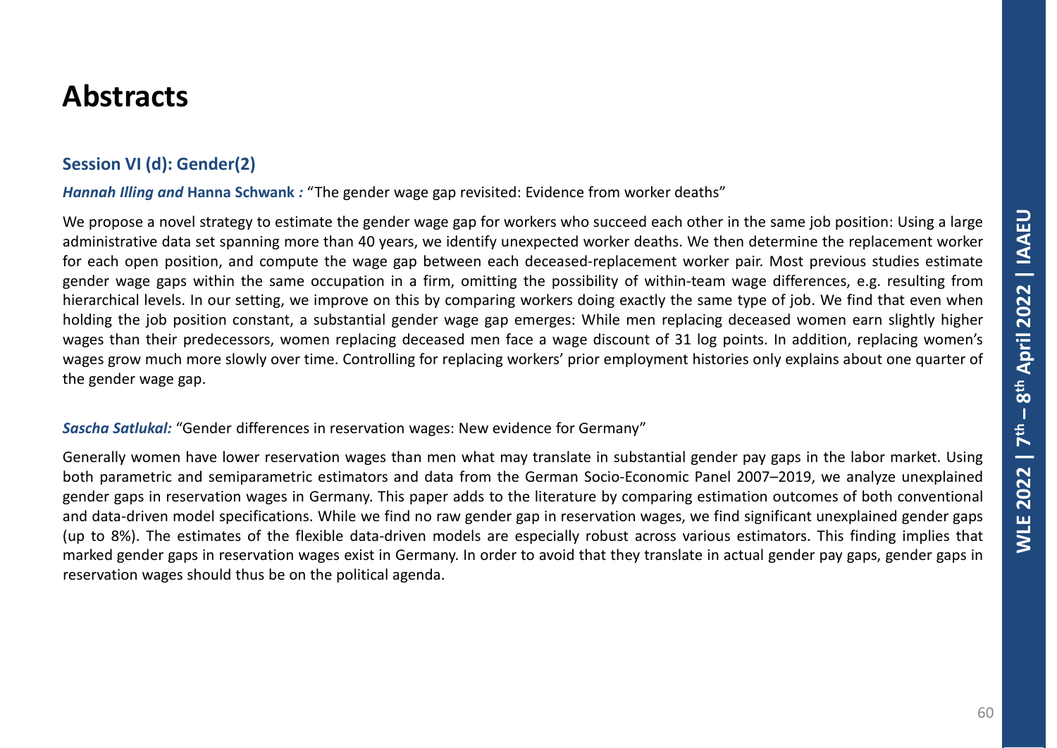# Abstracts

## Session VI (d): Gender(2)

***Hannah Illing and* Hanna Schwank *:*** "The gender wage gap revisited: Evidence from worker deaths"

We propose a novel strategy to estimate the gender wage gap for workers who succeed each other in the same job position: Using a large administrative data set spanning more than 40 years, we identify unexpected worker deaths. We then determine the replacement worker for each open position, and compute the wage gap between each deceased-replacement worker pair. Most previous studies estimate gender wage gaps within the same occupation in a firm, omitting the possibility of within-team wage differences, e.g. resulting from hierarchical levels. In our setting, we improve on this by comparing workers doing exactly the same type of job. We find that even when holding the job position constant, a substantial gender wage gap emerges: While men replacing deceased women earn slightly higher wages than their predecessors, women replacing deceased men face a wage discount of 31 log points. In addition, replacing women's wages grow much more slowly over time. Controlling for replacing workers' prior employment histories only explains about one quarter of the gender wage gap.

***Sascha Satlukal:*** "Gender differences in reservation wages: New evidence for Germany"

Generally women have lower reservation wages than men what may translate in substantial gender pay gaps in the labor market. Using both parametric and semiparametric estimators and data from the German Socio-Economic Panel 2007–2019, we analyze unexplained gender gaps in reservation wages in Germany. This paper adds to the literature by comparing estimation outcomes of both conventional and data-driven model specifications. While we find no raw gender gap in reservation wages, we find significant unexplained gender gaps (up to 8%). The estimates of the flexible data-driven models are especially robust across various estimators. This finding implies that marked gender gaps in reservation wages exist in Germany. In order to avoid that they translate in actual gender pay gaps, gender gaps in reservation wages should thus be on the political agenda.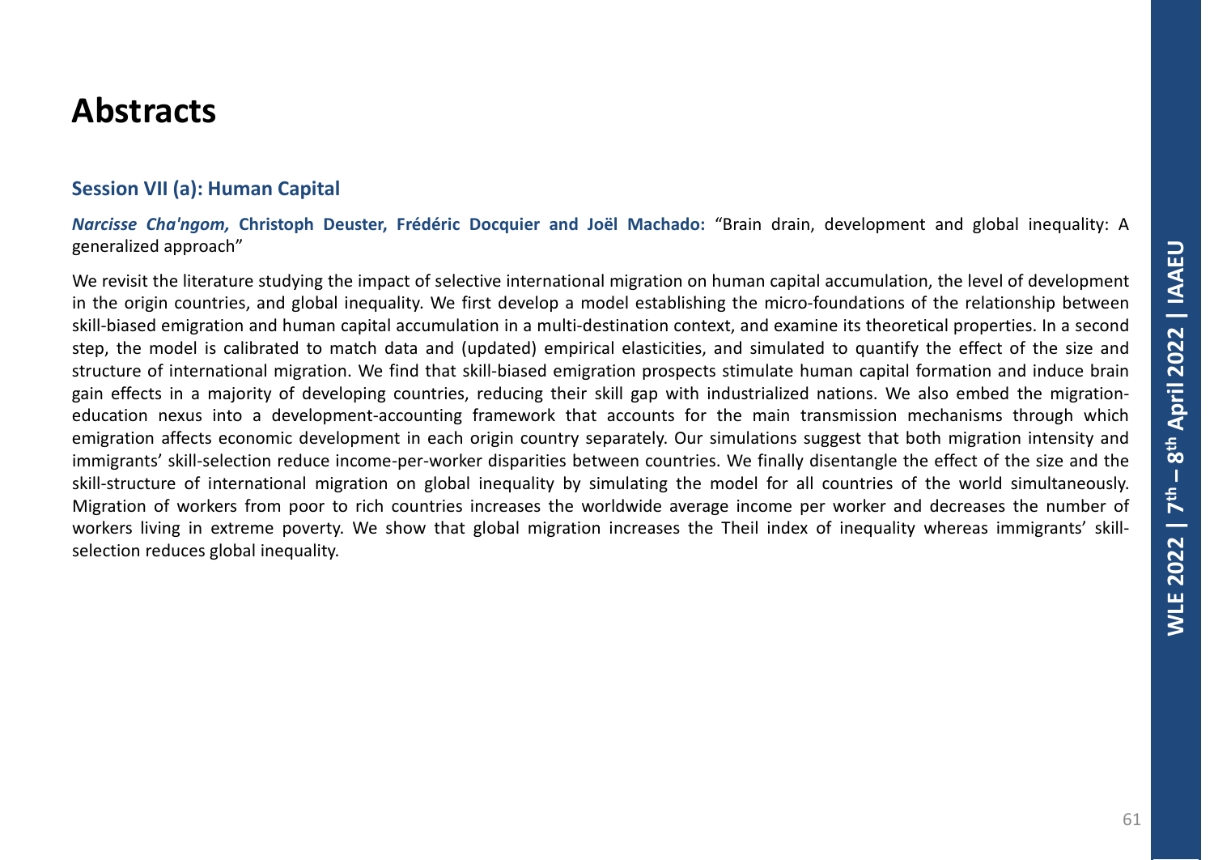# Abstracts

## Session VII (a): Human Capital

***Narcisse Cha'ngom,* Christoph Deuster, Frédéric Docquier and Joël Machado:** "Brain drain, development and global inequality: A generalized approach"

We revisit the literature studying the impact of selective international migration on human capital accumulation, the level of development in the origin countries, and global inequality. We first develop a model establishing the micro-foundations of the relationship between skill-biased emigration and human capital accumulation in a multi-destination context, and examine its theoretical properties. In a second step, the model is calibrated to match data and (updated) empirical elasticities, and simulated to quantify the effect of the size and structure of international migration. We find that skill-biased emigration prospects stimulate human capital formation and induce brain gain effects in a majority of developing countries, reducing their skill gap with industrialized nations. We also embed the migration-education nexus into a development-accounting framework that accounts for the main transmission mechanisms through which emigration affects economic development in each origin country separately. Our simulations suggest that both migration intensity and immigrants' skill-selection reduce income-per-worker disparities between countries. We finally disentangle the effect of the size and the skill-structure of international migration on global inequality by simulating the model for all countries of the world simultaneously. Migration of workers from poor to rich countries increases the worldwide average income per worker and decreases the number of workers living in extreme poverty. We show that global migration increases the Theil index of inequality whereas immigrants' skill-selection reduces global inequality.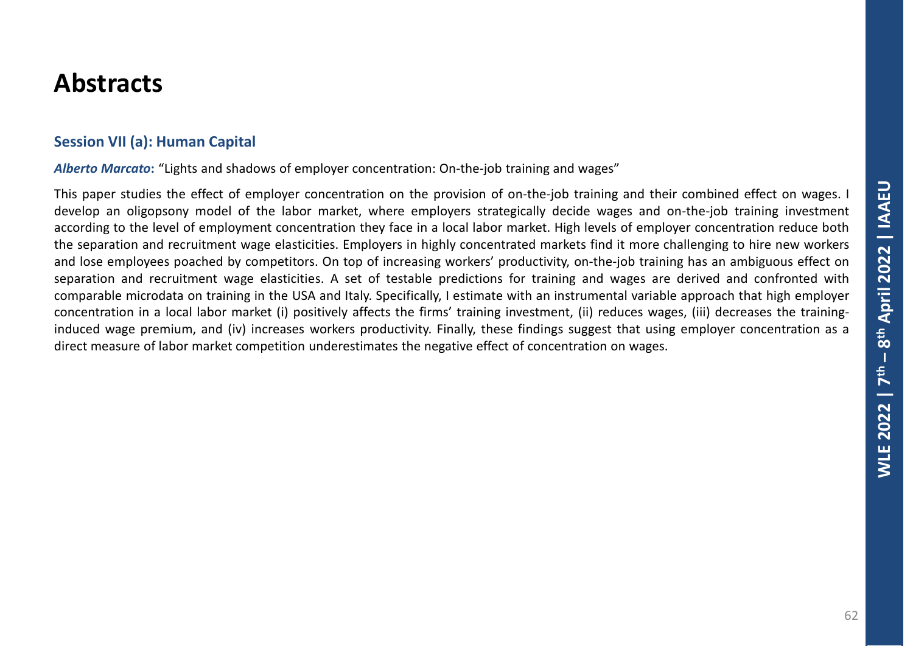# Abstracts

## Session VII (a): Human Capital

***Alberto Marcato*:** "Lights and shadows of employer concentration: On-the-job training and wages"

This paper studies the effect of employer concentration on the provision of on-the-job training and their combined effect on wages. I develop an oligopsony model of the labor market, where employers strategically decide wages and on-the-job training investment according to the level of employment concentration they face in a local labor market. High levels of employer concentration reduce both the separation and recruitment wage elasticities. Employers in highly concentrated markets find it more challenging to hire new workers and lose employees poached by competitors. On top of increasing workers' productivity, on-the-job training has an ambiguous effect on separation and recruitment wage elasticities. A set of testable predictions for training and wages are derived and confronted with comparable microdata on training in the USA and Italy. Specifically, I estimate with an instrumental variable approach that high employer concentration in a local labor market (i) positively affects the firms' training investment, (ii) reduces wages, (iii) decreases the training-induced wage premium, and (iv) increases workers productivity. Finally, these findings suggest that using employer concentration as a direct measure of labor market competition underestimates the negative effect of concentration on wages.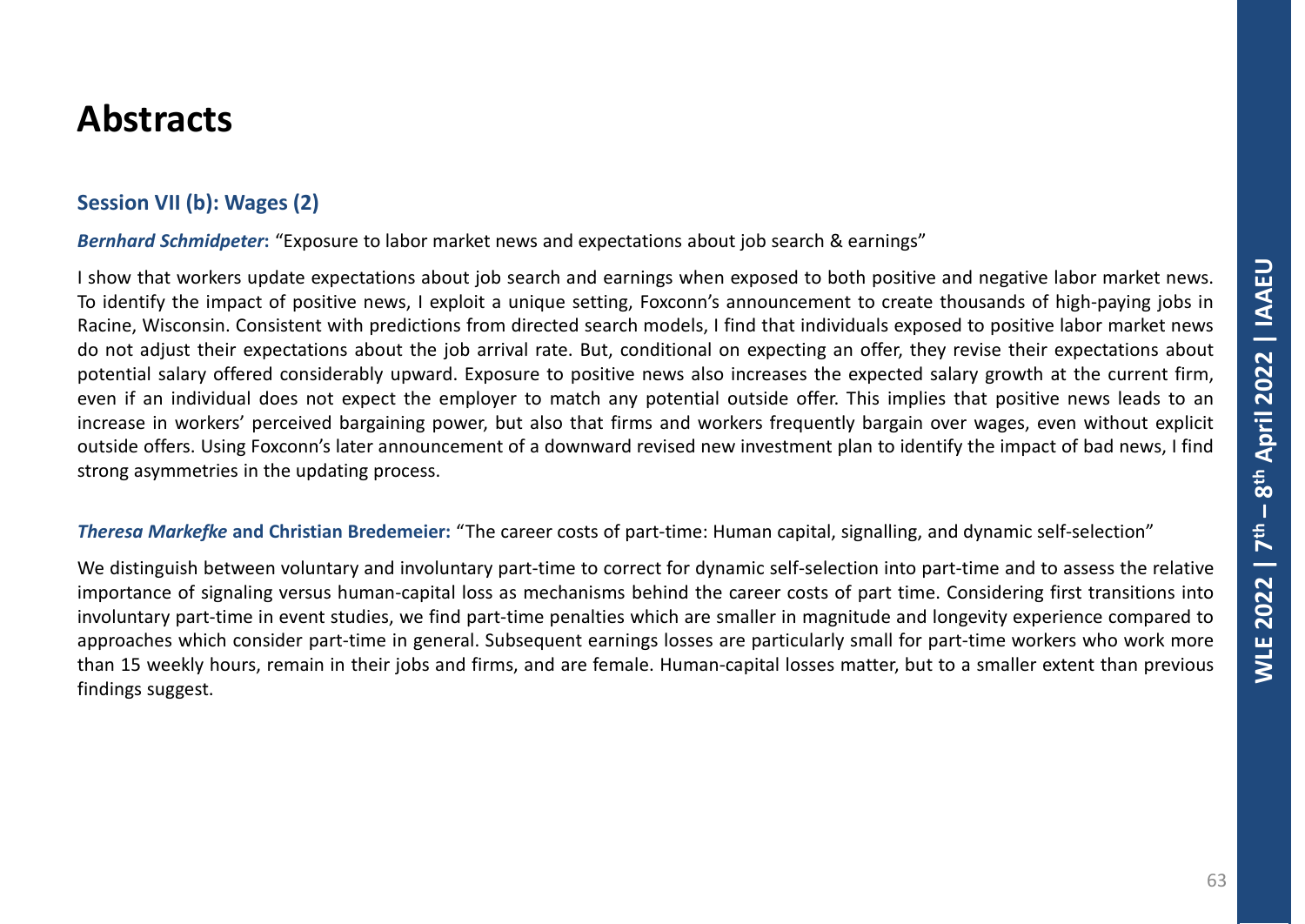# Abstracts

## Session VII (b): Wages (2)

***Bernhard Schmidpeter*:** "Exposure to labor market news and expectations about job search & earnings"

I show that workers update expectations about job search and earnings when exposed to both positive and negative labor market news. To identify the impact of positive news, I exploit a unique setting, Foxconn's announcement to create thousands of high-paying jobs in Racine, Wisconsin. Consistent with predictions from directed search models, I find that individuals exposed to positive labor market news do not adjust their expectations about the job arrival rate. But, conditional on expecting an offer, they revise their expectations about potential salary offered considerably upward. Exposure to positive news also increases the expected salary growth at the current firm, even if an individual does not expect the employer to match any potential outside offer. This implies that positive news leads to an increase in workers' perceived bargaining power, but also that firms and workers frequently bargain over wages, even without explicit outside offers. Using Foxconn's later announcement of a downward revised new investment plan to identify the impact of bad news, I find strong asymmetries in the updating process.

***Theresa Markefke* and Christian Bredemeier:** "The career costs of part-time: Human capital, signalling, and dynamic self-selection"

We distinguish between voluntary and involuntary part-time to correct for dynamic self-selection into part-time and to assess the relative importance of signaling versus human-capital loss as mechanisms behind the career costs of part time. Considering first transitions into involuntary part-time in event studies, we find part-time penalties which are smaller in magnitude and longevity experience compared to approaches which consider part-time in general. Subsequent earnings losses are particularly small for part-time workers who work more than 15 weekly hours, remain in their jobs and firms, and are female. Human-capital losses matter, but to a smaller extent than previous findings suggest.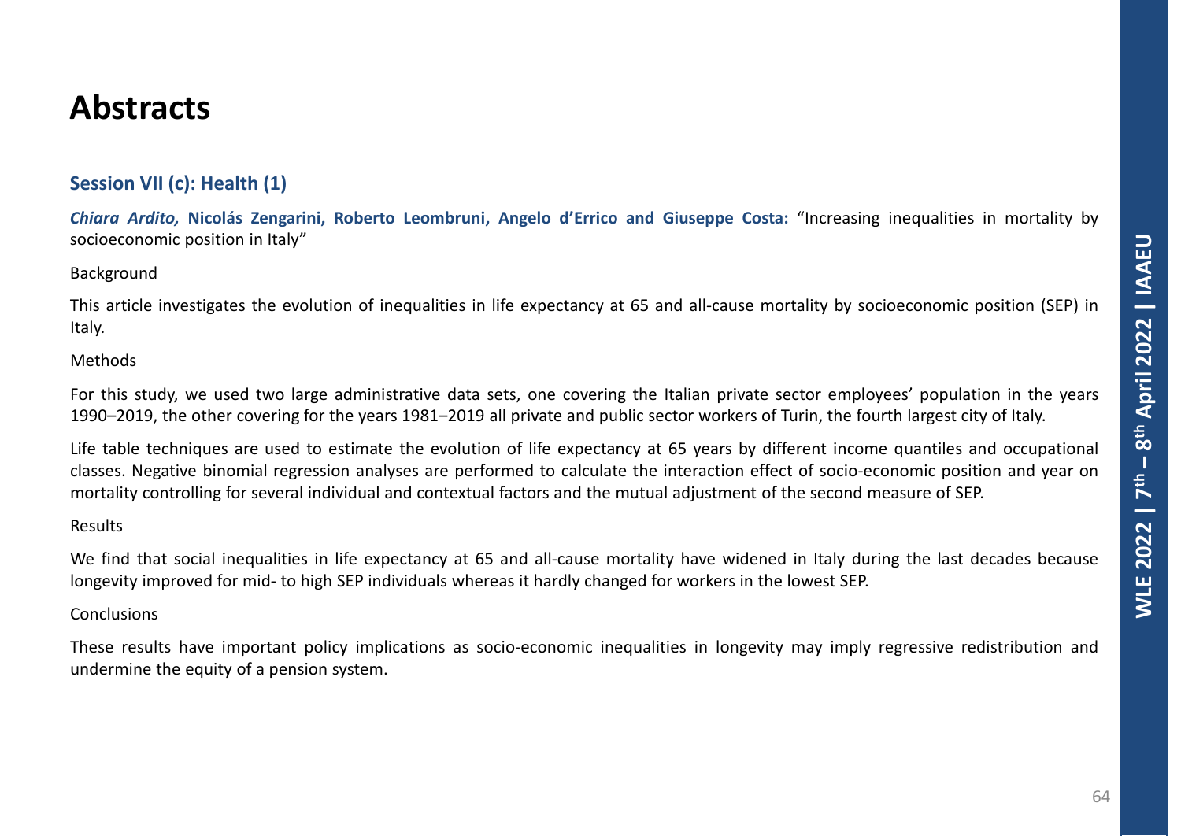# Abstracts

## Session VII (c): Health (1)

***Chiara Ardito,*** **Nicolás Zengarini, Roberto Leombruni, Angelo d'Errico and Giuseppe Costa:** "Increasing inequalities in mortality by socioeconomic position in Italy"

Background

This article investigates the evolution of inequalities in life expectancy at 65 and all-cause mortality by socioeconomic position (SEP) in Italy.

Methods

For this study, we used two large administrative data sets, one covering the Italian private sector employees' population in the years 1990–2019, the other covering for the years 1981–2019 all private and public sector workers of Turin, the fourth largest city of Italy.

Life table techniques are used to estimate the evolution of life expectancy at 65 years by different income quantiles and occupational classes. Negative binomial regression analyses are performed to calculate the interaction effect of socio-economic position and year on mortality controlling for several individual and contextual factors and the mutual adjustment of the second measure of SEP.

Results

We find that social inequalities in life expectancy at 65 and all-cause mortality have widened in Italy during the last decades because longevity improved for mid- to high SEP individuals whereas it hardly changed for workers in the lowest SEP.

Conclusions

These results have important policy implications as socio-economic inequalities in longevity may imply regressive redistribution and undermine the equity of a pension system.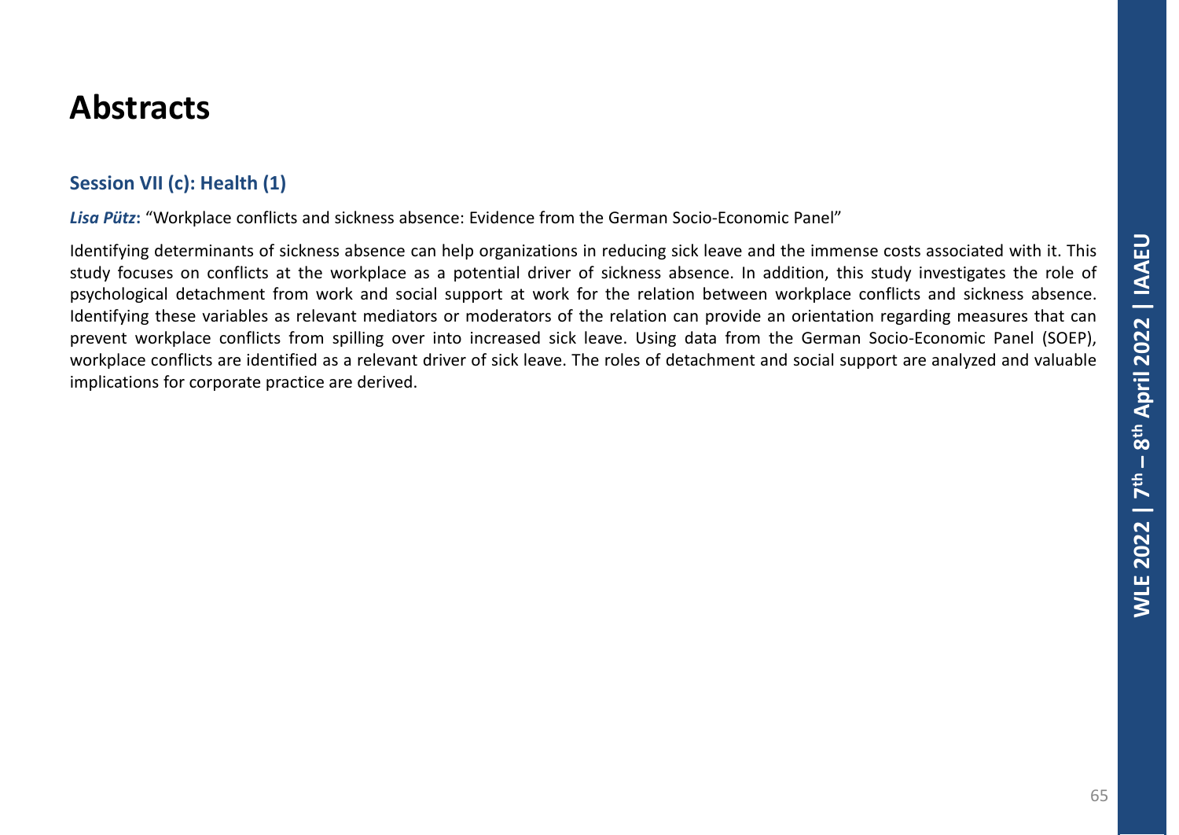# Abstracts

## Session VII (c): Health (1)

***Lisa Pütz***: "Workplace conflicts and sickness absence: Evidence from the German Socio-Economic Panel"

Identifying determinants of sickness absence can help organizations in reducing sick leave and the immense costs associated with it. This study focuses on conflicts at the workplace as a potential driver of sickness absence. In addition, this study investigates the role of psychological detachment from work and social support at work for the relation between workplace conflicts and sickness absence. Identifying these variables as relevant mediators or moderators of the relation can provide an orientation regarding measures that can prevent workplace conflicts from spilling over into increased sick leave. Using data from the German Socio-Economic Panel (SOEP), workplace conflicts are identified as a relevant driver of sick leave. The roles of detachment and social support are analyzed and valuable implications for corporate practice are derived.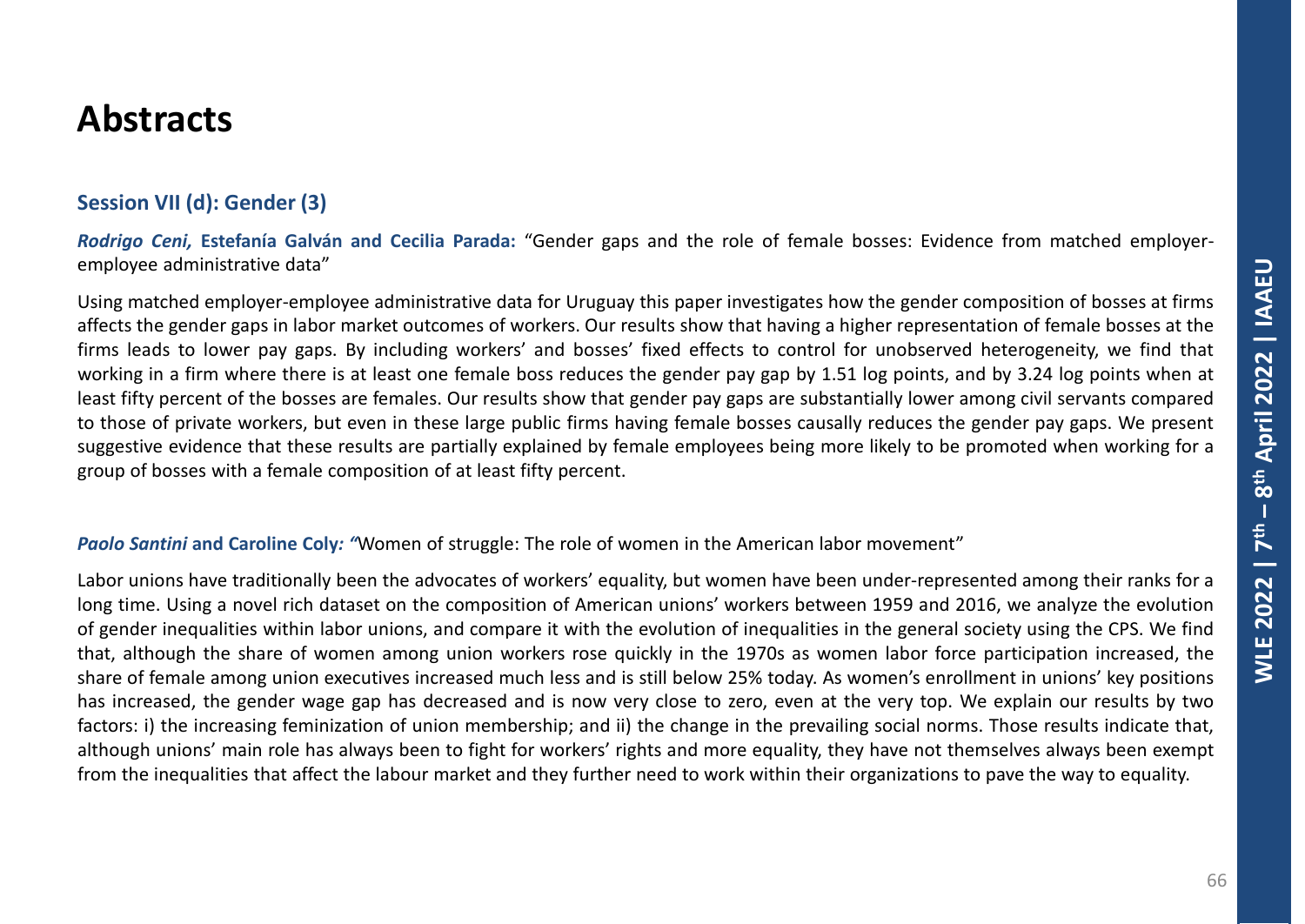# Abstracts

### Session VII (d): Gender (3)

***Rodrigo Ceni,* Estefanía Galván and Cecilia Parada:** "Gender gaps and the role of female bosses: Evidence from matched employer-employee administrative data"

Using matched employer-employee administrative data for Uruguay this paper investigates how the gender composition of bosses at firms affects the gender gaps in labor market outcomes of workers. Our results show that having a higher representation of female bosses at the firms leads to lower pay gaps. By including workers' and bosses' fixed effects to control for unobserved heterogeneity, we find that working in a firm where there is at least one female boss reduces the gender pay gap by 1.51 log points, and by 3.24 log points when at least fifty percent of the bosses are females. Our results show that gender pay gaps are substantially lower among civil servants compared to those of private workers, but even in these large public firms having female bosses causally reduces the gender pay gaps. We present suggestive evidence that these results are partially explained by female employees being more likely to be promoted when working for a group of bosses with a female composition of at least fifty percent.

***Paolo Santini* and Caroline Coly:** "Women of struggle: The role of women in the American labor movement"

Labor unions have traditionally been the advocates of workers' equality, but women have been under-represented among their ranks for a long time. Using a novel rich dataset on the composition of American unions' workers between 1959 and 2016, we analyze the evolution of gender inequalities within labor unions, and compare it with the evolution of inequalities in the general society using the CPS. We find that, although the share of women among union workers rose quickly in the 1970s as women labor force participation increased, the share of female among union executives increased much less and is still below 25% today. As women's enrollment in unions' key positions has increased, the gender wage gap has decreased and is now very close to zero, even at the very top. We explain our results by two factors: i) the increasing feminization of union membership; and ii) the change in the prevailing social norms. Those results indicate that, although unions' main role has always been to fight for workers' rights and more equality, they have not themselves always been exempt from the inequalities that affect the labour market and they further need to work within their organizations to pave the way to equality.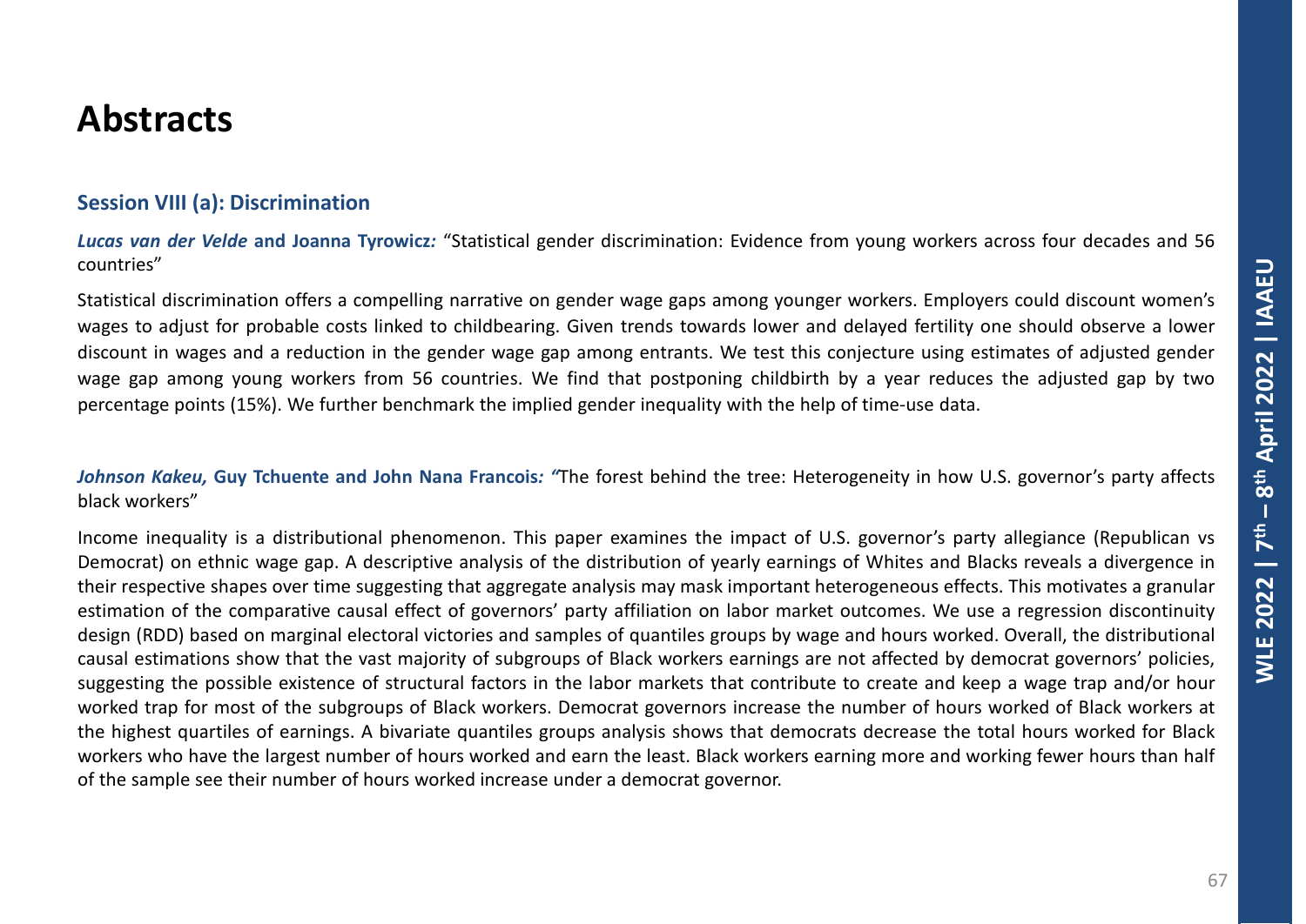# Abstracts

## Session VIII (a): Discrimination

***Lucas van der Velde*** **and Joanna Tyrowicz***:* "Statistical gender discrimination: Evidence from young workers across four decades and 56 countries"

Statistical discrimination offers a compelling narrative on gender wage gaps among younger workers. Employers could discount women's wages to adjust for probable costs linked to childbearing. Given trends towards lower and delayed fertility one should observe a lower discount in wages and a reduction in the gender wage gap among entrants. We test this conjecture using estimates of adjusted gender wage gap among young workers from 56 countries. We find that postponing childbirth by a year reduces the adjusted gap by two percentage points (15%). We further benchmark the implied gender inequality with the help of time-use data.

***Johnson Kakeu,*** **Guy Tchuente and John Nana Francois***: "*The forest behind the tree: Heterogeneity in how U.S. governor's party affects black workers"

Income inequality is a distributional phenomenon. This paper examines the impact of U.S. governor's party allegiance (Republican vs Democrat) on ethnic wage gap. A descriptive analysis of the distribution of yearly earnings of Whites and Blacks reveals a divergence in their respective shapes over time suggesting that aggregate analysis may mask important heterogeneous effects. This motivates a granular estimation of the comparative causal effect of governors' party affiliation on labor market outcomes. We use a regression discontinuity design (RDD) based on marginal electoral victories and samples of quantiles groups by wage and hours worked. Overall, the distributional causal estimations show that the vast majority of subgroups of Black workers earnings are not affected by democrat governors' policies, suggesting the possible existence of structural factors in the labor markets that contribute to create and keep a wage trap and/or hour worked trap for most of the subgroups of Black workers. Democrat governors increase the number of hours worked of Black workers at the highest quartiles of earnings. A bivariate quantiles groups analysis shows that democrats decrease the total hours worked for Black workers who have the largest number of hours worked and earn the least. Black workers earning more and working fewer hours than half of the sample see their number of hours worked increase under a democrat governor.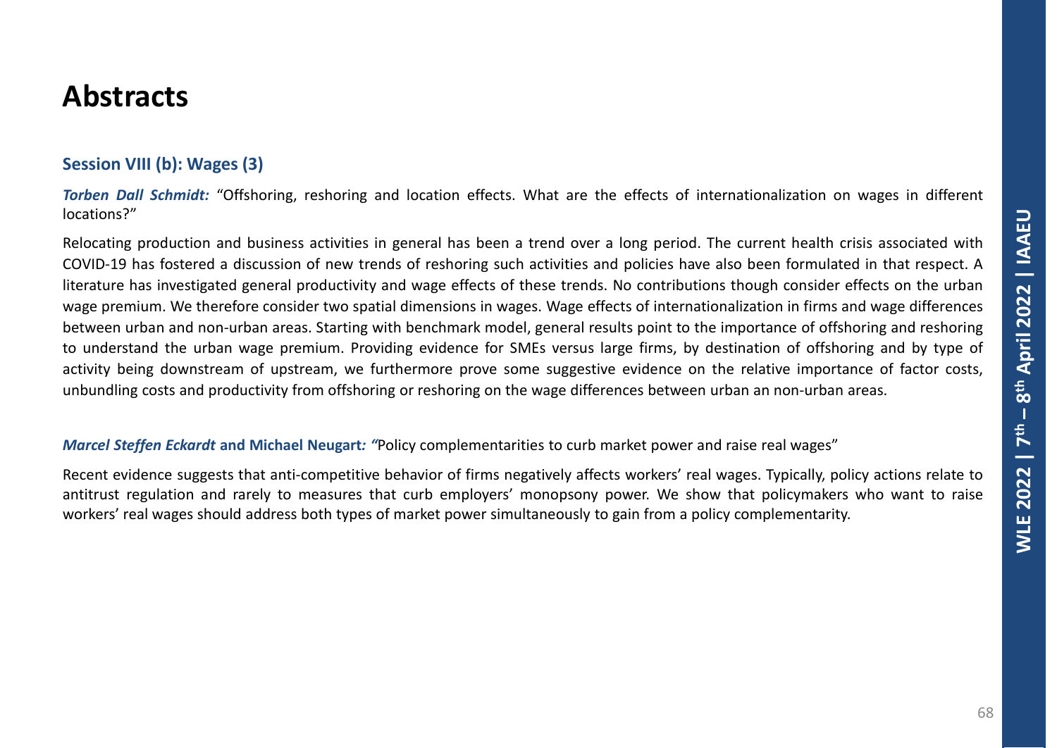# Abstracts

## Session VIII (b): Wages (3)

***Torben Dall Schmidt:*** "Offshoring, reshoring and location effects. What are the effects of internationalization on wages in different locations?"

Relocating production and business activities in general has been a trend over a long period. The current health crisis associated with COVID-19 has fostered a discussion of new trends of reshoring such activities and policies have also been formulated in that respect. A literature has investigated general productivity and wage effects of these trends. No contributions though consider effects on the urban wage premium. We therefore consider two spatial dimensions in wages. Wage effects of internationalization in firms and wage differences between urban and non-urban areas. Starting with benchmark model, general results point to the importance of offshoring and reshoring to understand the urban wage premium. Providing evidence for SMEs versus large firms, by destination of offshoring and by type of activity being downstream of upstream, we furthermore prove some suggestive evidence on the relative importance of factor costs, unbundling costs and productivity from offshoring or reshoring on the wage differences between urban an non-urban areas.

***Marcel Steffen Eckardt*** **and Michael Neugart***: "*Policy complementarities to curb market power and raise real wages"

Recent evidence suggests that anti-competitive behavior of firms negatively affects workers' real wages. Typically, policy actions relate to antitrust regulation and rarely to measures that curb employers' monopsony power. We show that policymakers who want to raise workers' real wages should address both types of market power simultaneously to gain from a policy complementarity.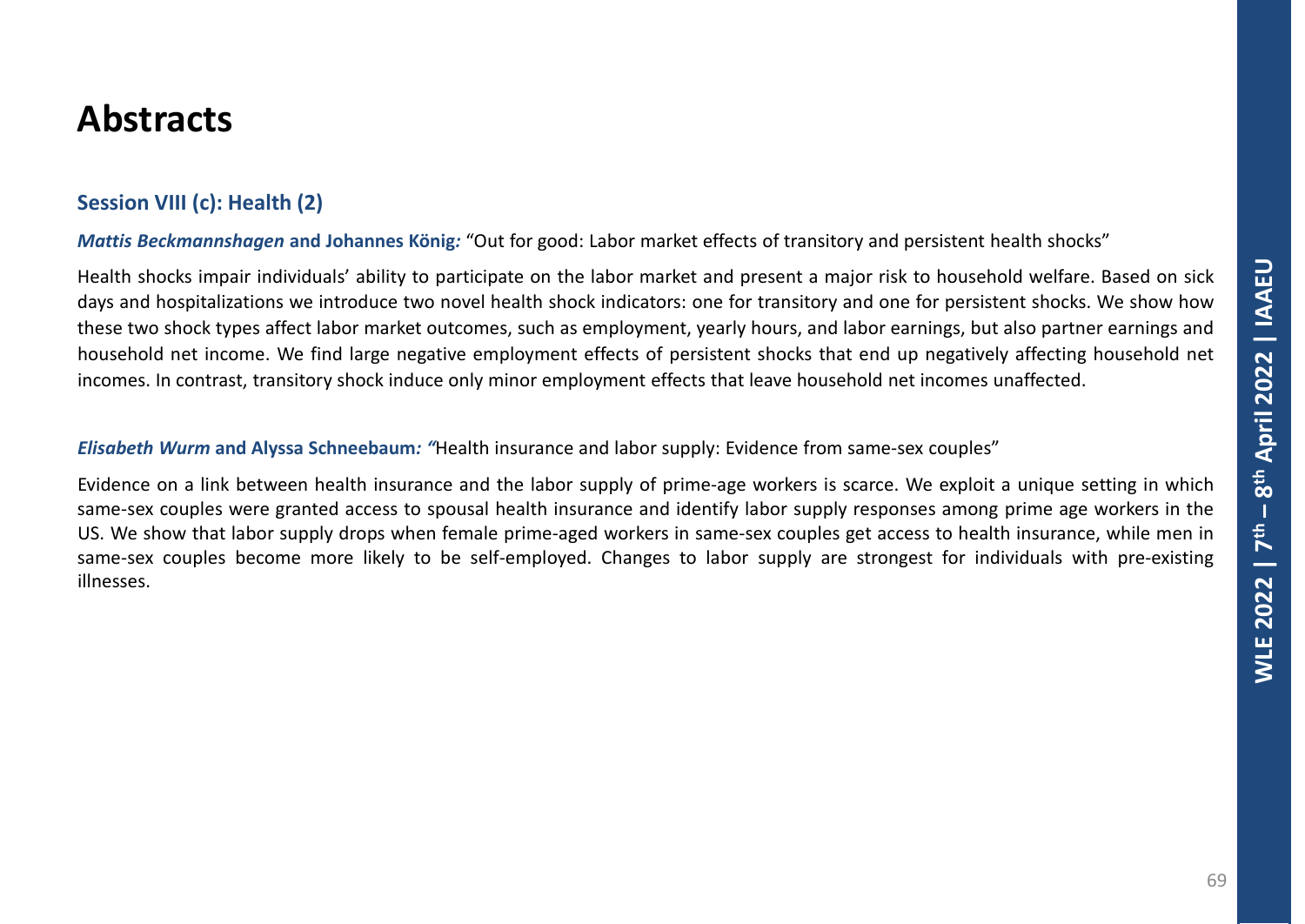# Abstracts

## Session VIII (c): Health (2)

***Mattis Beckmannshagen* and Johannes König*:*** "Out for good: Labor market effects of transitory and persistent health shocks"

Health shocks impair individuals' ability to participate on the labor market and present a major risk to household welfare. Based on sick days and hospitalizations we introduce two novel health shock indicators: one for transitory and one for persistent shocks. We show how these two shock types affect labor market outcomes, such as employment, yearly hours, and labor earnings, but also partner earnings and household net income. We find large negative employment effects of persistent shocks that end up negatively affecting household net incomes. In contrast, transitory shock induce only minor employment effects that leave household net incomes unaffected.

***Elisabeth Wurm* and Alyssa Schneebaum*:*** "Health insurance and labor supply: Evidence from same-sex couples"

Evidence on a link between health insurance and the labor supply of prime-age workers is scarce. We exploit a unique setting in which same-sex couples were granted access to spousal health insurance and identify labor supply responses among prime age workers in the US. We show that labor supply drops when female prime-aged workers in same-sex couples get access to health insurance, while men in same-sex couples become more likely to be self-employed. Changes to labor supply are strongest for individuals with pre-existing illnesses.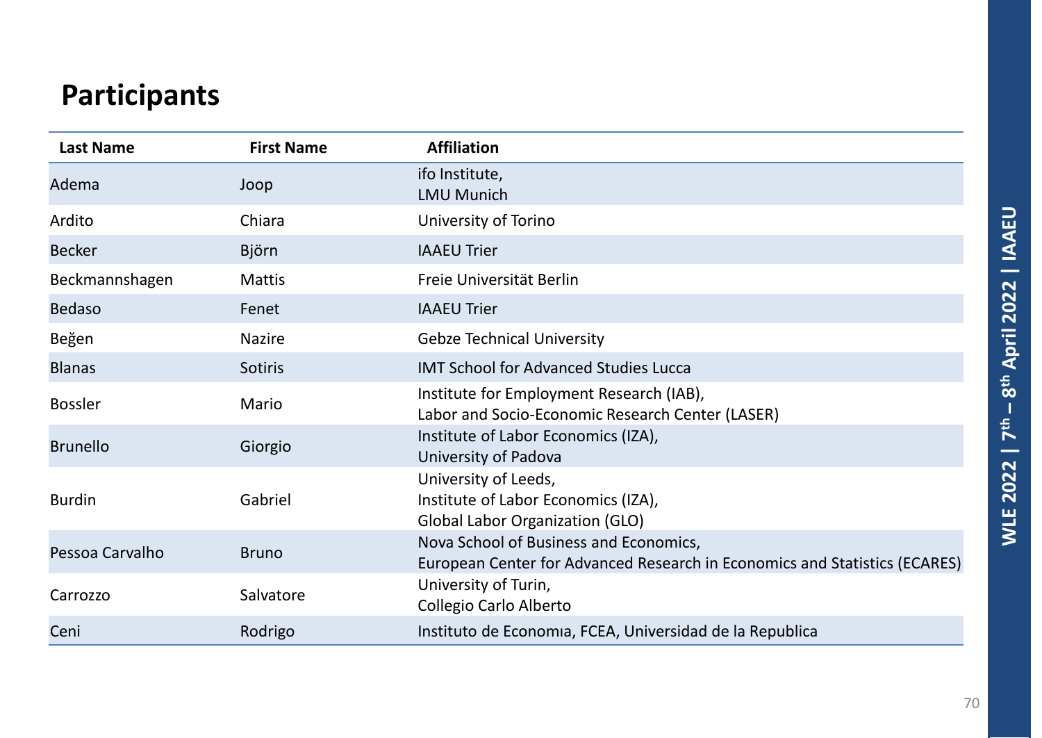## Participants

| Last Name | First Name | Affiliation |
|---|---|---|
| Adema | Joop | ifo Institute,<br>LMU Munich |
| Ardito | Chiara | University of Torino |
| Becker | Björn | IAAEU Trier |
| Beckmannshagen | Mattis | Freie Universität Berlin |
| Bedaso | Fenet | IAAEU Trier |
| Beğen | Nazire | Gebze Technical University |
| Blanas | Sotiris | IMT School for Advanced Studies Lucca |
| Bossler | Mario | Institute for Employment Research (IAB),<br>Labor and Socio-Economic Research Center (LASER) |
| Brunello | Giorgio | Institute of Labor Economics (IZA),<br>University of Padova |
| Burdin | Gabriel | University of Leeds,<br>Institute of Labor Economics (IZA),<br>Global Labor Organization (GLO) |
| Pessoa Carvalho | Bruno | Nova School of Business and Economics,<br>European Center for Advanced Research in Economics and Statistics (ECARES) |
| Carrozzo | Salvatore | University of Turin,<br>Collegio Carlo Alberto |
| Ceni | Rodrigo | Instituto de Economıa, FCEA, Universidad de la Republica |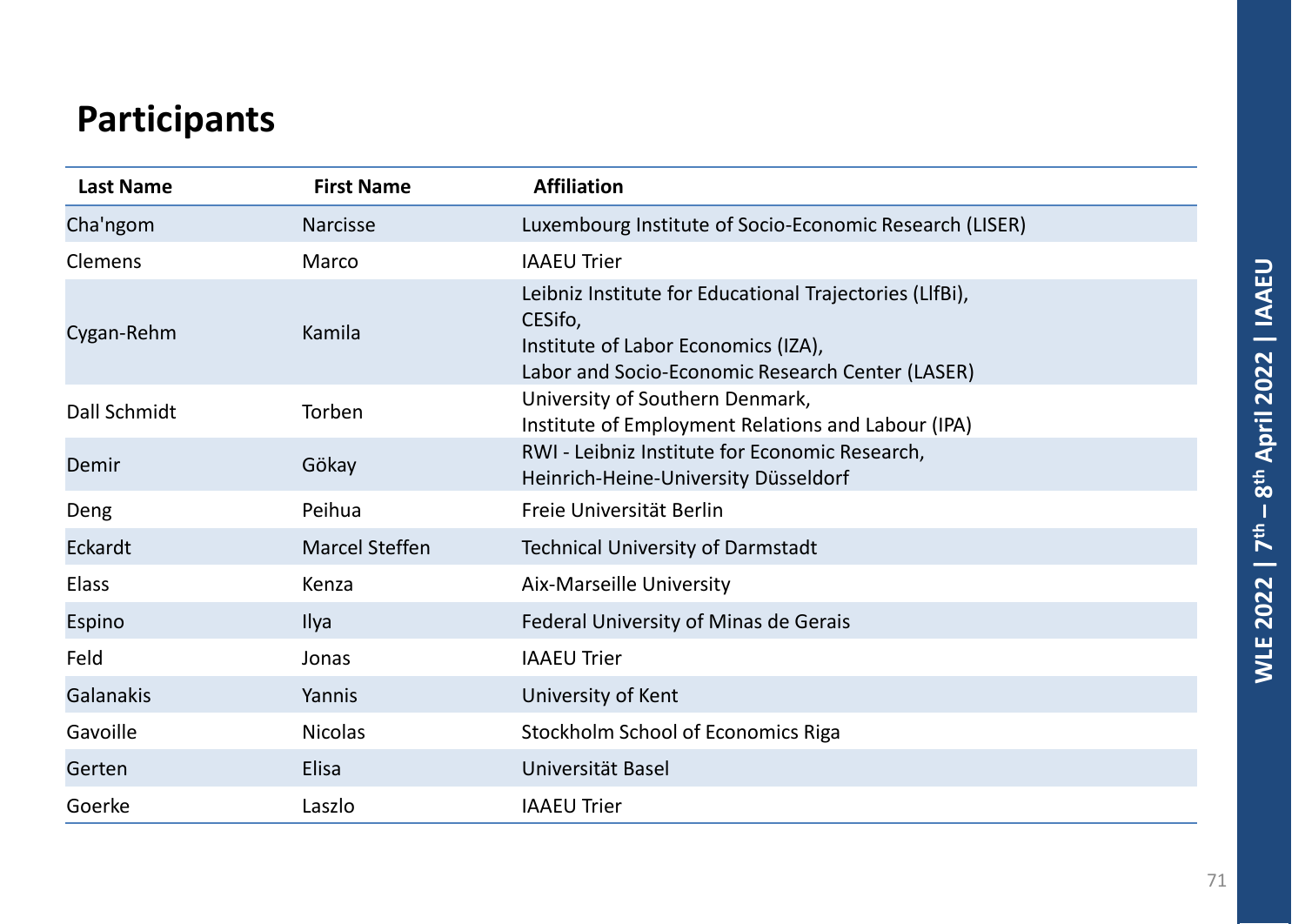# Participants

| Last Name | First Name | Affiliation |
|---|---|---|
| Cha'ngom | Narcisse | Luxembourg Institute of Socio-Economic Research (LISER) |
| Clemens | Marco | IAAEU Trier |
| Cygan-Rehm | Kamila | Leibniz Institute for Educational Trajectories (LIfBi), CESifo, Institute of Labor Economics (IZA), Labor and Socio-Economic Research Center (LASER) |
| Dall Schmidt | Torben | University of Southern Denmark, Institute of Employment Relations and Labour (IPA) |
| Demir | Gökay | RWI - Leibniz Institute for Economic Research, Heinrich-Heine-University Düsseldorf |
| Deng | Peihua | Freie Universität Berlin |
| Eckardt | Marcel Steffen | Technical University of Darmstadt |
| Elass | Kenza | Aix-Marseille University |
| Espino | Ilya | Federal University of Minas de Gerais |
| Feld | Jonas | IAAEU Trier |
| Galanakis | Yannis | University of Kent |
| Gavoille | Nicolas | Stockholm School of Economics Riga |
| Gerten | Elisa | Universität Basel |
| Goerke | Laszlo | IAAEU Trier |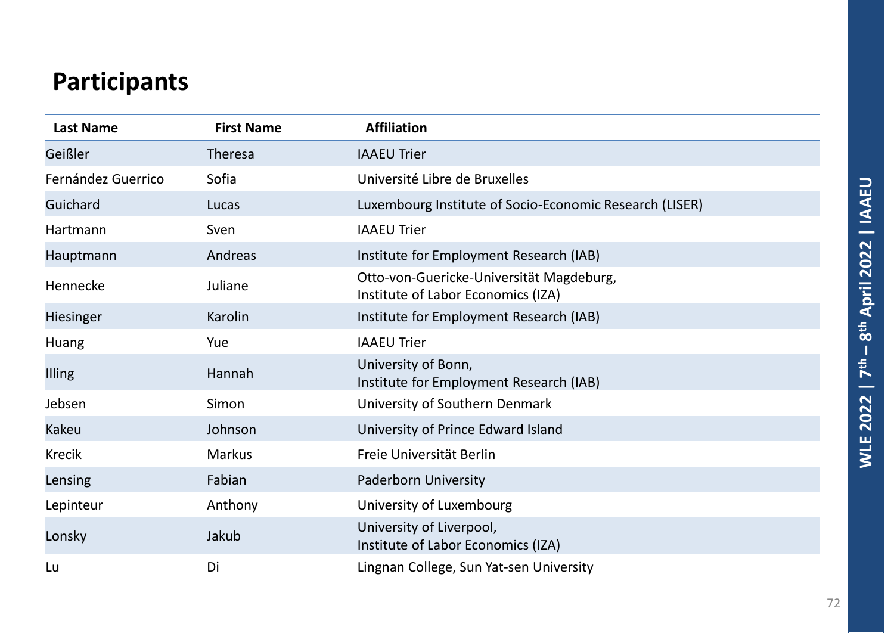# Participants

| Last Name | First Name | Affiliation |
|---|---|---|
| Geißler | Theresa | IAAEU Trier |
| Fernández Guerrico | Sofia | Université Libre de Bruxelles |
| Guichard | Lucas | Luxembourg Institute of Socio-Economic Research (LISER) |
| Hartmann | Sven | IAAEU Trier |
| Hauptmann | Andreas | Institute for Employment Research (IAB) |
| Hennecke | Juliane | Otto-von-Guericke-Universität Magdeburg, Institute of Labor Economics (IZA) |
| Hiesinger | Karolin | Institute for Employment Research (IAB) |
| Huang | Yue | IAAEU Trier |
| Illing | Hannah | University of Bonn, Institute for Employment Research (IAB) |
| Jebsen | Simon | University of Southern Denmark |
| Kakeu | Johnson | University of Prince Edward Island |
| Krecik | Markus | Freie Universität Berlin |
| Lensing | Fabian | Paderborn University |
| Lepinteur | Anthony | University of Luxembourg |
| Lonsky | Jakub | University of Liverpool, Institute of Labor Economics (IZA) |
| Lu | Di | Lingnan College, Sun Yat-sen University |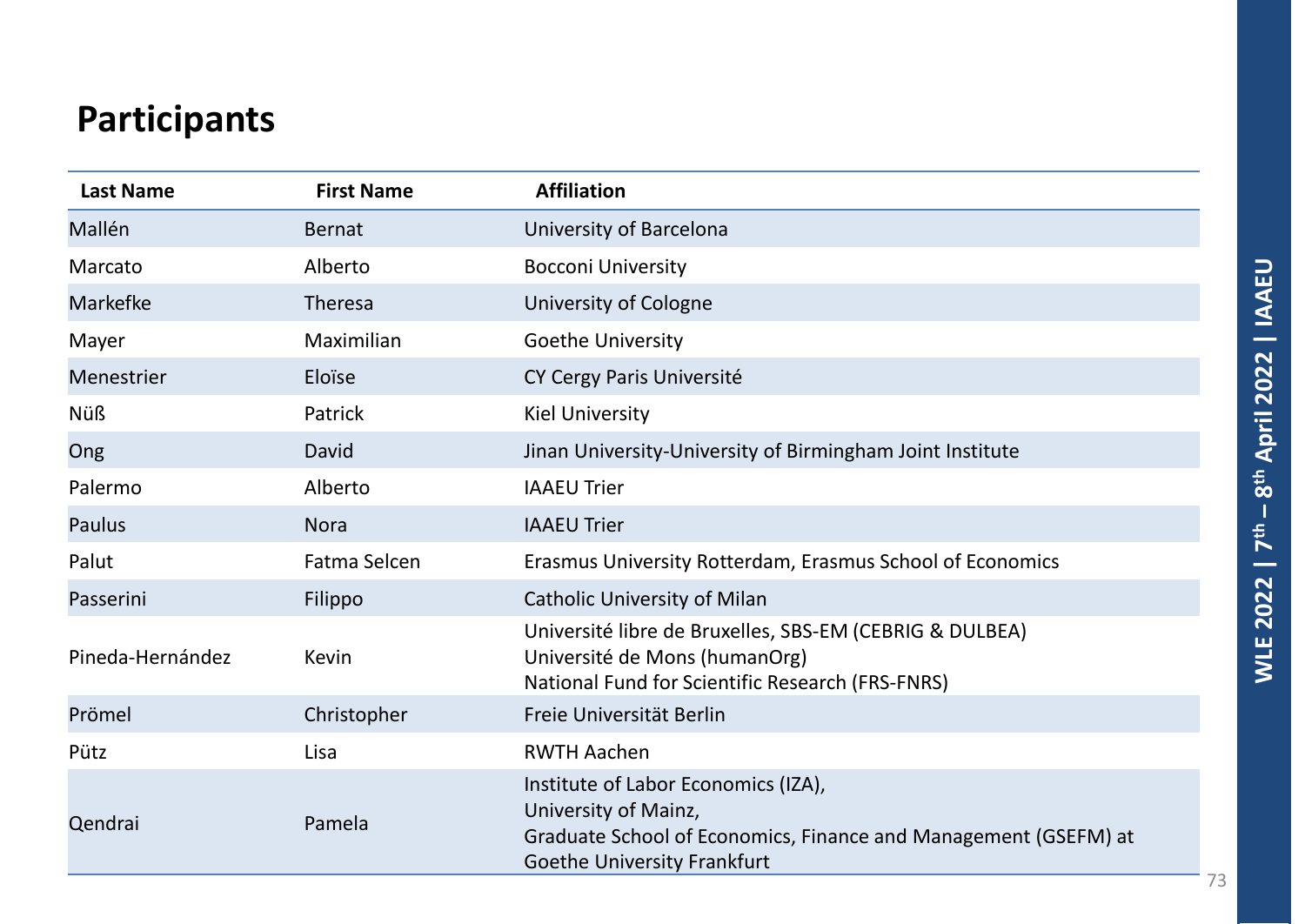# Participants

| Last Name | First Name | Affiliation |
|---|---|---|
| Mallén | Bernat | University of Barcelona |
| Marcato | Alberto | Bocconi University |
| Markefke | Theresa | University of Cologne |
| Mayer | Maximilian | Goethe University |
| Menestrier | Eloïse | CY Cergy Paris Université |
| Nüß | Patrick | Kiel University |
| Ong | David | Jinan University-University of Birmingham Joint Institute |
| Palermo | Alberto | IAAEU Trier |
| Paulus | Nora | IAAEU Trier |
| Palut | Fatma Selcen | Erasmus University Rotterdam, Erasmus School of Economics |
| Passerini | Filippo | Catholic University of Milan |
| Pineda-Hernández | Kevin | Université libre de Bruxelles, SBS-EM (CEBRIG & DULBEA)<br>Université de Mons (humanOrg)<br>National Fund for Scientific Research (FRS-FNRS) |
| Prömel | Christopher | Freie Universität Berlin |
| Pütz | Lisa | RWTH Aachen |
| Qendrai | Pamela | Institute of Labor Economics (IZA),<br>University of Mainz,<br>Graduate School of Economics, Finance and Management (GSEFM) at Goethe University Frankfurt |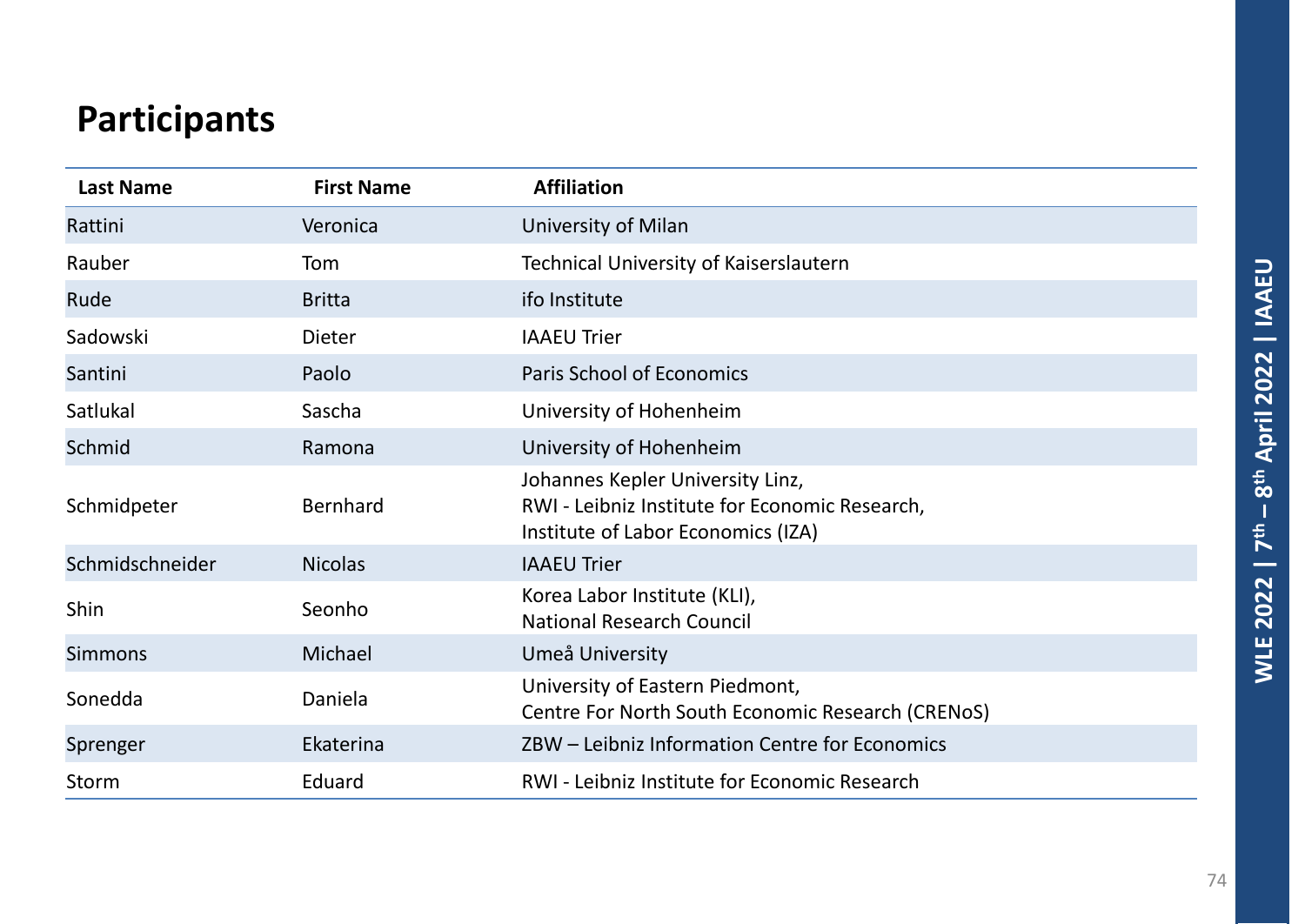## Participants

| Last Name | First Name | Affiliation |
|---|---|---|
| Rattini | Veronica | University of Milan |
| Rauber | Tom | Technical University of Kaiserslautern |
| Rude | Britta | ifo Institute |
| Sadowski | Dieter | IAAEU Trier |
| Santini | Paolo | Paris School of Economics |
| Satlukal | Sascha | University of Hohenheim |
| Schmid | Ramona | University of Hohenheim |
| Schmidpeter | Bernhard | Johannes Kepler University Linz, RWI - Leibniz Institute for Economic Research, Institute of Labor Economics (IZA) |
| Schmidschneider | Nicolas | IAAEU Trier |
| Shin | Seonho | Korea Labor Institute (KLI), National Research Council |
| Simmons | Michael | Umeå University |
| Sonedda | Daniela | University of Eastern Piedmont, Centre For North South Economic Research (CRENoS) |
| Sprenger | Ekaterina | ZBW – Leibniz Information Centre for Economics |
| Storm | Eduard | RWI - Leibniz Institute for Economic Research |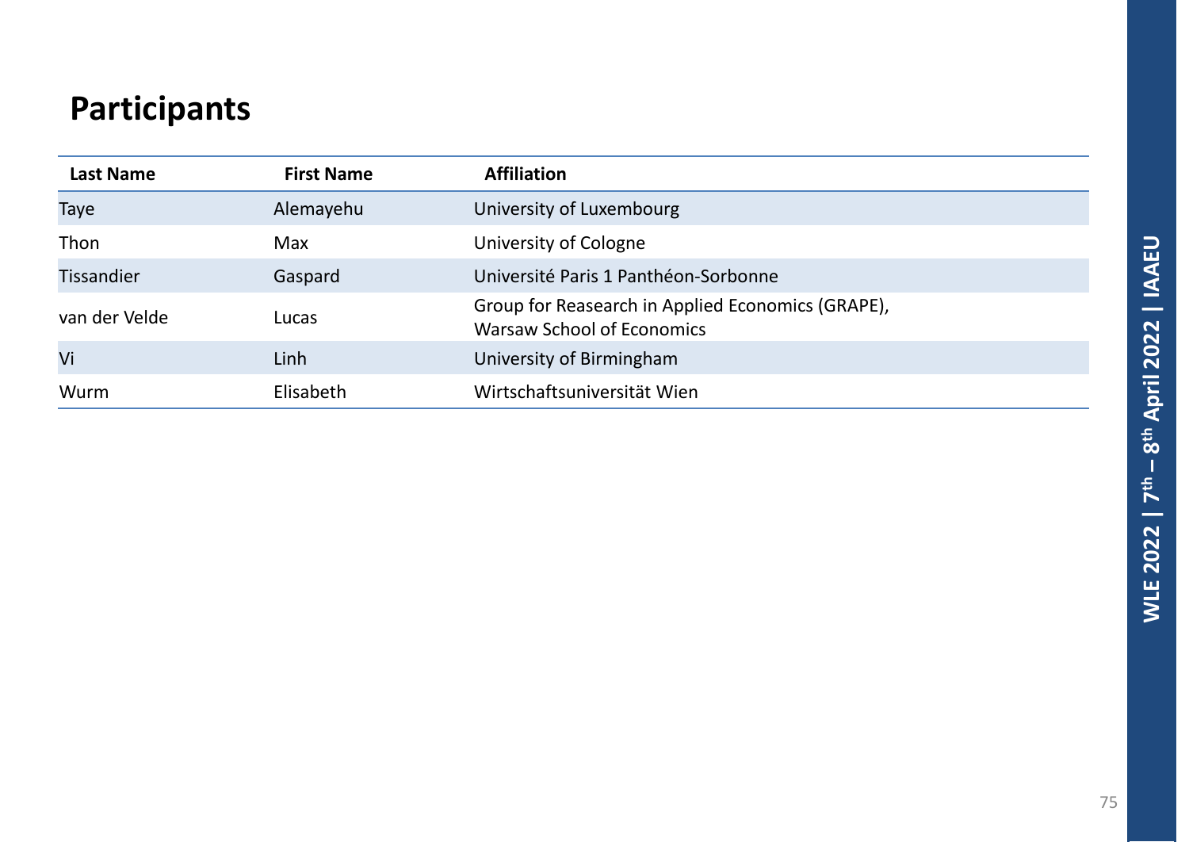# Participants

| Last Name | First Name | Affiliation |
|---|---|---|
| Taye | Alemayehu | University of Luxembourg |
| Thon | Max | University of Cologne |
| Tissandier | Gaspard | Université Paris 1 Panthéon-Sorbonne |
| van der Velde | Lucas | Group for Reasearch in Applied Economics (GRAPE), Warsaw School of Economics |
| Vi | Linh | University of Birmingham |
| Wurm | Elisabeth | Wirtschaftsuniversität Wien |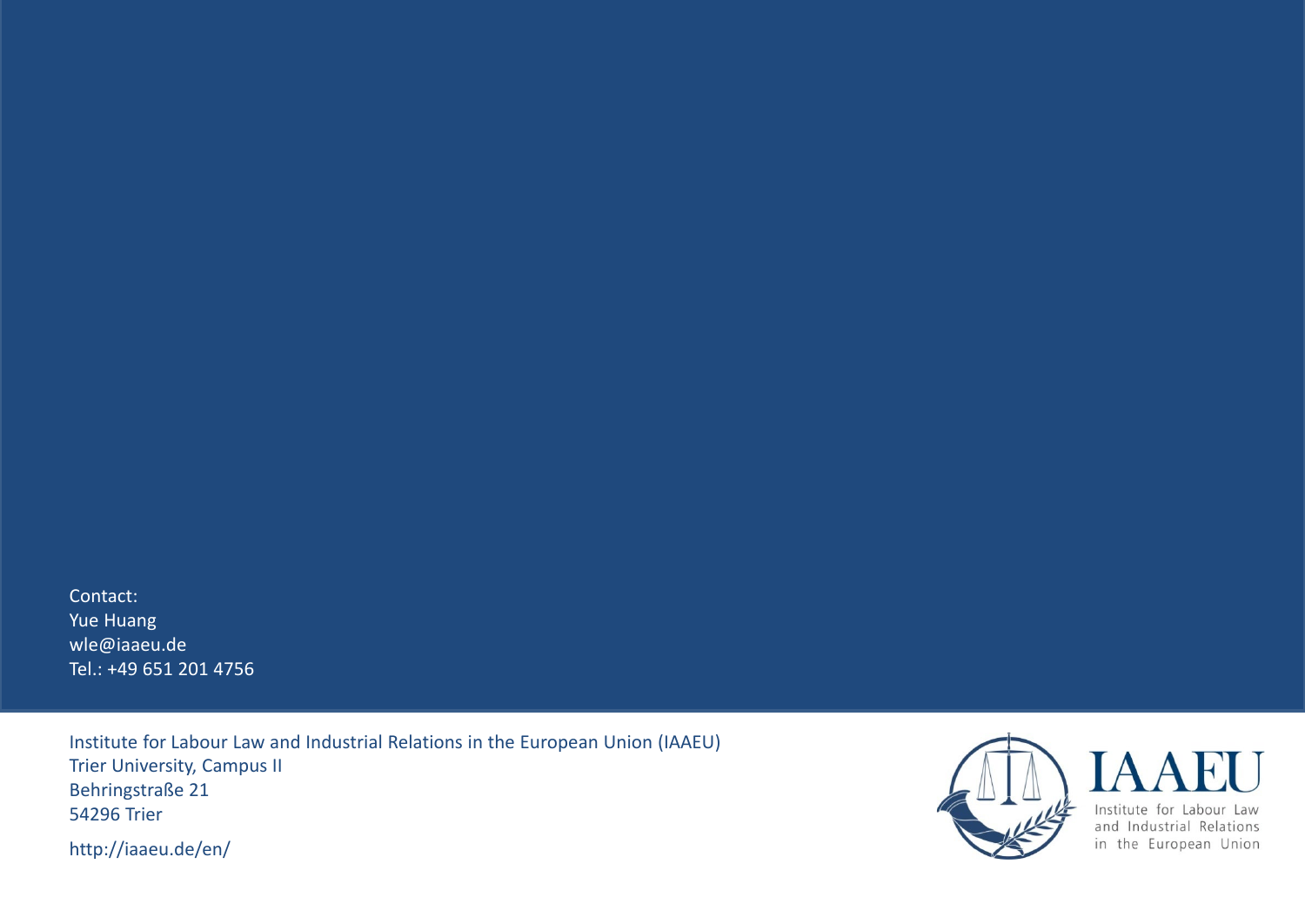Contact:
Yue Huang
wle@iaaeu.de
Tel.: +49 651 201 4756

Institute for Labour Law and Industrial Relations in the European Union (IAAEU)
Trier University, Campus II
Behringstraße 21
54296 Trier

http://iaaeu.de/en/

IAAEU

Institute for Labour Law
and Industrial Relations
in the European Union